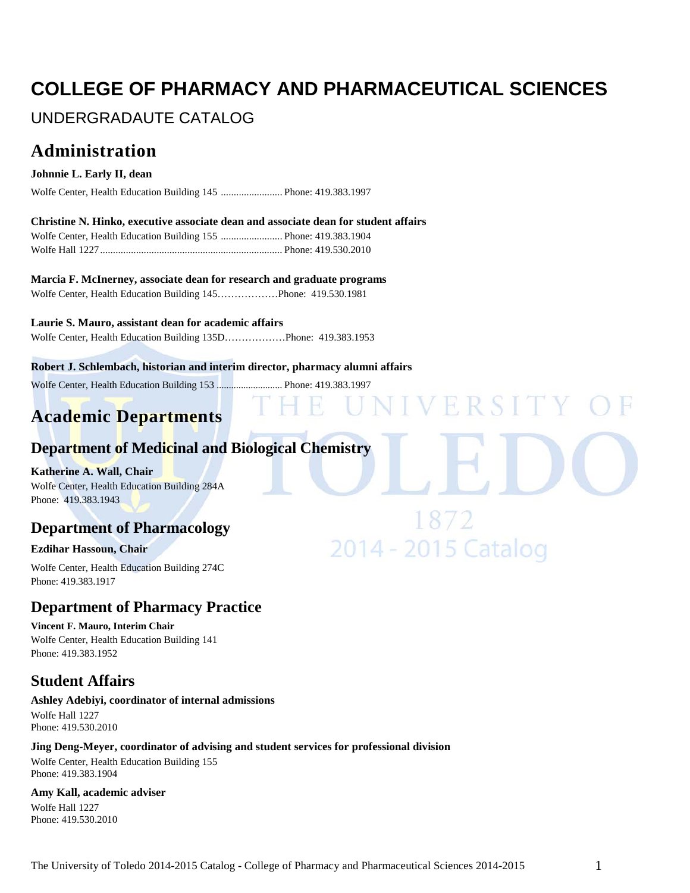# COLLEGE OF PHARMACY AND PHARMACEUTICAL SCIENCES

UNDERGRADAUTE CATALOG

## Administration

**Johnnie L. Early II, dean**

Wolfe Center, Health Education Building 145 ........................ Phone: 419.383.1997

**Christine N. Hinko, executive associate dean and associate dean for student affairs**

Wolfe Center, Health Education Building 155 ........................ Phone: 419.383.1904
Wolfe Hall 1227....................................................................... Phone: 419.530.2010

**Marcia F. McInerney, associate dean for research and graduate programs**

Wolfe Center, Health Education Building 145………………Phone: 419.530.1981

**Laurie S. Mauro, assistant dean for academic affairs**

Wolfe Center, Health Education Building 135D………………Phone: 419.383.1953

**Robert J. Schlembach, historian and interim director, pharmacy alumni affairs**

Wolfe Center, Health Education Building 153 .......................... Phone: 419.383.1997

## Academic Departments

### Department of Medicinal and Biological Chemistry

**Katherine A. Wall, Chair**
Wolfe Center, Health Education Building 284A
Phone: 419.383.1943

### Department of Pharmacology

**Ezdihar Hassoun, Chair**

Wolfe Center, Health Education Building 274C
Phone: 419.383.1917

### Department of Pharmacy Practice

**Vincent F. Mauro, Interim Chair**
Wolfe Center, Health Education Building 141
Phone: 419.383.1952

### Student Affairs

**Ashley Adebiyi, coordinator of internal admissions**
Wolfe Hall 1227
Phone: 419.530.2010

**Jing Deng-Meyer, coordinator of advising and student services for professional division**
Wolfe Center, Health Education Building 155
Phone: 419.383.1904

**Amy Kall, academic adviser**
Wolfe Hall 1227
Phone: 419.530.2010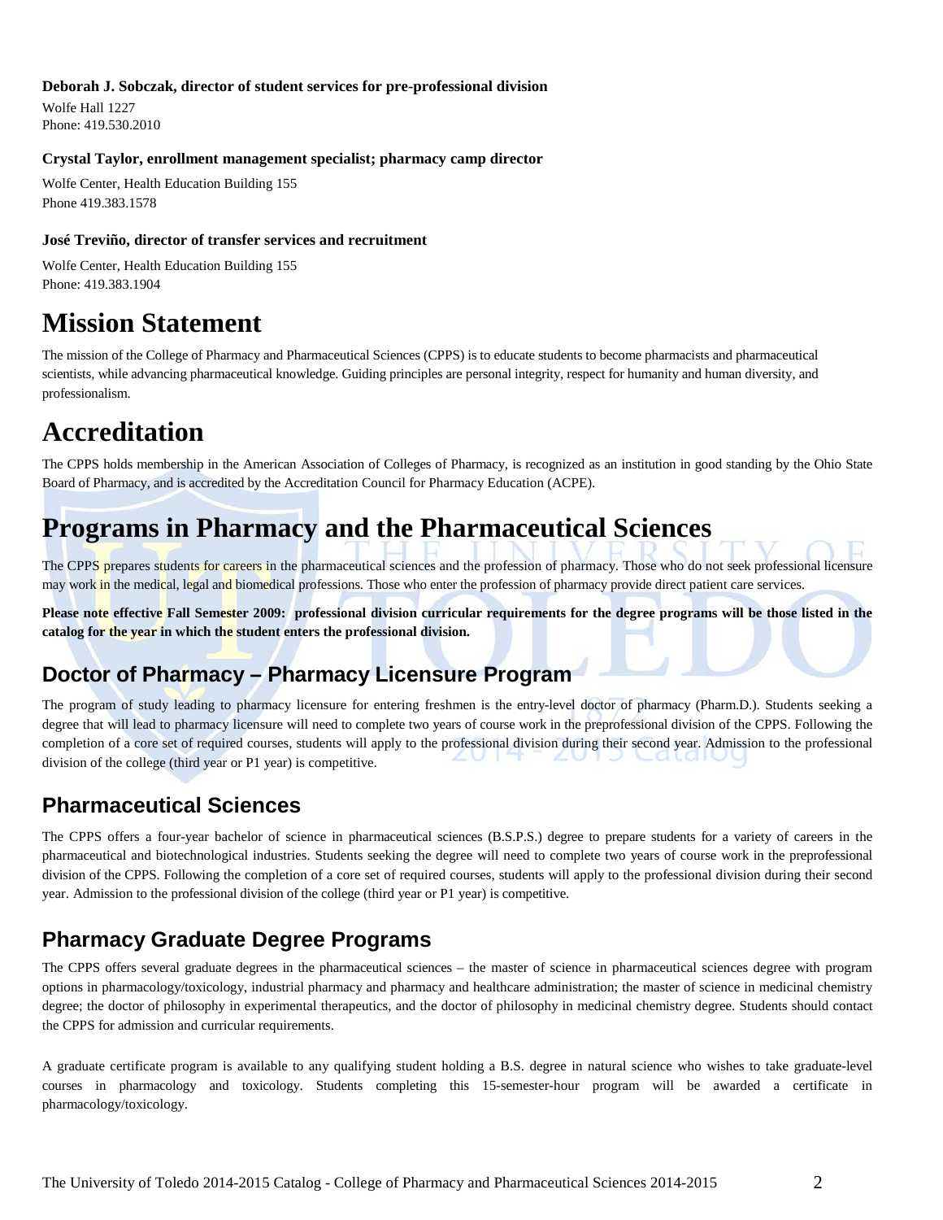**Deborah J. Sobczak, director of student services for pre-professional division**

Wolfe Hall 1227
Phone: 419.530.2010

**Crystal Taylor, enrollment management specialist; pharmacy camp director**

Wolfe Center, Health Education Building 155
Phone 419.383.1578

**José Treviño, director of transfer services and recruitment**

Wolfe Center, Health Education Building 155
Phone: 419.383.1904

# Mission Statement

The mission of the College of Pharmacy and Pharmaceutical Sciences (CPPS) is to educate students to become pharmacists and pharmaceutical scientists, while advancing pharmaceutical knowledge. Guiding principles are personal integrity, respect for humanity and human diversity, and professionalism.

# Accreditation

The CPPS holds membership in the American Association of Colleges of Pharmacy, is recognized as an institution in good standing by the Ohio State Board of Pharmacy, and is accredited by the Accreditation Council for Pharmacy Education (ACPE).

# Programs in Pharmacy and the Pharmaceutical Sciences

The CPPS prepares students for careers in the pharmaceutical sciences and the profession of pharmacy. Those who do not seek professional licensure may work in the medical, legal and biomedical professions. Those who enter the profession of pharmacy provide direct patient care services.

**Please note effective Fall Semester 2009: professional division curricular requirements for the degree programs will be those listed in the catalog for the year in which the student enters the professional division.**

## Doctor of Pharmacy – Pharmacy Licensure Program

The program of study leading to pharmacy licensure for entering freshmen is the entry-level doctor of pharmacy (Pharm.D.). Students seeking a degree that will lead to pharmacy licensure will need to complete two years of course work in the preprofessional division of the CPPS. Following the completion of a core set of required courses, students will apply to the professional division during their second year. Admission to the professional division of the college (third year or P1 year) is competitive.

## Pharmaceutical Sciences

The CPPS offers a four-year bachelor of science in pharmaceutical sciences (B.S.P.S.) degree to prepare students for a variety of careers in the pharmaceutical and biotechnological industries. Students seeking the degree will need to complete two years of course work in the preprofessional division of the CPPS. Following the completion of a core set of required courses, students will apply to the professional division during their second year. Admission to the professional division of the college (third year or P1 year) is competitive.

## Pharmacy Graduate Degree Programs

The CPPS offers several graduate degrees in the pharmaceutical sciences – the master of science in pharmaceutical sciences degree with program options in pharmacology/toxicology, industrial pharmacy and pharmacy and healthcare administration; the master of science in medicinal chemistry degree; the doctor of philosophy in experimental therapeutics, and the doctor of philosophy in medicinal chemistry degree. Students should contact the CPPS for admission and curricular requirements.

A graduate certificate program is available to any qualifying student holding a B.S. degree in natural science who wishes to take graduate-level courses in pharmacology and toxicology. Students completing this 15-semester-hour program will be awarded a certificate in pharmacology/toxicology.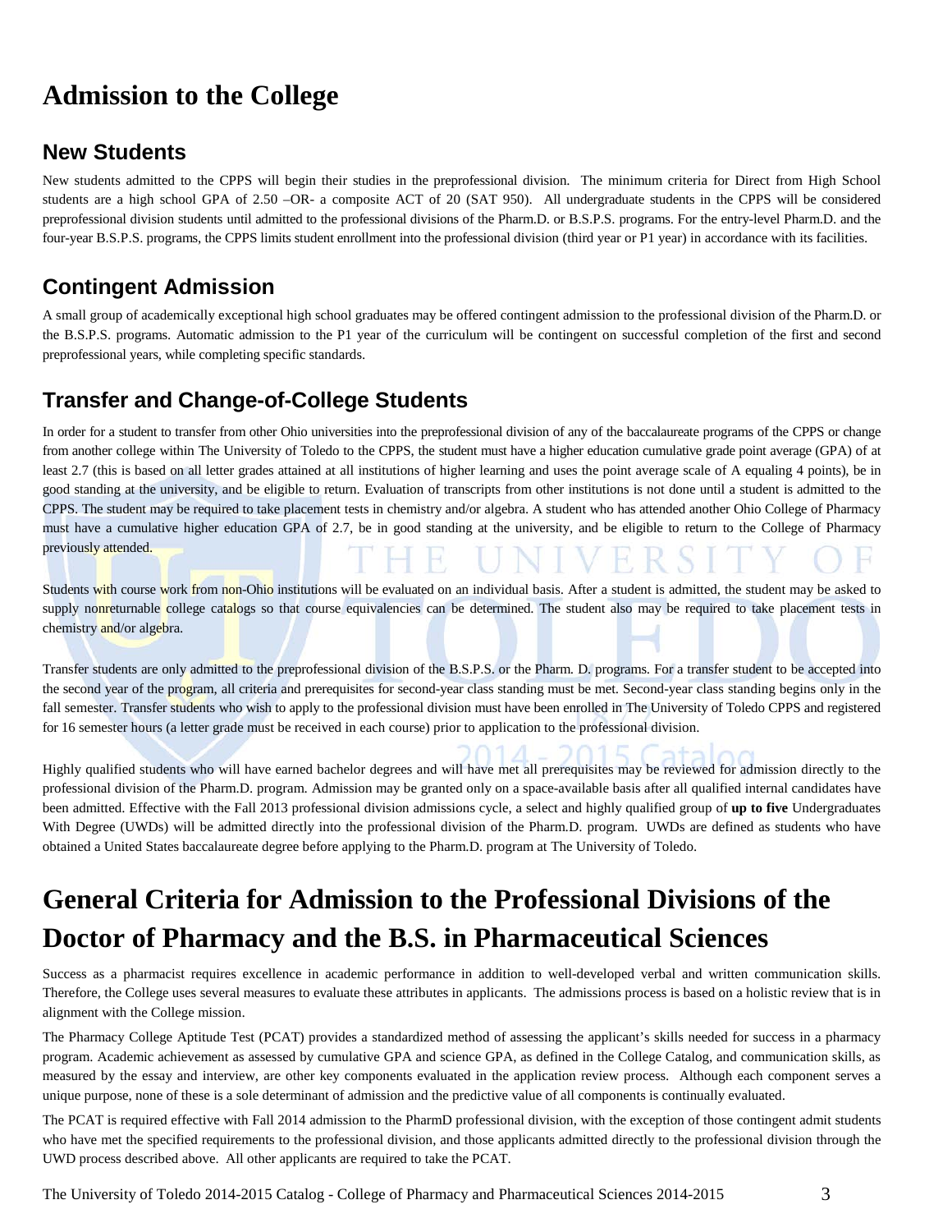# Admission to the College

## New Students

New students admitted to the CPPS will begin their studies in the preprofessional division. The minimum criteria for Direct from High School students are a high school GPA of 2.50 –OR- a composite ACT of 20 (SAT 950). All undergraduate students in the CPPS will be considered preprofessional division students until admitted to the professional divisions of the Pharm.D. or B.S.P.S. programs. For the entry-level Pharm.D. and the four-year B.S.P.S. programs, the CPPS limits student enrollment into the professional division (third year or P1 year) in accordance with its facilities.

## Contingent Admission

A small group of academically exceptional high school graduates may be offered contingent admission to the professional division of the Pharm.D. or the B.S.P.S. programs. Automatic admission to the P1 year of the curriculum will be contingent on successful completion of the first and second preprofessional years, while completing specific standards.

## Transfer and Change-of-College Students

In order for a student to transfer from other Ohio universities into the preprofessional division of any of the baccalaureate programs of the CPPS or change from another college within The University of Toledo to the CPPS, the student must have a higher education cumulative grade point average (GPA) of at least 2.7 (this is based on all letter grades attained at all institutions of higher learning and uses the point average scale of A equaling 4 points), be in good standing at the university, and be eligible to return. Evaluation of transcripts from other institutions is not done until a student is admitted to the CPPS. The student may be required to take placement tests in chemistry and/or algebra. A student who has attended another Ohio College of Pharmacy must have a cumulative higher education GPA of 2.7, be in good standing at the university, and be eligible to return to the College of Pharmacy previously attended.

Students with course work from non-Ohio institutions will be evaluated on an individual basis. After a student is admitted, the student may be asked to supply nonreturnable college catalogs so that course equivalencies can be determined. The student also may be required to take placement tests in chemistry and/or algebra.

Transfer students are only admitted to the preprofessional division of the B.S.P.S. or the Pharm. D. programs. For a transfer student to be accepted into the second year of the program, all criteria and prerequisites for second-year class standing must be met. Second-year class standing begins only in the fall semester. Transfer students who wish to apply to the professional division must have been enrolled in The University of Toledo CPPS and registered for 16 semester hours (a letter grade must be received in each course) prior to application to the professional division.

Highly qualified students who will have earned bachelor degrees and will have met all prerequisites may be reviewed for admission directly to the professional division of the Pharm.D. program. Admission may be granted only on a space-available basis after all qualified internal candidates have been admitted. Effective with the Fall 2013 professional division admissions cycle, a select and highly qualified group of **up to five** Undergraduates With Degree (UWDs) will be admitted directly into the professional division of the Pharm.D. program. UWDs are defined as students who have obtained a United States baccalaureate degree before applying to the Pharm.D. program at The University of Toledo.

# General Criteria for Admission to the Professional Divisions of the Doctor of Pharmacy and the B.S. in Pharmaceutical Sciences

Success as a pharmacist requires excellence in academic performance in addition to well-developed verbal and written communication skills. Therefore, the College uses several measures to evaluate these attributes in applicants. The admissions process is based on a holistic review that is in alignment with the College mission.

The Pharmacy College Aptitude Test (PCAT) provides a standardized method of assessing the applicant's skills needed for success in a pharmacy program. Academic achievement as assessed by cumulative GPA and science GPA, as defined in the College Catalog, and communication skills, as measured by the essay and interview, are other key components evaluated in the application review process. Although each component serves a unique purpose, none of these is a sole determinant of admission and the predictive value of all components is continually evaluated.

The PCAT is required effective with Fall 2014 admission to the PharmD professional division, with the exception of those contingent admit students who have met the specified requirements to the professional division, and those applicants admitted directly to the professional division through the UWD process described above. All other applicants are required to take the PCAT.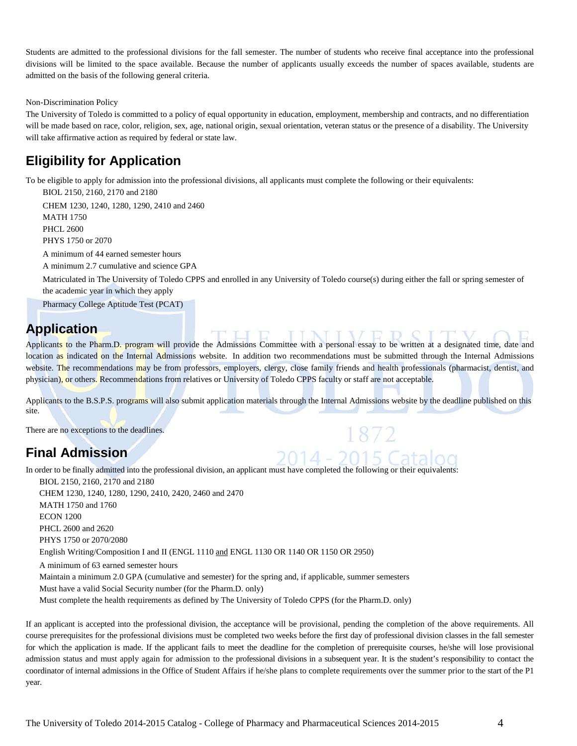Students are admitted to the professional divisions for the fall semester. The number of students who receive final acceptance into the professional divisions will be limited to the space available. Because the number of applicants usually exceeds the number of spaces available, students are admitted on the basis of the following general criteria.

Non-Discrimination Policy

The University of Toledo is committed to a policy of equal opportunity in education, employment, membership and contracts, and no differentiation will be made based on race, color, religion, sex, age, national origin, sexual orientation, veteran status or the presence of a disability. The University will take affirmative action as required by federal or state law.

## Eligibility for Application

To be eligible to apply for admission into the professional divisions, all applicants must complete the following or their equivalents:

- BIOL 2150, 2160, 2170 and 2180
- CHEM 1230, 1240, 1280, 1290, 2410 and 2460
- MATH 1750
- PHCL 2600
- PHYS 1750 or 2070
- A minimum of 44 earned semester hours
- A minimum 2.7 cumulative and science GPA
- Matriculated in The University of Toledo CPPS and enrolled in any University of Toledo course(s) during either the fall or spring semester of the academic year in which they apply
- Pharmacy College Aptitude Test (PCAT)

## Application

Applicants to the Pharm.D. program will provide the Admissions Committee with a personal essay to be written at a designated time, date and location as indicated on the Internal Admissions website. In addition two recommendations must be submitted through the Internal Admissions website. The recommendations may be from professors, employers, clergy, close family friends and health professionals (pharmacist, dentist, and physician), or others. Recommendations from relatives or University of Toledo CPPS faculty or staff are not acceptable.

Applicants to the B.S.P.S. programs will also submit application materials through the Internal Admissions website by the deadline published on this site.

There are no exceptions to the deadlines.

## Final Admission

In order to be finally admitted into the professional division, an applicant must have completed the following or their equivalents:

- BIOL 2150, 2160, 2170 and 2180
- CHEM 1230, 1240, 1280, 1290, 2410, 2420, 2460 and 2470
- MATH 1750 and 1760
- ECON 1200
- PHCL 2600 and 2620
- PHYS 1750 or 2070/2080
- English Writing/Composition I and II (ENGL 1110 and ENGL 1130 OR 1140 OR 1150 OR 2950)
- A minimum of 63 earned semester hours
- Maintain a minimum 2.0 GPA (cumulative and semester) for the spring and, if applicable, summer semesters
- Must have a valid Social Security number (for the Pharm.D. only)
- Must complete the health requirements as defined by The University of Toledo CPPS (for the Pharm.D. only)

If an applicant is accepted into the professional division, the acceptance will be provisional, pending the completion of the above requirements. All course prerequisites for the professional divisions must be completed two weeks before the first day of professional division classes in the fall semester for which the application is made. If the applicant fails to meet the deadline for the completion of prerequisite courses, he/she will lose provisional admission status and must apply again for admission to the professional divisions in a subsequent year. It is the student's responsibility to contact the coordinator of internal admissions in the Office of Student Affairs if he/she plans to complete requirements over the summer prior to the start of the P1 year.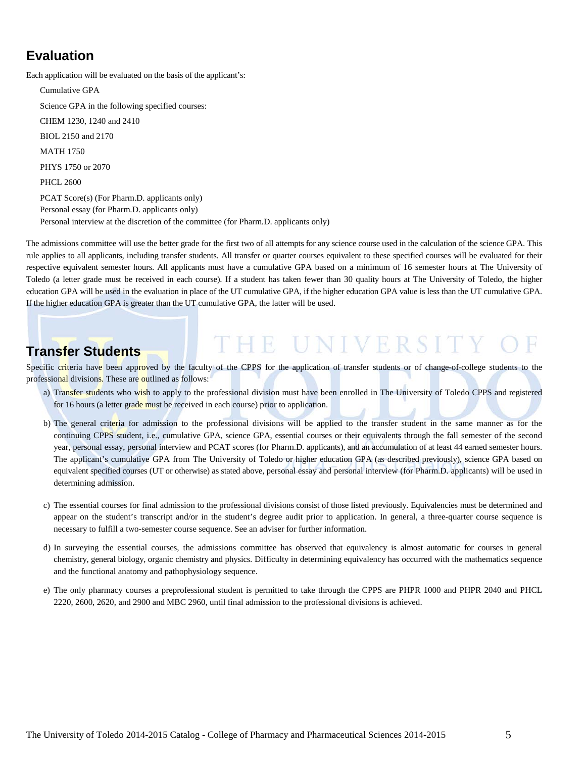## Evaluation

Each application will be evaluated on the basis of the applicant's:

Cumulative GPA

Science GPA in the following specified courses:

CHEM 1230, 1240 and 2410

BIOL 2150 and 2170

MATH 1750

PHYS 1750 or 2070

PHCL 2600

PCAT Score(s) (For Pharm.D. applicants only)
Personal essay (for Pharm.D. applicants only)
Personal interview at the discretion of the committee (for Pharm.D. applicants only)

The admissions committee will use the better grade for the first two of all attempts for any science course used in the calculation of the science GPA. This rule applies to all applicants, including transfer students. All transfer or quarter courses equivalent to these specified courses will be evaluated for their respective equivalent semester hours. All applicants must have a cumulative GPA based on a minimum of 16 semester hours at The University of Toledo (a letter grade must be received in each course). If a student has taken fewer than 30 quality hours at The University of Toledo, the higher education GPA will be used in the evaluation in place of the UT cumulative GPA, if the higher education GPA value is less than the UT cumulative GPA. If the higher education GPA is greater than the UT cumulative GPA, the latter will be used.

## Transfer Students

Specific criteria have been approved by the faculty of the CPPS for the application of transfer students or of change-of-college students to the professional divisions. These are outlined as follows:

a) Transfer students who wish to apply to the professional division must have been enrolled in The University of Toledo CPPS and registered for 16 hours (a letter grade must be received in each course) prior to application.

b) The general criteria for admission to the professional divisions will be applied to the transfer student in the same manner as for the continuing CPPS student, i.e., cumulative GPA, science GPA, essential courses or their equivalents through the fall semester of the second year, personal essay, personal interview and PCAT scores (for Pharm.D. applicants), and an accumulation of at least 44 earned semester hours. The applicant's cumulative GPA from The University of Toledo or higher education GPA (as described previously), science GPA based on equivalent specified courses (UT or otherwise) as stated above, personal essay and personal interview (for Pharm.D. applicants) will be used in determining admission.

c) The essential courses for final admission to the professional divisions consist of those listed previously. Equivalencies must be determined and appear on the student's transcript and/or in the student's degree audit prior to application. In general, a three-quarter course sequence is necessary to fulfill a two-semester course sequence. See an adviser for further information.

d) In surveying the essential courses, the admissions committee has observed that equivalency is almost automatic for courses in general chemistry, general biology, organic chemistry and physics. Difficulty in determining equivalency has occurred with the mathematics sequence and the functional anatomy and pathophysiology sequence.

e) The only pharmacy courses a preprofessional student is permitted to take through the CPPS are PHPR 1000 and PHPR 2040 and PHCL 2220, 2600, 2620, and 2900 and MBC 2960, until final admission to the professional divisions is achieved.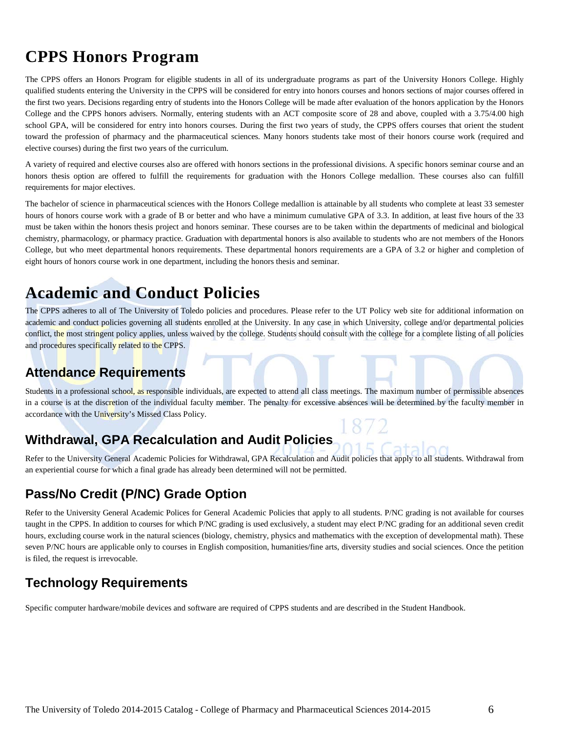# CPPS Honors Program

The CPPS offers an Honors Program for eligible students in all of its undergraduate programs as part of the University Honors College. Highly qualified students entering the University in the CPPS will be considered for entry into honors courses and honors sections of major courses offered in the first two years. Decisions regarding entry of students into the Honors College will be made after evaluation of the honors application by the Honors College and the CPPS honors advisers. Normally, entering students with an ACT composite score of 28 and above, coupled with a 3.75/4.00 high school GPA, will be considered for entry into honors courses. During the first two years of study, the CPPS offers courses that orient the student toward the profession of pharmacy and the pharmaceutical sciences. Many honors students take most of their honors course work (required and elective courses) during the first two years of the curriculum.

A variety of required and elective courses also are offered with honors sections in the professional divisions. A specific honors seminar course and an honors thesis option are offered to fulfill the requirements for graduation with the Honors College medallion. These courses also can fulfill requirements for major electives.

The bachelor of science in pharmaceutical sciences with the Honors College medallion is attainable by all students who complete at least 33 semester hours of honors course work with a grade of B or better and who have a minimum cumulative GPA of 3.3. In addition, at least five hours of the 33 must be taken within the honors thesis project and honors seminar. These courses are to be taken within the departments of medicinal and biological chemistry, pharmacology, or pharmacy practice. Graduation with departmental honors is also available to students who are not members of the Honors College, but who meet departmental honors requirements. These departmental honors requirements are a GPA of 3.2 or higher and completion of eight hours of honors course work in one department, including the honors thesis and seminar.

# Academic and Conduct Policies

The CPPS adheres to all of The University of Toledo policies and procedures. Please refer to the UT Policy web site for additional information on academic and conduct policies governing all students enrolled at the University. In any case in which University, college and/or departmental policies conflict, the most stringent policy applies, unless waived by the college. Students should consult with the college for a complete listing of all policies and procedures specifically related to the CPPS.

## Attendance Requirements

Students in a professional school, as responsible individuals, are expected to attend all class meetings. The maximum number of permissible absences in a course is at the discretion of the individual faculty member. The penalty for excessive absences will be determined by the faculty member in accordance with the University's Missed Class Policy.

## Withdrawal, GPA Recalculation and Audit Policies

Refer to the University General Academic Policies for Withdrawal, GPA Recalculation and Audit policies that apply to all students. Withdrawal from an experiential course for which a final grade has already been determined will not be permitted.

## Pass/No Credit (P/NC) Grade Option

Refer to the University General Academic Polices for General Academic Policies that apply to all students. P/NC grading is not available for courses taught in the CPPS. In addition to courses for which P/NC grading is used exclusively, a student may elect P/NC grading for an additional seven credit hours, excluding course work in the natural sciences (biology, chemistry, physics and mathematics with the exception of developmental math). These seven P/NC hours are applicable only to courses in English composition, humanities/fine arts, diversity studies and social sciences. Once the petition is filed, the request is irrevocable.

## Technology Requirements

Specific computer hardware/mobile devices and software are required of CPPS students and are described in the Student Handbook.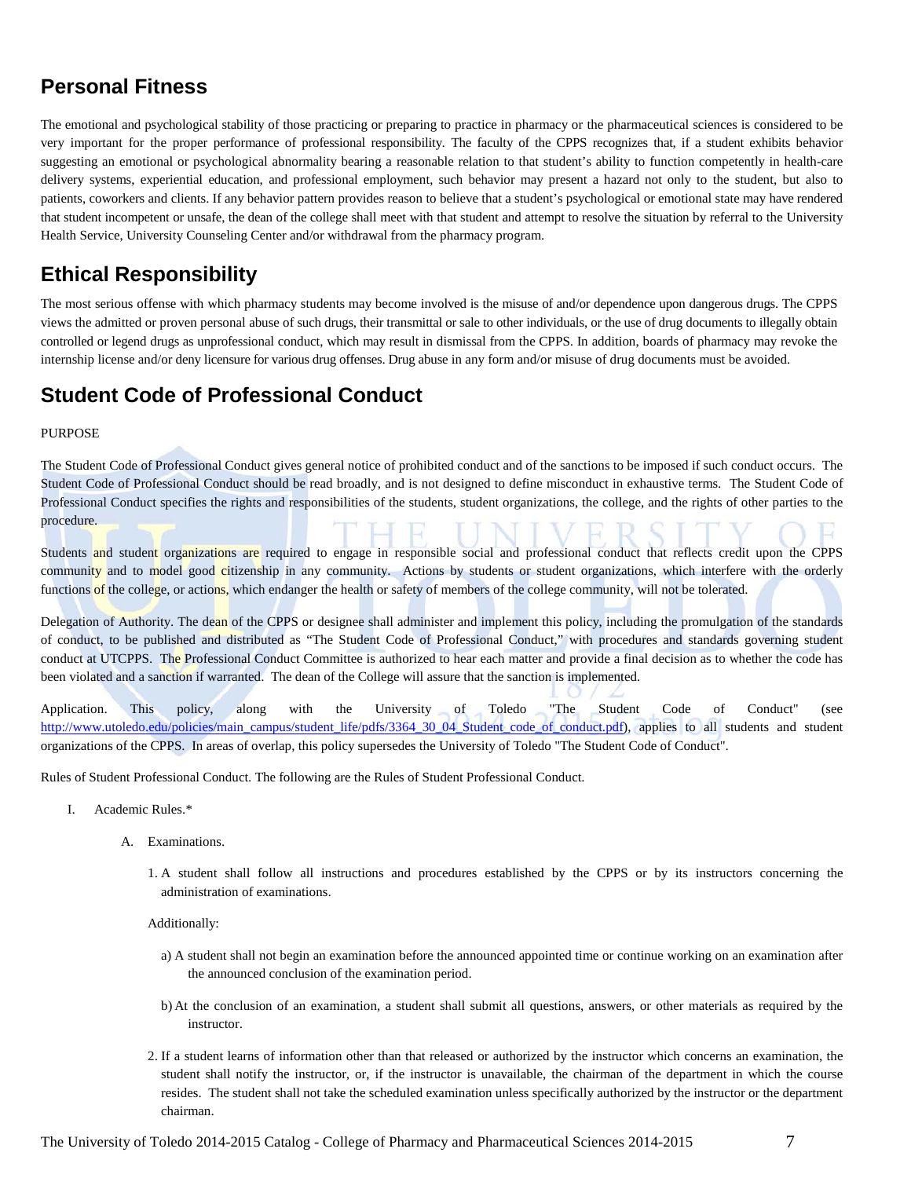## Personal Fitness

The emotional and psychological stability of those practicing or preparing to practice in pharmacy or the pharmaceutical sciences is considered to be very important for the proper performance of professional responsibility. The faculty of the CPPS recognizes that, if a student exhibits behavior suggesting an emotional or psychological abnormality bearing a reasonable relation to that student's ability to function competently in health-care delivery systems, experiential education, and professional employment, such behavior may present a hazard not only to the student, but also to patients, coworkers and clients. If any behavior pattern provides reason to believe that a student's psychological or emotional state may have rendered that student incompetent or unsafe, the dean of the college shall meet with that student and attempt to resolve the situation by referral to the University Health Service, University Counseling Center and/or withdrawal from the pharmacy program.

## Ethical Responsibility

The most serious offense with which pharmacy students may become involved is the misuse of and/or dependence upon dangerous drugs. The CPPS views the admitted or proven personal abuse of such drugs, their transmittal or sale to other individuals, or the use of drug documents to illegally obtain controlled or legend drugs as unprofessional conduct, which may result in dismissal from the CPPS. In addition, boards of pharmacy may revoke the internship license and/or deny licensure for various drug offenses. Drug abuse in any form and/or misuse of drug documents must be avoided.

## Student Code of Professional Conduct

PURPOSE

The Student Code of Professional Conduct gives general notice of prohibited conduct and of the sanctions to be imposed if such conduct occurs. The Student Code of Professional Conduct should be read broadly, and is not designed to define misconduct in exhaustive terms. The Student Code of Professional Conduct specifies the rights and responsibilities of the students, student organizations, the college, and the rights of other parties to the procedure.

Students and student organizations are required to engage in responsible social and professional conduct that reflects credit upon the CPPS community and to model good citizenship in any community. Actions by students or student organizations, which interfere with the orderly functions of the college, or actions, which endanger the health or safety of members of the college community, will not be tolerated.

Delegation of Authority. The dean of the CPPS or designee shall administer and implement this policy, including the promulgation of the standards of conduct, to be published and distributed as "The Student Code of Professional Conduct," with procedures and standards governing student conduct at UTCPPS. The Professional Conduct Committee is authorized to hear each matter and provide a final decision as to whether the code has been violated and a sanction if warranted. The dean of the College will assure that the sanction is implemented.

Application. This policy, along with the University of Toledo "The Student Code of Conduct" (see http://www.utoledo.edu/policies/main_campus/student_life/pdfs/3364_30_04_Student_code_of_conduct.pdf), applies to all students and student organizations of the CPPS. In areas of overlap, this policy supersedes the University of Toledo "The Student Code of Conduct".

Rules of Student Professional Conduct. The following are the Rules of Student Professional Conduct.

I. Academic Rules.*

A. Examinations.

1. A student shall follow all instructions and procedures established by the CPPS or by its instructors concerning the administration of examinations.

Additionally:

a) A student shall not begin an examination before the announced appointed time or continue working on an examination after the announced conclusion of the examination period.

b) At the conclusion of an examination, a student shall submit all questions, answers, or other materials as required by the instructor.

2. If a student learns of information other than that released or authorized by the instructor which concerns an examination, the student shall notify the instructor, or, if the instructor is unavailable, the chairman of the department in which the course resides. The student shall not take the scheduled examination unless specifically authorized by the instructor or the department chairman.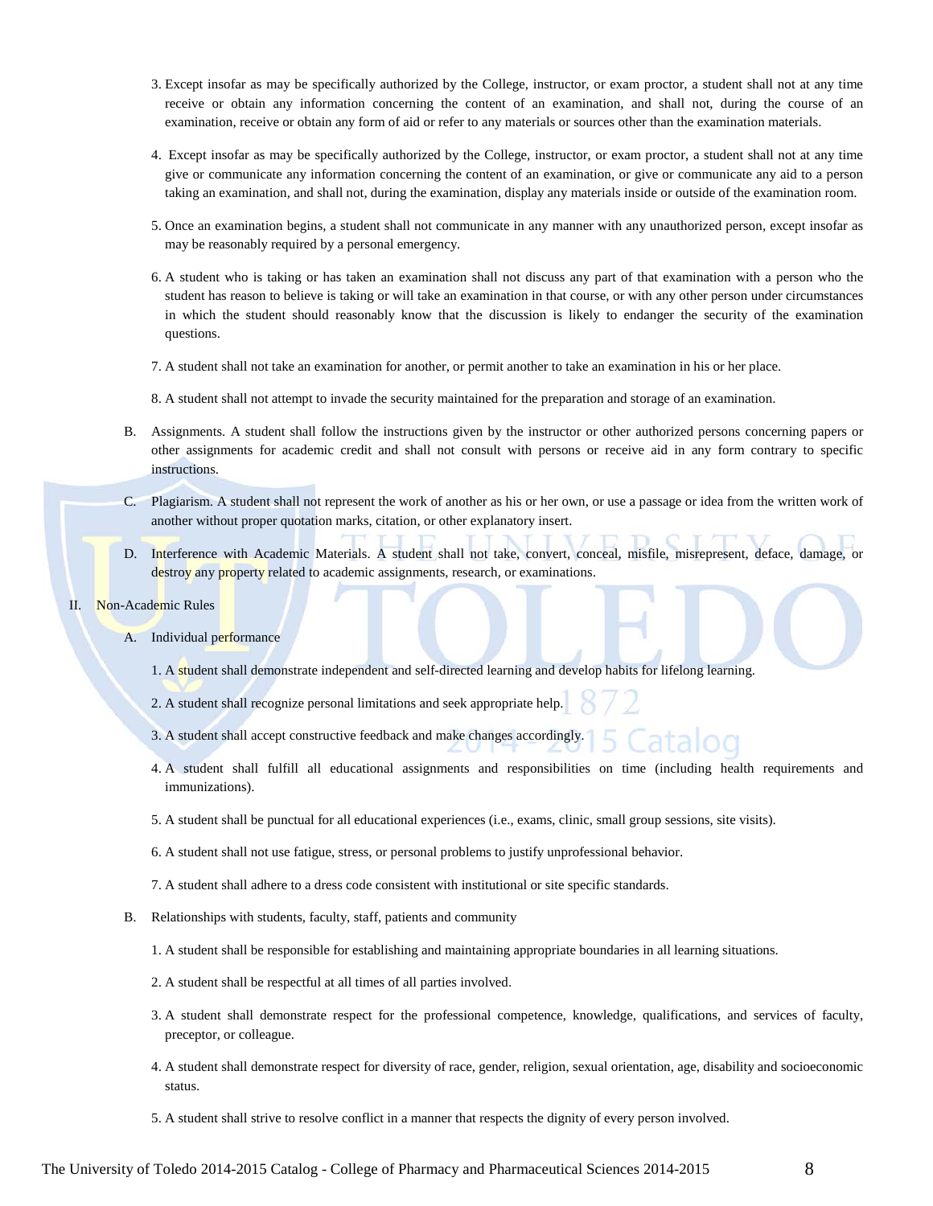3. Except insofar as may be specifically authorized by the College, instructor, or exam proctor, a student shall not at any time receive or obtain any information concerning the content of an examination, and shall not, during the course of an examination, receive or obtain any form of aid or refer to any materials or sources other than the examination materials.

4. Except insofar as may be specifically authorized by the College, instructor, or exam proctor, a student shall not at any time give or communicate any information concerning the content of an examination, or give or communicate any aid to a person taking an examination, and shall not, during the examination, display any materials inside or outside of the examination room.

5. Once an examination begins, a student shall not communicate in any manner with any unauthorized person, except insofar as may be reasonably required by a personal emergency.

6. A student who is taking or has taken an examination shall not discuss any part of that examination with a person who the student has reason to believe is taking or will take an examination in that course, or with any other person under circumstances in which the student should reasonably know that the discussion is likely to endanger the security of the examination questions.

7. A student shall not take an examination for another, or permit another to take an examination in his or her place.

8. A student shall not attempt to invade the security maintained for the preparation and storage of an examination.

B. Assignments. A student shall follow the instructions given by the instructor or other authorized persons concerning papers or other assignments for academic credit and shall not consult with persons or receive aid in any form contrary to specific instructions.

C. Plagiarism. A student shall not represent the work of another as his or her own, or use a passage or idea from the written work of another without proper quotation marks, citation, or other explanatory insert.

D. Interference with Academic Materials. A student shall not take, convert, conceal, misfile, misrepresent, deface, damage, or destroy any property related to academic assignments, research, or examinations.

II. Non-Academic Rules

A. Individual performance

1. A student shall demonstrate independent and self-directed learning and develop habits for lifelong learning.

2. A student shall recognize personal limitations and seek appropriate help.

3. A student shall accept constructive feedback and make changes accordingly.

4. A student shall fulfill all educational assignments and responsibilities on time (including health requirements and immunizations).

5. A student shall be punctual for all educational experiences (i.e., exams, clinic, small group sessions, site visits).

6. A student shall not use fatigue, stress, or personal problems to justify unprofessional behavior.

7. A student shall adhere to a dress code consistent with institutional or site specific standards.

B. Relationships with students, faculty, staff, patients and community

1. A student shall be responsible for establishing and maintaining appropriate boundaries in all learning situations.

2. A student shall be respectful at all times of all parties involved.

3. A student shall demonstrate respect for the professional competence, knowledge, qualifications, and services of faculty, preceptor, or colleague.

4. A student shall demonstrate respect for diversity of race, gender, religion, sexual orientation, age, disability and socioeconomic status.

5. A student shall strive to resolve conflict in a manner that respects the dignity of every person involved.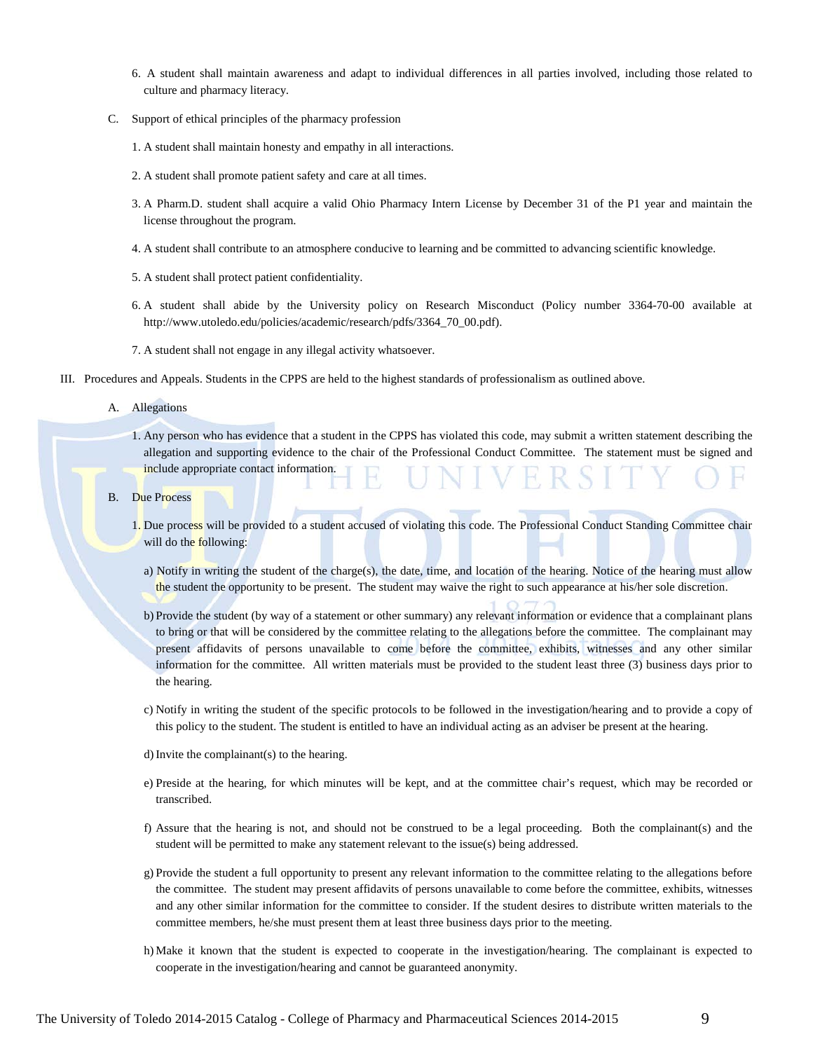6. A student shall maintain awareness and adapt to individual differences in all parties involved, including those related to culture and pharmacy literacy.

C. Support of ethical principles of the pharmacy profession

1. A student shall maintain honesty and empathy in all interactions.

2. A student shall promote patient safety and care at all times.

3. A Pharm.D. student shall acquire a valid Ohio Pharmacy Intern License by December 31 of the P1 year and maintain the license throughout the program.

4. A student shall contribute to an atmosphere conducive to learning and be committed to advancing scientific knowledge.

5. A student shall protect patient confidentiality.

6. A student shall abide by the University policy on Research Misconduct (Policy number 3364-70-00 available at http://www.utoledo.edu/policies/academic/research/pdfs/3364_70_00.pdf).

7. A student shall not engage in any illegal activity whatsoever.

III. Procedures and Appeals. Students in the CPPS are held to the highest standards of professionalism as outlined above.

A. Allegations

1. Any person who has evidence that a student in the CPPS has violated this code, may submit a written statement describing the allegation and supporting evidence to the chair of the Professional Conduct Committee. The statement must be signed and include appropriate contact information.

B. Due Process

1. Due process will be provided to a student accused of violating this code. The Professional Conduct Standing Committee chair will do the following:

a) Notify in writing the student of the charge(s), the date, time, and location of the hearing. Notice of the hearing must allow the student the opportunity to be present. The student may waive the right to such appearance at his/her sole discretion.

b) Provide the student (by way of a statement or other summary) any relevant information or evidence that a complainant plans to bring or that will be considered by the committee relating to the allegations before the committee. The complainant may present affidavits of persons unavailable to come before the committee, exhibits, witnesses and any other similar information for the committee. All written materials must be provided to the student least three (3) business days prior to the hearing.

c) Notify in writing the student of the specific protocols to be followed in the investigation/hearing and to provide a copy of this policy to the student. The student is entitled to have an individual acting as an adviser be present at the hearing.

d) Invite the complainant(s) to the hearing.

e) Preside at the hearing, for which minutes will be kept, and at the committee chair's request, which may be recorded or transcribed.

f) Assure that the hearing is not, and should not be construed to be a legal proceeding. Both the complainant(s) and the student will be permitted to make any statement relevant to the issue(s) being addressed.

g) Provide the student a full opportunity to present any relevant information to the committee relating to the allegations before the committee. The student may present affidavits of persons unavailable to come before the committee, exhibits, witnesses and any other similar information for the committee to consider. If the student desires to distribute written materials to the committee members, he/she must present them at least three business days prior to the meeting.

h) Make it known that the student is expected to cooperate in the investigation/hearing. The complainant is expected to cooperate in the investigation/hearing and cannot be guaranteed anonymity.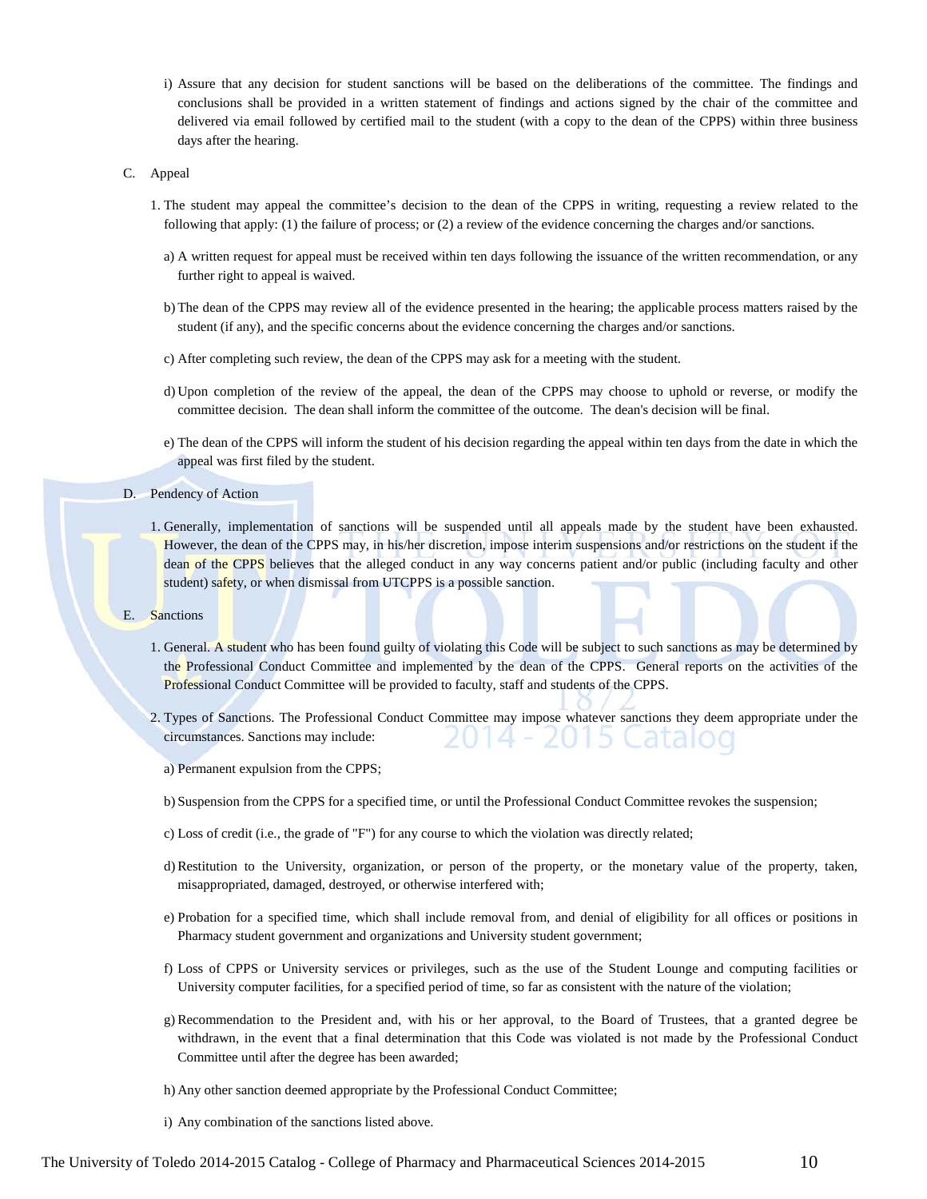i) Assure that any decision for student sanctions will be based on the deliberations of the committee. The findings and conclusions shall be provided in a written statement of findings and actions signed by the chair of the committee and delivered via email followed by certified mail to the student (with a copy to the dean of the CPPS) within three business days after the hearing.

C. Appeal

1. The student may appeal the committee's decision to the dean of the CPPS in writing, requesting a review related to the following that apply: (1) the failure of process; or (2) a review of the evidence concerning the charges and/or sanctions.

   a) A written request for appeal must be received within ten days following the issuance of the written recommendation, or any further right to appeal is waived.

   b) The dean of the CPPS may review all of the evidence presented in the hearing; the applicable process matters raised by the student (if any), and the specific concerns about the evidence concerning the charges and/or sanctions.

   c) After completing such review, the dean of the CPPS may ask for a meeting with the student.

   d) Upon completion of the review of the appeal, the dean of the CPPS may choose to uphold or reverse, or modify the committee decision. The dean shall inform the committee of the outcome. The dean's decision will be final.

   e) The dean of the CPPS will inform the student of his decision regarding the appeal within ten days from the date in which the appeal was first filed by the student.

D. Pendency of Action

1. Generally, implementation of sanctions will be suspended until all appeals made by the student have been exhausted. However, the dean of the CPPS may, in his/her discretion, impose interim suspensions and/or restrictions on the student if the dean of the CPPS believes that the alleged conduct in any way concerns patient and/or public (including faculty and other student) safety, or when dismissal from UTCPPS is a possible sanction.

E. Sanctions

1. General. A student who has been found guilty of violating this Code will be subject to such sanctions as may be determined by the Professional Conduct Committee and implemented by the dean of the CPPS. General reports on the activities of the Professional Conduct Committee will be provided to faculty, staff and students of the CPPS.

2. Types of Sanctions. The Professional Conduct Committee may impose whatever sanctions they deem appropriate under the circumstances. Sanctions may include:

   a) Permanent expulsion from the CPPS;

   b) Suspension from the CPPS for a specified time, or until the Professional Conduct Committee revokes the suspension;

   c) Loss of credit (i.e., the grade of "F") for any course to which the violation was directly related;

   d) Restitution to the University, organization, or person of the property, or the monetary value of the property, taken, misappropriated, damaged, destroyed, or otherwise interfered with;

   e) Probation for a specified time, which shall include removal from, and denial of eligibility for all offices or positions in Pharmacy student government and organizations and University student government;

   f) Loss of CPPS or University services or privileges, such as the use of the Student Lounge and computing facilities or University computer facilities, for a specified period of time, so far as consistent with the nature of the violation;

   g) Recommendation to the President and, with his or her approval, to the Board of Trustees, that a granted degree be withdrawn, in the event that a final determination that this Code was violated is not made by the Professional Conduct Committee until after the degree has been awarded;

   h) Any other sanction deemed appropriate by the Professional Conduct Committee;

   i) Any combination of the sanctions listed above.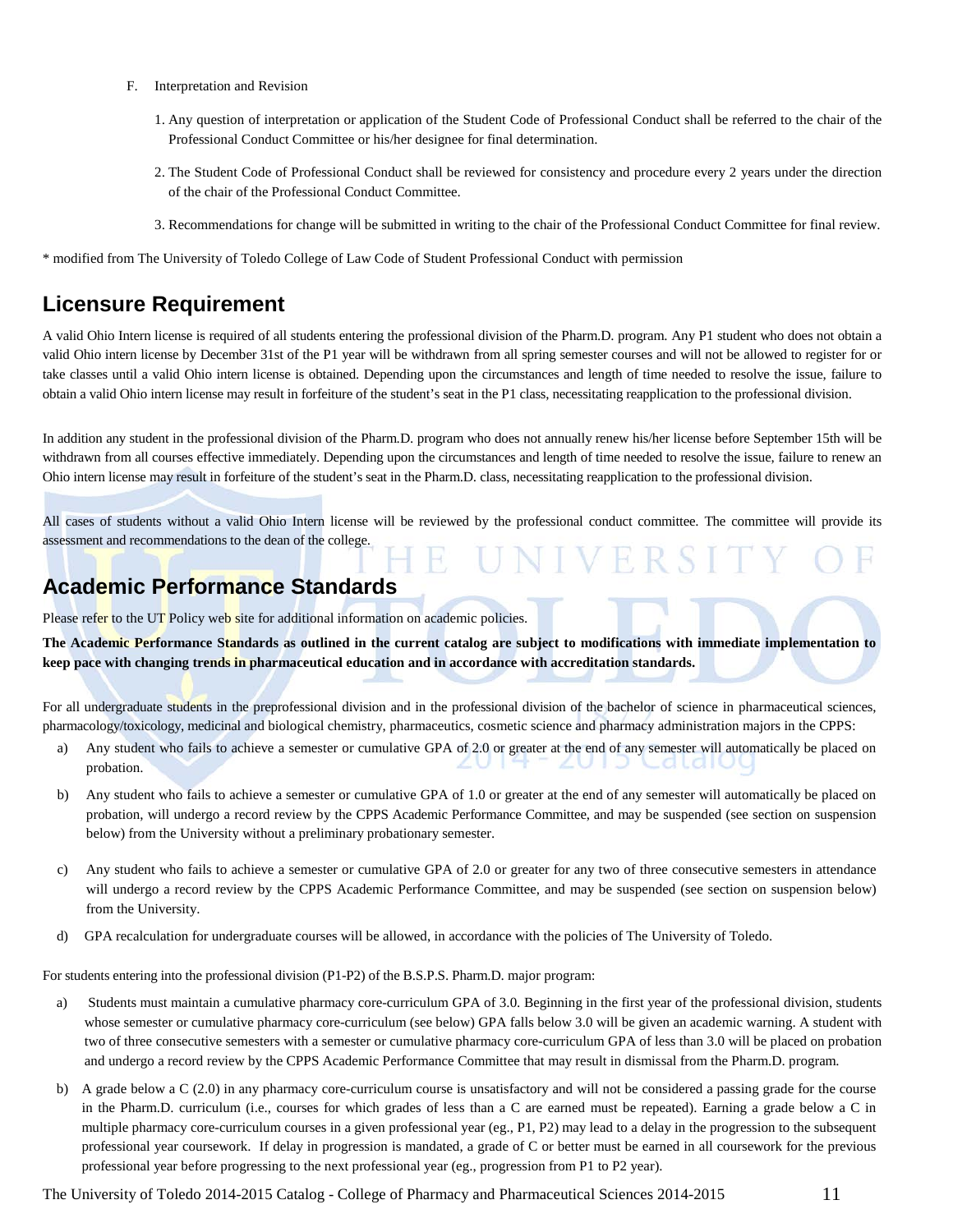F. Interpretation and Revision

1. Any question of interpretation or application of the Student Code of Professional Conduct shall be referred to the chair of the Professional Conduct Committee or his/her designee for final determination.

2. The Student Code of Professional Conduct shall be reviewed for consistency and procedure every 2 years under the direction of the chair of the Professional Conduct Committee.

3. Recommendations for change will be submitted in writing to the chair of the Professional Conduct Committee for final review.

* modified from The University of Toledo College of Law Code of Student Professional Conduct with permission

## Licensure Requirement

A valid Ohio Intern license is required of all students entering the professional division of the Pharm.D. program. Any P1 student who does not obtain a valid Ohio intern license by December 31st of the P1 year will be withdrawn from all spring semester courses and will not be allowed to register for or take classes until a valid Ohio intern license is obtained. Depending upon the circumstances and length of time needed to resolve the issue, failure to obtain a valid Ohio intern license may result in forfeiture of the student's seat in the P1 class, necessitating reapplication to the professional division.

In addition any student in the professional division of the Pharm.D. program who does not annually renew his/her license before September 15th will be withdrawn from all courses effective immediately. Depending upon the circumstances and length of time needed to resolve the issue, failure to renew an Ohio intern license may result in forfeiture of the student's seat in the Pharm.D. class, necessitating reapplication to the professional division.

All cases of students without a valid Ohio Intern license will be reviewed by the professional conduct committee. The committee will provide its assessment and recommendations to the dean of the college.

## Academic Performance Standards

Please refer to the UT Policy web site for additional information on academic policies.

**The Academic Performance Standards as outlined in the current catalog are subject to modifications with immediate implementation to keep pace with changing trends in pharmaceutical education and in accordance with accreditation standards.**

For all undergraduate students in the preprofessional division and in the professional division of the bachelor of science in pharmaceutical sciences, pharmacology/toxicology, medicinal and biological chemistry, pharmaceutics, cosmetic science and pharmacy administration majors in the CPPS:

a) Any student who fails to achieve a semester or cumulative GPA of 2.0 or greater at the end of any semester will automatically be placed on probation.

b) Any student who fails to achieve a semester or cumulative GPA of 1.0 or greater at the end of any semester will automatically be placed on probation, will undergo a record review by the CPPS Academic Performance Committee, and may be suspended (see section on suspension below) from the University without a preliminary probationary semester.

c) Any student who fails to achieve a semester or cumulative GPA of 2.0 or greater for any two of three consecutive semesters in attendance will undergo a record review by the CPPS Academic Performance Committee, and may be suspended (see section on suspension below) from the University.

d) GPA recalculation for undergraduate courses will be allowed, in accordance with the policies of The University of Toledo.

For students entering into the professional division (P1-P2) of the B.S.P.S. Pharm.D. major program:

a) Students must maintain a cumulative pharmacy core-curriculum GPA of 3.0. Beginning in the first year of the professional division, students whose semester or cumulative pharmacy core-curriculum (see below) GPA falls below 3.0 will be given an academic warning. A student with two of three consecutive semesters with a semester or cumulative pharmacy core-curriculum GPA of less than 3.0 will be placed on probation and undergo a record review by the CPPS Academic Performance Committee that may result in dismissal from the Pharm.D. program.

b) A grade below a C (2.0) in any pharmacy core-curriculum course is unsatisfactory and will not be considered a passing grade for the course in the Pharm.D. curriculum (i.e., courses for which grades of less than a C are earned must be repeated). Earning a grade below a C in multiple pharmacy core-curriculum courses in a given professional year (eg., P1, P2) may lead to a delay in the progression to the subsequent professional year coursework. If delay in progression is mandated, a grade of C or better must be earned in all coursework for the previous professional year before progressing to the next professional year (eg., progression from P1 to P2 year).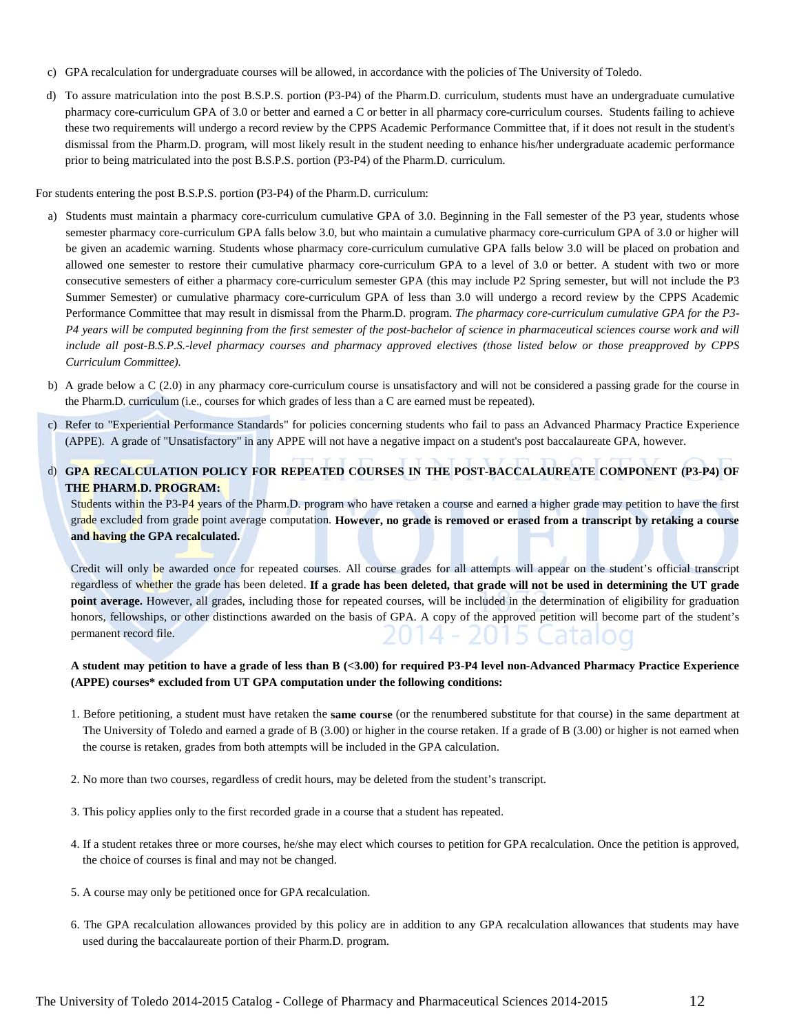c) GPA recalculation for undergraduate courses will be allowed, in accordance with the policies of The University of Toledo.

d) To assure matriculation into the post B.S.P.S. portion (P3-P4) of the Pharm.D. curriculum, students must have an undergraduate cumulative pharmacy core-curriculum GPA of 3.0 or better and earned a C or better in all pharmacy core-curriculum courses. Students failing to achieve these two requirements will undergo a record review by the CPPS Academic Performance Committee that, if it does not result in the student's dismissal from the Pharm.D. program, will most likely result in the student needing to enhance his/her undergraduate academic performance prior to being matriculated into the post B.S.P.S. portion (P3-P4) of the Pharm.D. curriculum.

For students entering the post B.S.P.S. portion **(**P3-P4) of the Pharm.D. curriculum:

a) Students must maintain a pharmacy core-curriculum cumulative GPA of 3.0. Beginning in the Fall semester of the P3 year, students whose semester pharmacy core-curriculum GPA falls below 3.0, but who maintain a cumulative pharmacy core-curriculum GPA of 3.0 or higher will be given an academic warning. Students whose pharmacy core-curriculum cumulative GPA falls below 3.0 will be placed on probation and allowed one semester to restore their cumulative pharmacy core-curriculum GPA to a level of 3.0 or better. A student with two or more consecutive semesters of either a pharmacy core-curriculum semester GPA (this may include P2 Spring semester, but will not include the P3 Summer Semester) or cumulative pharmacy core-curriculum GPA of less than 3.0 will undergo a record review by the CPPS Academic Performance Committee that may result in dismissal from the Pharm.D. program. *The pharmacy core-curriculum cumulative GPA for the P3-P4 years will be computed beginning from the first semester of the post-bachelor of science in pharmaceutical sciences course work and will include all post-B.S.P.S.-level pharmacy courses and pharmacy approved electives (those listed below or those preapproved by CPPS Curriculum Committee).*

b) A grade below a C (2.0) in any pharmacy core-curriculum course is unsatisfactory and will not be considered a passing grade for the course in the Pharm.D. curriculum (i.e., courses for which grades of less than a C are earned must be repeated).

c) Refer to "Experiential Performance Standards" for policies concerning students who fail to pass an Advanced Pharmacy Practice Experience (APPE). A grade of "Unsatisfactory" in any APPE will not have a negative impact on a student's post baccalaureate GPA, however.

d) **GPA RECALCULATION POLICY FOR REPEATED COURSES IN THE POST-BACCALAUREATE COMPONENT (P3-P4) OF THE PHARM.D. PROGRAM:**

Students within the P3-P4 years of the Pharm.D. program who have retaken a course and earned a higher grade may petition to have the first grade excluded from grade point average computation. **However, no grade is removed or erased from a transcript by retaking a course and having the GPA recalculated.**

Credit will only be awarded once for repeated courses. All course grades for all attempts will appear on the student's official transcript regardless of whether the grade has been deleted. **If a grade has been deleted, that grade will not be used in determining the UT grade point average.** However, all grades, including those for repeated courses, will be included in the determination of eligibility for graduation honors, fellowships, or other distinctions awarded on the basis of GPA. A copy of the approved petition will become part of the student's permanent record file.

**A student may petition to have a grade of less than B (<3.00) for required P3-P4 level non-Advanced Pharmacy Practice Experience (APPE) courses* excluded from UT GPA computation under the following conditions:**

1. Before petitioning, a student must have retaken the **same course** (or the renumbered substitute for that course) in the same department at The University of Toledo and earned a grade of B (3.00) or higher in the course retaken. If a grade of B (3.00) or higher is not earned when the course is retaken, grades from both attempts will be included in the GPA calculation.

2. No more than two courses, regardless of credit hours, may be deleted from the student's transcript.

3. This policy applies only to the first recorded grade in a course that a student has repeated.

4. If a student retakes three or more courses, he/she may elect which courses to petition for GPA recalculation. Once the petition is approved, the choice of courses is final and may not be changed.

5. A course may only be petitioned once for GPA recalculation.

6. The GPA recalculation allowances provided by this policy are in addition to any GPA recalculation allowances that students may have used during the baccalaureate portion of their Pharm.D. program.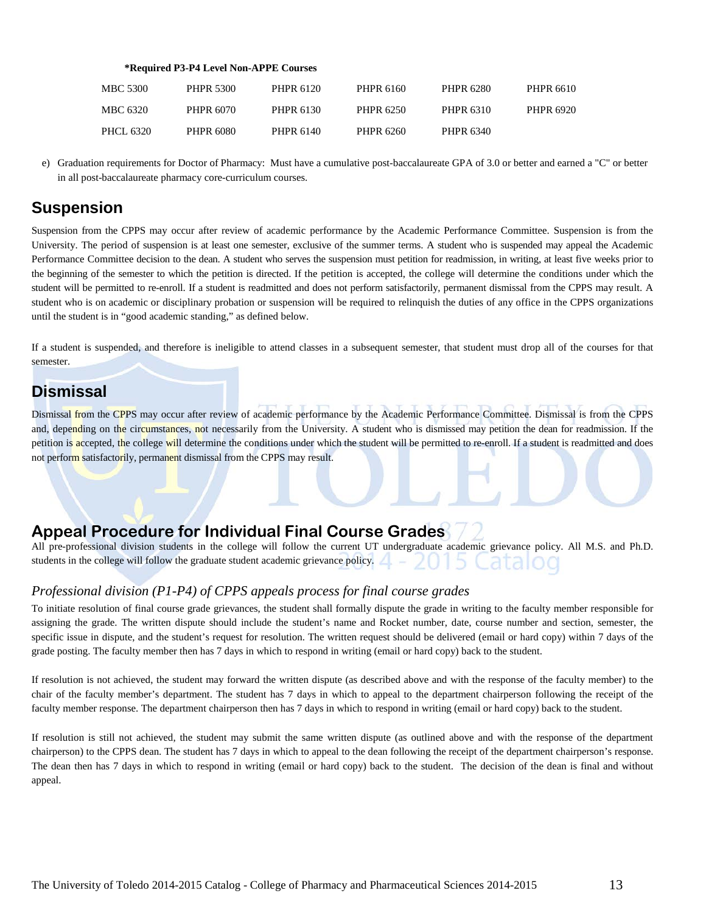**\*Required P3-P4 Level Non-APPE Courses**

| | | | | | |
|---|---|---|---|---|---|
| MBC 5300 | PHPR 5300 | PHPR 6120 | PHPR 6160 | PHPR 6280 | PHPR 6610 |
| MBC 6320 | PHPR 6070 | PHPR 6130 | PHPR 6250 | PHPR 6310 | PHPR 6920 |
| PHCL 6320 | PHPR 6080 | PHPR 6140 | PHPR 6260 | PHPR 6340 | |

e) Graduation requirements for Doctor of Pharmacy: Must have a cumulative post-baccalaureate GPA of 3.0 or better and earned a "C" or better in all post-baccalaureate pharmacy core-curriculum courses.

## Suspension

Suspension from the CPPS may occur after review of academic performance by the Academic Performance Committee. Suspension is from the University. The period of suspension is at least one semester, exclusive of the summer terms. A student who is suspended may appeal the Academic Performance Committee decision to the dean. A student who serves the suspension must petition for readmission, in writing, at least five weeks prior to the beginning of the semester to which the petition is directed. If the petition is accepted, the college will determine the conditions under which the student will be permitted to re-enroll. If a student is readmitted and does not perform satisfactorily, permanent dismissal from the CPPS may result. A student who is on academic or disciplinary probation or suspension will be required to relinquish the duties of any office in the CPPS organizations until the student is in "good academic standing," as defined below.

If a student is suspended, and therefore is ineligible to attend classes in a subsequent semester, that student must drop all of the courses for that semester.

## Dismissal

Dismissal from the CPPS may occur after review of academic performance by the Academic Performance Committee. Dismissal is from the CPPS and, depending on the circumstances, not necessarily from the University. A student who is dismissed may petition the dean for readmission. If the petition is accepted, the college will determine the conditions under which the student will be permitted to re-enroll. If a student is readmitted and does not perform satisfactorily, permanent dismissal from the CPPS may result.

## Appeal Procedure for Individual Final Course Grades

All pre-professional division students in the college will follow the current UT undergraduate academic grievance policy. All M.S. and Ph.D. students in the college will follow the graduate student academic grievance policy.

### *Professional division (P1-P4) of CPPS appeals process for final course grades*

To initiate resolution of final course grade grievances, the student shall formally dispute the grade in writing to the faculty member responsible for assigning the grade. The written dispute should include the student's name and Rocket number, date, course number and section, semester, the specific issue in dispute, and the student's request for resolution. The written request should be delivered (email or hard copy) within 7 days of the grade posting. The faculty member then has 7 days in which to respond in writing (email or hard copy) back to the student.

If resolution is not achieved, the student may forward the written dispute (as described above and with the response of the faculty member) to the chair of the faculty member's department. The student has 7 days in which to appeal to the department chairperson following the receipt of the faculty member response. The department chairperson then has 7 days in which to respond in writing (email or hard copy) back to the student.

If resolution is still not achieved, the student may submit the same written dispute (as outlined above and with the response of the department chairperson) to the CPPS dean. The student has 7 days in which to appeal to the dean following the receipt of the department chairperson's response. The dean then has 7 days in which to respond in writing (email or hard copy) back to the student. The decision of the dean is final and without appeal.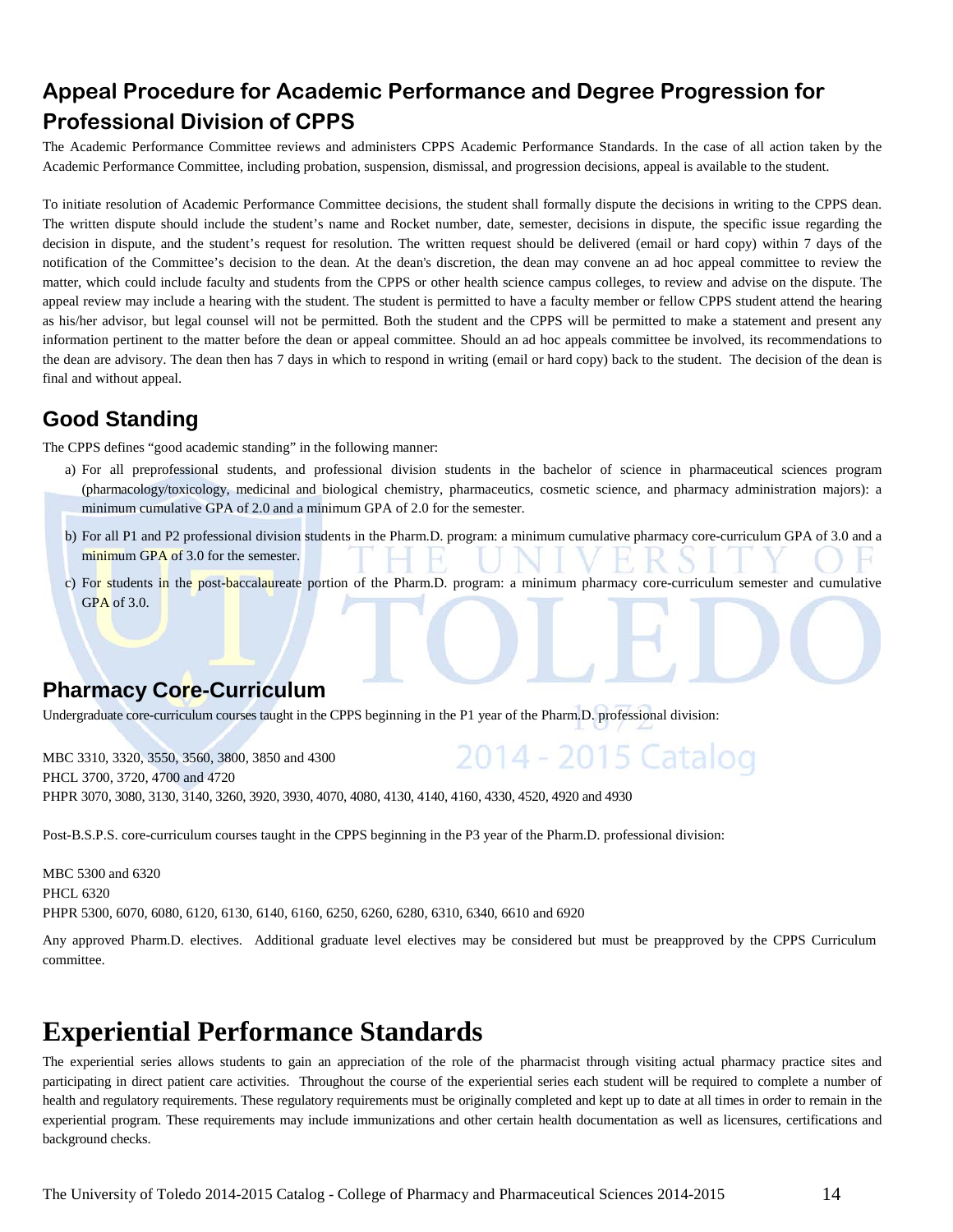## Appeal Procedure for Academic Performance and Degree Progression for Professional Division of CPPS

The Academic Performance Committee reviews and administers CPPS Academic Performance Standards. In the case of all action taken by the Academic Performance Committee, including probation, suspension, dismissal, and progression decisions, appeal is available to the student.

To initiate resolution of Academic Performance Committee decisions, the student shall formally dispute the decisions in writing to the CPPS dean. The written dispute should include the student's name and Rocket number, date, semester, decisions in dispute, the specific issue regarding the decision in dispute, and the student's request for resolution. The written request should be delivered (email or hard copy) within 7 days of the notification of the Committee's decision to the dean. At the dean's discretion, the dean may convene an ad hoc appeal committee to review the matter, which could include faculty and students from the CPPS or other health science campus colleges, to review and advise on the dispute. The appeal review may include a hearing with the student. The student is permitted to have a faculty member or fellow CPPS student attend the hearing as his/her advisor, but legal counsel will not be permitted. Both the student and the CPPS will be permitted to make a statement and present any information pertinent to the matter before the dean or appeal committee. Should an ad hoc appeals committee be involved, its recommendations to the dean are advisory. The dean then has 7 days in which to respond in writing (email or hard copy) back to the student. The decision of the dean is final and without appeal.

## Good Standing

The CPPS defines "good academic standing" in the following manner:

a) For all preprofessional students, and professional division students in the bachelor of science in pharmaceutical sciences program (pharmacology/toxicology, medicinal and biological chemistry, pharmaceutics, cosmetic science, and pharmacy administration majors): a minimum cumulative GPA of 2.0 and a minimum GPA of 2.0 for the semester.

b) For all P1 and P2 professional division students in the Pharm.D. program: a minimum cumulative pharmacy core-curriculum GPA of 3.0 and a minimum GPA of 3.0 for the semester.

c) For students in the post-baccalaureate portion of the Pharm.D. program: a minimum pharmacy core-curriculum semester and cumulative GPA of 3.0.

## Pharmacy Core-Curriculum

Undergraduate core-curriculum courses taught in the CPPS beginning in the P1 year of the Pharm.D. professional division:

MBC 3310, 3320, 3550, 3560, 3800, 3850 and 4300
PHCL 3700, 3720, 4700 and 4720
PHPR 3070, 3080, 3130, 3140, 3260, 3920, 3930, 4070, 4080, 4130, 4140, 4160, 4330, 4520, 4920 and 4930

Post-B.S.P.S. core-curriculum courses taught in the CPPS beginning in the P3 year of the Pharm.D. professional division:

MBC 5300 and 6320
PHCL 6320
PHPR 5300, 6070, 6080, 6120, 6130, 6140, 6160, 6250, 6260, 6280, 6310, 6340, 6610 and 6920

Any approved Pharm.D. electives. Additional graduate level electives may be considered but must be preapproved by the CPPS Curriculum committee.

# Experiential Performance Standards

The experiential series allows students to gain an appreciation of the role of the pharmacist through visiting actual pharmacy practice sites and participating in direct patient care activities. Throughout the course of the experiential series each student will be required to complete a number of health and regulatory requirements. These regulatory requirements must be originally completed and kept up to date at all times in order to remain in the experiential program. These requirements may include immunizations and other certain health documentation as well as licensures, certifications and background checks.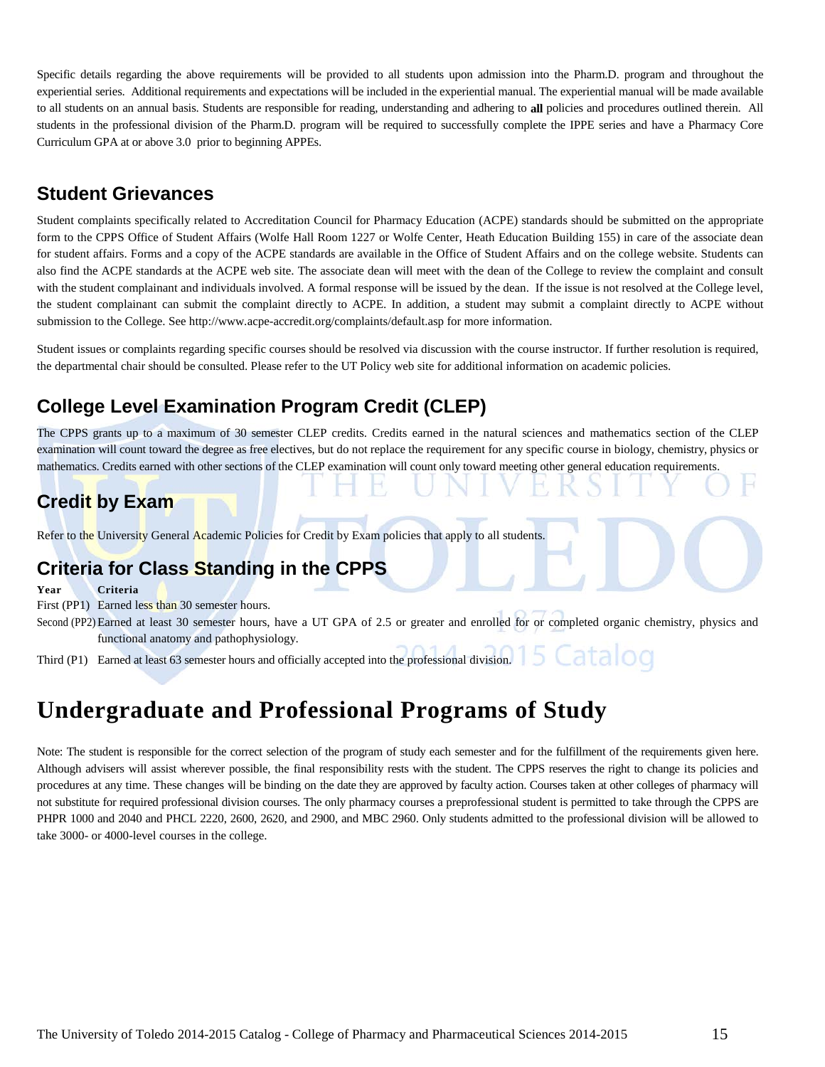Specific details regarding the above requirements will be provided to all students upon admission into the Pharm.D. program and throughout the experiential series. Additional requirements and expectations will be included in the experiential manual. The experiential manual will be made available to all students on an annual basis. Students are responsible for reading, understanding and adhering to **all** policies and procedures outlined therein. All students in the professional division of the Pharm.D. program will be required to successfully complete the IPPE series and have a Pharmacy Core Curriculum GPA at or above 3.0 prior to beginning APPEs.

## Student Grievances

Student complaints specifically related to Accreditation Council for Pharmacy Education (ACPE) standards should be submitted on the appropriate form to the CPPS Office of Student Affairs (Wolfe Hall Room 1227 or Wolfe Center, Heath Education Building 155) in care of the associate dean for student affairs. Forms and a copy of the ACPE standards are available in the Office of Student Affairs and on the college website. Students can also find the ACPE standards at the ACPE web site. The associate dean will meet with the dean of the College to review the complaint and consult with the student complainant and individuals involved. A formal response will be issued by the dean. If the issue is not resolved at the College level, the student complainant can submit the complaint directly to ACPE. In addition, a student may submit a complaint directly to ACPE without submission to the College. See http://www.acpe-accredit.org/complaints/default.asp for more information.

Student issues or complaints regarding specific courses should be resolved via discussion with the course instructor. If further resolution is required, the departmental chair should be consulted. Please refer to the UT Policy web site for additional information on academic policies.

## College Level Examination Program Credit (CLEP)

The CPPS grants up to a maximum of 30 semester CLEP credits. Credits earned in the natural sciences and mathematics section of the CLEP examination will count toward the degree as free electives, but do not replace the requirement for any specific course in biology, chemistry, physics or mathematics. Credits earned with other sections of the CLEP examination will count only toward meeting other general education requirements.

## Credit by Exam

Refer to the University General Academic Policies for Credit by Exam policies that apply to all students.

## Criteria for Class Standing in the CPPS

| Year | Criteria |
|---|---|
| First (PP1) | Earned less than 30 semester hours. |
| Second (PP2) | Earned at least 30 semester hours, have a UT GPA of 2.5 or greater and enrolled for or completed organic chemistry, physics and functional anatomy and pathophysiology. |
| Third (P1) | Earned at least 63 semester hours and officially accepted into the professional division. |

# Undergraduate and Professional Programs of Study

Note: The student is responsible for the correct selection of the program of study each semester and for the fulfillment of the requirements given here. Although advisers will assist wherever possible, the final responsibility rests with the student. The CPPS reserves the right to change its policies and procedures at any time. These changes will be binding on the date they are approved by faculty action. Courses taken at other colleges of pharmacy will not substitute for required professional division courses. The only pharmacy courses a preprofessional student is permitted to take through the CPPS are PHPR 1000 and 2040 and PHCL 2220, 2600, 2620, and 2900, and MBC 2960. Only students admitted to the professional division will be allowed to take 3000- or 4000-level courses in the college.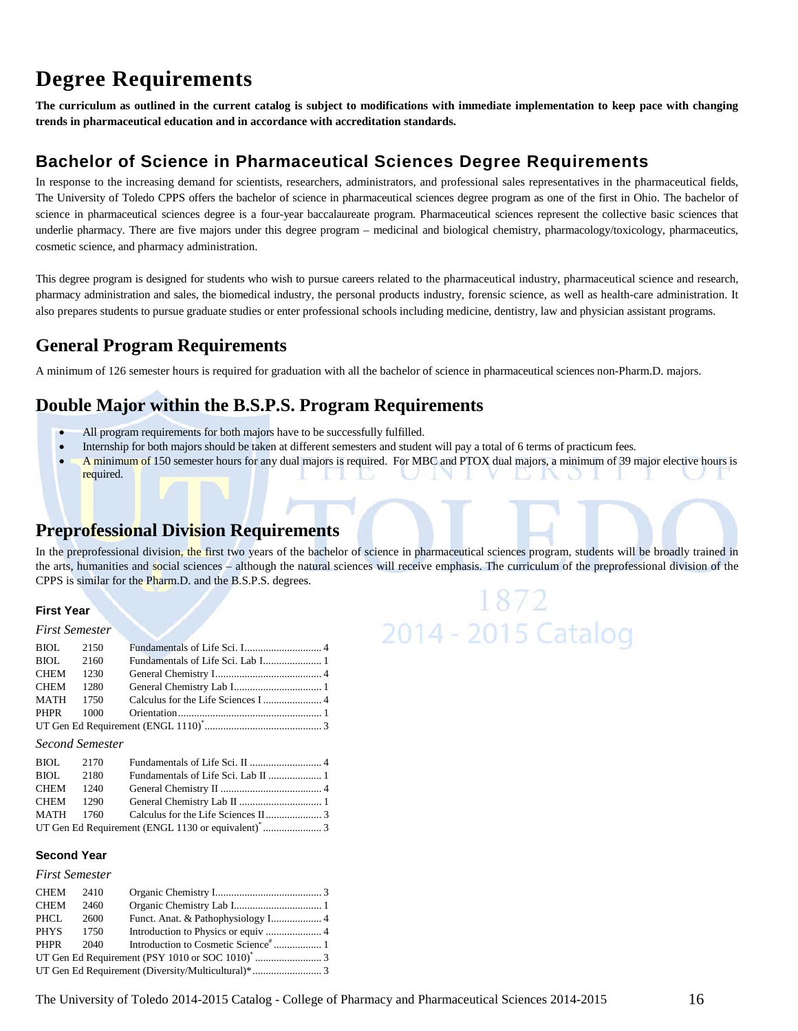# Degree Requirements

**The curriculum as outlined in the current catalog is subject to modifications with immediate implementation to keep pace with changing trends in pharmaceutical education and in accordance with accreditation standards.**

## Bachelor of Science in Pharmaceutical Sciences Degree Requirements

In response to the increasing demand for scientists, researchers, administrators, and professional sales representatives in the pharmaceutical fields, The University of Toledo CPPS offers the bachelor of science in pharmaceutical sciences degree program as one of the first in Ohio. The bachelor of science in pharmaceutical sciences degree is a four-year baccalaureate program. Pharmaceutical sciences represent the collective basic sciences that underlie pharmacy. There are five majors under this degree program – medicinal and biological chemistry, pharmacology/toxicology, pharmaceutics, cosmetic science, and pharmacy administration.

This degree program is designed for students who wish to pursue careers related to the pharmaceutical industry, pharmaceutical science and research, pharmacy administration and sales, the biomedical industry, the personal products industry, forensic science, as well as health-care administration. It also prepares students to pursue graduate studies or enter professional schools including medicine, dentistry, law and physician assistant programs.

## General Program Requirements

A minimum of 126 semester hours is required for graduation with all the bachelor of science in pharmaceutical sciences non-Pharm.D. majors.

## Double Major within the B.S.P.S. Program Requirements

- All program requirements for both majors have to be successfully fulfilled.
- Internship for both majors should be taken at different semesters and student will pay a total of 6 terms of practicum fees.
- A minimum of 150 semester hours for any dual majors is required. For MBC and PTOX dual majors, a minimum of 39 major elective hours is required.

## Preprofessional Division Requirements

In the preprofessional division, the first two years of the bachelor of science in pharmaceutical sciences program, students will be broadly trained in the arts, humanities and social sciences – although the natural sciences will receive emphasis. The curriculum of the preprofessional division of the CPPS is similar for the Pharm.D. and the B.S.P.S. degrees.

### First Year

*First Semester*

| | | | |
|---|---|---|---|
| BIOL | 2150 | Fundamentals of Life Sci. I | 4 |
| BIOL | 2160 | Fundamentals of Life Sci. Lab I | 1 |
| CHEM | 1230 | General Chemistry I | 4 |
| CHEM | 1280 | General Chemistry Lab I | 1 |
| MATH | 1750 | Calculus for the Life Sciences I | 4 |
| PHPR | 1000 | Orientation | 1 |
| UT Gen Ed Requirement (ENGL 1110)* | | | 3 |

*Second Semester*

| | | | |
|---|---|---|---|
| BIOL | 2170 | Fundamentals of Life Sci. II | 4 |
| BIOL | 2180 | Fundamentals of Life Sci. Lab II | 1 |
| CHEM | 1240 | General Chemistry II | 4 |
| CHEM | 1290 | General Chemistry Lab II | 1 |
| MATH | 1760 | Calculus for the Life Sciences II | 3 |
| UT Gen Ed Requirement (ENGL 1130 or equivalent)* | | | 3 |

### Second Year

*First Semester*

| | | | |
|---|---|---|---|
| CHEM | 2410 | Organic Chemistry I | 3 |
| CHEM | 2460 | Organic Chemistry Lab I | 1 |
| PHCL | 2600 | Funct. Anat. & Pathophysiology I | 4 |
| PHYS | 1750 | Introduction to Physics or equiv | 4 |
| PHPR | 2040 | Introduction to Cosmetic Science# | 1 |
| UT Gen Ed Requirement (PSY 1010 or SOC 1010)* | | | 3 |
| UT Gen Ed Requirement (Diversity/Multicultural)* | | | 3 |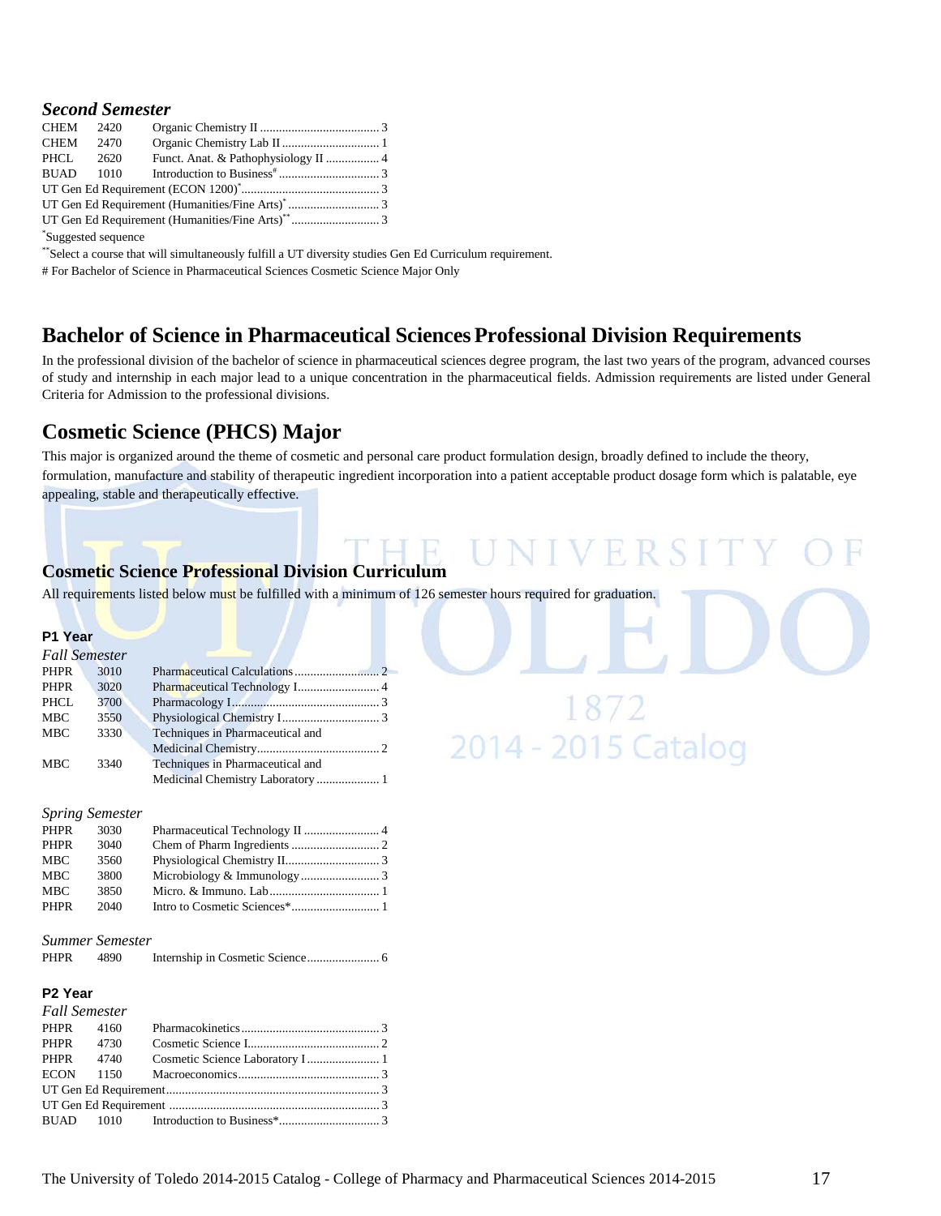### *Second Semester*

| | | | |
|---|---|---|---|
| CHEM | 2420 | Organic Chemistry II | 3 |
| CHEM | 2470 | Organic Chemistry Lab II | 1 |
| PHCL | 2620 | Funct. Anat. & Pathophysiology II | 4 |
| BUAD | 1010 | Introduction to Business[#] | 3 |
| UT Gen Ed Requirement (ECON 1200)[*] | | | 3 |
| UT Gen Ed Requirement (Humanities/Fine Arts)[*] | | | 3 |
| UT Gen Ed Requirement (Humanities/Fine Arts)[**] | | | 3 |

[*]Suggested sequence

[**]Select a course that will simultaneously fulfill a UT diversity studies Gen Ed Curriculum requirement.

# For Bachelor of Science in Pharmaceutical Sciences Cosmetic Science Major Only

## Bachelor of Science in Pharmaceutical Sciences Professional Division Requirements

In the professional division of the bachelor of science in pharmaceutical sciences degree program, the last two years of the program, advanced courses of study and internship in each major lead to a unique concentration in the pharmaceutical fields. Admission requirements are listed under General Criteria for Admission to the professional divisions.

## Cosmetic Science (PHCS) Major

This major is organized around the theme of cosmetic and personal care product formulation design, broadly defined to include the theory, formulation, manufacture and stability of therapeutic ingredient incorporation into a patient acceptable product dosage form which is palatable, eye appealing, stable and therapeutically effective.

### Cosmetic Science Professional Division Curriculum

All requirements listed below must be fulfilled with a minimum of 126 semester hours required for graduation.

#### P1 Year

*Fall Semester*

| | | | |
|---|---|---|---|
| PHPR | 3010 | Pharmaceutical Calculations | 2 |
| PHPR | 3020 | Pharmaceutical Technology I | 4 |
| PHCL | 3700 | Pharmacology I | 3 |
| MBC | 3550 | Physiological Chemistry I | 3 |
| MBC | 3330 | Techniques in Pharmaceutical and Medicinal Chemistry | 2 |
| MBC | 3340 | Techniques in Pharmaceutical and Medicinal Chemistry Laboratory | 1 |

*Spring Semester*

| | | | |
|---|---|---|---|
| PHPR | 3030 | Pharmaceutical Technology II | 4 |
| PHPR | 3040 | Chem of Pharm Ingredients | 2 |
| MBC | 3560 | Physiological Chemistry II | 3 |
| MBC | 3800 | Microbiology & Immunology | 3 |
| MBC | 3850 | Micro. & Immuno. Lab | 1 |
| PHPR | 2040 | Intro to Cosmetic Sciences* | 1 |

*Summer Semester*

| | | | |
|---|---|---|---|
| PHPR | 4890 | Internship in Cosmetic Science | 6 |

#### P2 Year

*Fall Semester*

| | | | |
|---|---|---|---|
| PHPR | 4160 | Pharmacokinetics | 3 |
| PHPR | 4730 | Cosmetic Science I | 2 |
| PHPR | 4740 | Cosmetic Science Laboratory I | 1 |
| ECON | 1150 | Macroeconomics | 3 |
| UT Gen Ed Requirement | | | 3 |
| UT Gen Ed Requirement | | | 3 |
| BUAD | 1010 | Introduction to Business* | 3 |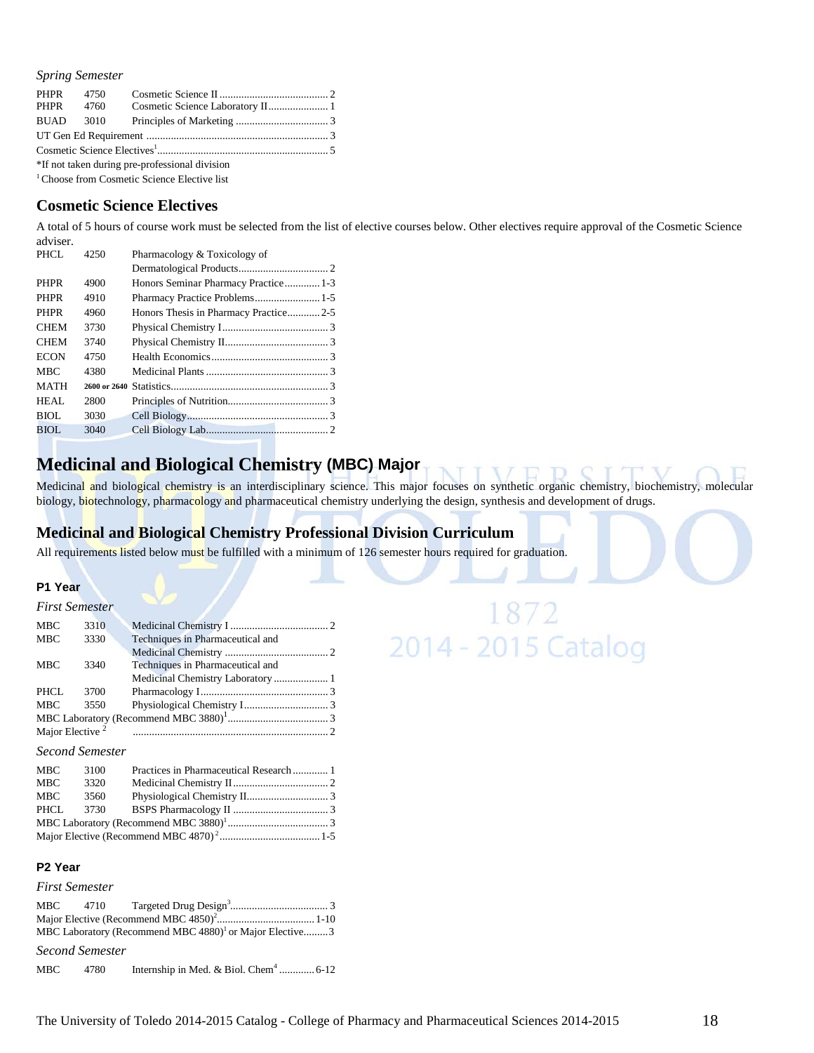*Spring Semester*

| | | | |
|---|---|---|---|
| PHPR | 4750 | Cosmetic Science II | 2 |
| PHPR | 4760 | Cosmetic Science Laboratory II | 1 |
| BUAD | 3010 | Principles of Marketing | 3 |
| UT Gen Ed Requirement | | | 3 |
| Cosmetic Science Electives[1] | | | 5 |

*If not taken during pre-professional division

[1] Choose from Cosmetic Science Elective list

## Cosmetic Science Electives

A total of 5 hours of course work must be selected from the list of elective courses below. Other electives require approval of the Cosmetic Science adviser.

| | | | |
|---|---|---|---|
| PHCL | 4250 | Pharmacology & Toxicology of Dermatological Products | 2 |
| PHPR | 4900 | Honors Seminar Pharmacy Practice | 1-3 |
| PHPR | 4910 | Pharmacy Practice Problems | 1-5 |
| PHPR | 4960 | Honors Thesis in Pharmacy Practice | 2-5 |
| CHEM | 3730 | Physical Chemistry I | 3 |
| CHEM | 3740 | Physical Chemistry II | 3 |
| ECON | 4750 | Health Economics | 3 |
| MBC | 4380 | Medicinal Plants | 3 |
| MATH | 2600 or 2640 | Statistics | 3 |
| HEAL | 2800 | Principles of Nutrition | 3 |
| BIOL | 3030 | Cell Biology | 3 |
| BIOL | 3040 | Cell Biology Lab | 2 |

# Medicinal and Biological Chemistry (MBC) Major

Medicinal and biological chemistry is an interdisciplinary science. This major focuses on synthetic organic chemistry, biochemistry, molecular biology, biotechnology, pharmacology and pharmaceutical chemistry underlying the design, synthesis and development of drugs.

## Medicinal and Biological Chemistry Professional Division Curriculum

All requirements listed below must be fulfilled with a minimum of 126 semester hours required for graduation.

### P1 Year

*First Semester*

| | | | |
|---|---|---|---|
| MBC | 3310 | Medicinal Chemistry I | 2 |
| MBC | 3330 | Techniques in Pharmaceutical and Medicinal Chemistry | 2 |
| MBC | 3340 | Techniques in Pharmaceutical and Medicinal Chemistry Laboratory | 1 |
| PHCL | 3700 | Pharmacology I | 3 |
| MBC | 3550 | Physiological Chemistry I | 3 |
| MBC Laboratory (Recommend MBC 3880)[1] | | | 3 |
| Major Elective[2] | | | 2 |

*Second Semester*

| | | | |
|---|---|---|---|
| MBC | 3100 | Practices in Pharmaceutical Research | 1 |
| MBC | 3320 | Medicinal Chemistry II | 2 |
| MBC | 3560 | Physiological Chemistry II | 3 |
| PHCL | 3730 | BSPS Pharmacology II | 3 |
| MBC Laboratory (Recommend MBC 3880)[1] | | | 3 |
| Major Elective (Recommend MBC 4870)[2] | | | 1-5 |

### P2 Year

*First Semester*

| | | | |
|---|---|---|---|
| MBC | 4710 | Targeted Drug Design[3] | 3 |
| Major Elective (Recommend MBC 4850)[2] | | | 1-10 |
| MBC Laboratory (Recommend MBC 4880)[1] or Major Elective | | | 3 |

*Second Semester*

| | | | |
|---|---|---|---|
| MBC | 4780 | Internship in Med. & Biol. Chem[4] | 6-12 |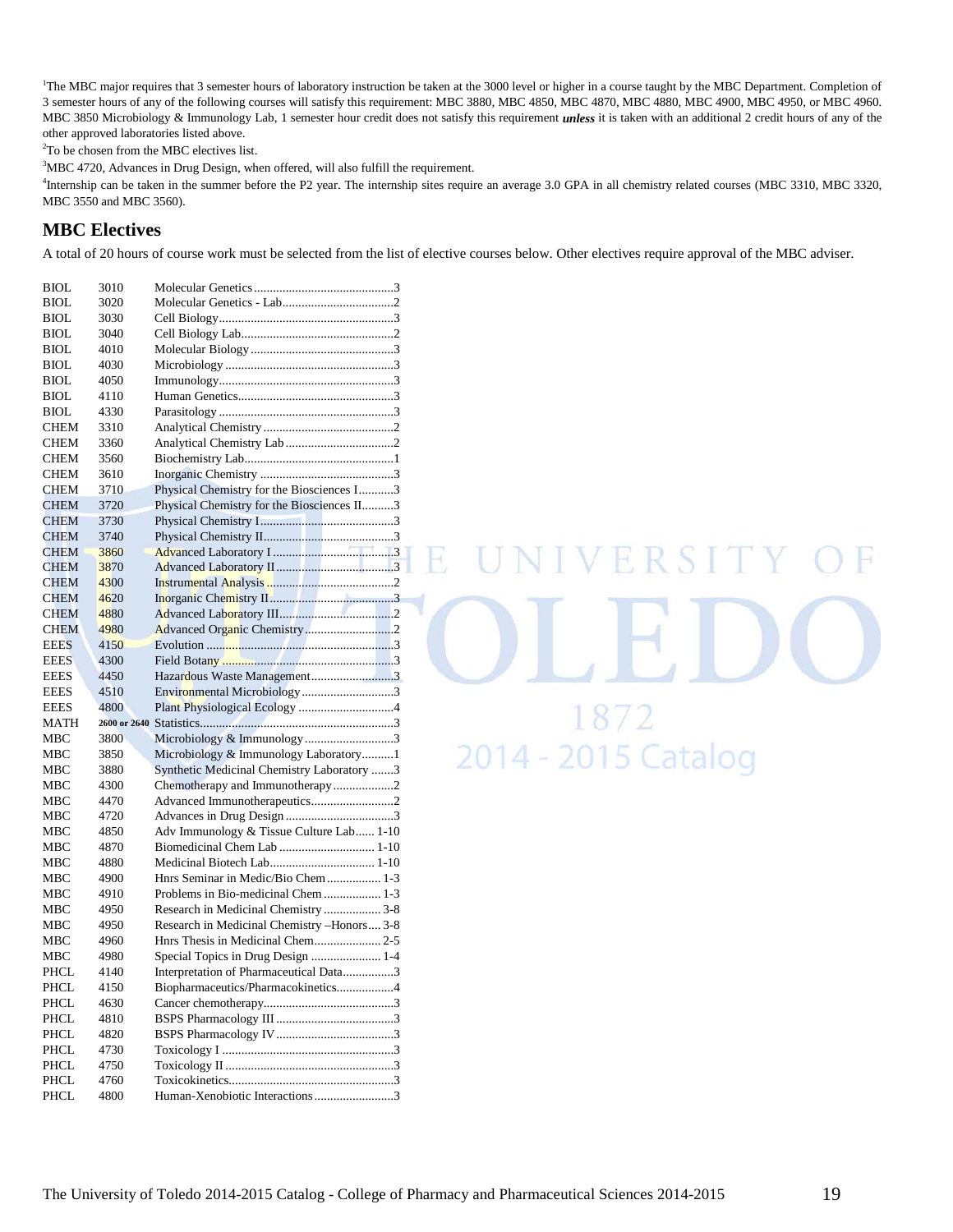[1]The MBC major requires that 3 semester hours of laboratory instruction be taken at the 3000 level or higher in a course taught by the MBC Department. Completion of 3 semester hours of any of the following courses will satisfy this requirement: MBC 3880, MBC 4850, MBC 4870, MBC 4880, MBC 4900, MBC 4950, or MBC 4960. MBC 3850 Microbiology & Immunology Lab, 1 semester hour credit does not satisfy this requirement ***unless*** it is taken with an additional 2 credit hours of any of the other approved laboratories listed above.

[2]To be chosen from the MBC electives list.

[3]MBC 4720, Advances in Drug Design, when offered, will also fulfill the requirement.

[4]Internship can be taken in the summer before the P2 year. The internship sites require an average 3.0 GPA in all chemistry related courses (MBC 3310, MBC 3320, MBC 3550 and MBC 3560).

## MBC Electives

A total of 20 hours of course work must be selected from the list of elective courses below. Other electives require approval of the MBC adviser.

| Dept | Number | Course | Hours |
|---|---|---|---|
| BIOL | 3010 | Molecular Genetics | 3 |
| BIOL | 3020 | Molecular Genetics - Lab | 2 |
| BIOL | 3030 | Cell Biology | 3 |
| BIOL | 3040 | Cell Biology Lab | 2 |
| BIOL | 4010 | Molecular Biology | 3 |
| BIOL | 4030 | Microbiology | 3 |
| BIOL | 4050 | Immunology | 3 |
| BIOL | 4110 | Human Genetics | 3 |
| BIOL | 4330 | Parasitology | 3 |
| CHEM | 3310 | Analytical Chemistry | 2 |
| CHEM | 3360 | Analytical Chemistry Lab | 2 |
| CHEM | 3560 | Biochemistry Lab | 1 |
| CHEM | 3610 | Inorganic Chemistry | 3 |
| CHEM | 3710 | Physical Chemistry for the Biosciences I | 3 |
| CHEM | 3720 | Physical Chemistry for the Biosciences II | 3 |
| CHEM | 3730 | Physical Chemistry I | 3 |
| CHEM | 3740 | Physical Chemistry II | 3 |
| CHEM | 3860 | Advanced Laboratory I | 3 |
| CHEM | 3870 | Advanced Laboratory II | 3 |
| CHEM | 4300 | Instrumental Analysis | 2 |
| CHEM | 4620 | Inorganic Chemistry II | 3 |
| CHEM | 4880 | Advanced Laboratory III | 2 |
| CHEM | 4980 | Advanced Organic Chemistry | 2 |
| EEES | 4150 | Evolution | 3 |
| EEES | 4300 | Field Botany | 3 |
| EEES | 4450 | Hazardous Waste Management | 3 |
| EEES | 4510 | Environmental Microbiology | 3 |
| EEES | 4800 | Plant Physiological Ecology | 4 |
| MATH | 2600 or 2640 | Statistics | 3 |
| MBC | 3800 | Microbiology & Immunology | 3 |
| MBC | 3850 | Microbiology & Immunology Laboratory | 1 |
| MBC | 3880 | Synthetic Medicinal Chemistry Laboratory | 3 |
| MBC | 4300 | Chemotherapy and Immunotherapy | 2 |
| MBC | 4470 | Advanced Immunotherapeutics | 2 |
| MBC | 4720 | Advances in Drug Design | 3 |
| MBC | 4850 | Adv Immunology & Tissue Culture Lab | 1-10 |
| MBC | 4870 | Biomedicinal Chem Lab | 1-10 |
| MBC | 4880 | Medicinal Biotech Lab | 1-10 |
| MBC | 4900 | Hnrs Seminar in Medic/Bio Chem | 1-3 |
| MBC | 4910 | Problems in Bio-medicinal Chem | 1-3 |
| MBC | 4950 | Research in Medicinal Chemistry | 3-8 |
| MBC | 4950 | Research in Medicinal Chemistry –Honors | 3-8 |
| MBC | 4960 | Hnrs Thesis in Medicinal Chem | 2-5 |
| MBC | 4980 | Special Topics in Drug Design | 1-4 |
| PHCL | 4140 | Interpretation of Pharmaceutical Data | 3 |
| PHCL | 4150 | Biopharmaceutics/Pharmacokinetics | 4 |
| PHCL | 4630 | Cancer chemotherapy | 3 |
| PHCL | 4810 | BSPS Pharmacology III | 3 |
| PHCL | 4820 | BSPS Pharmacology IV | 3 |
| PHCL | 4730 | Toxicology I | 3 |
| PHCL | 4750 | Toxicology II | 3 |
| PHCL | 4760 | Toxicokinetics | 3 |
| PHCL | 4800 | Human-Xenobiotic Interactions | 3 |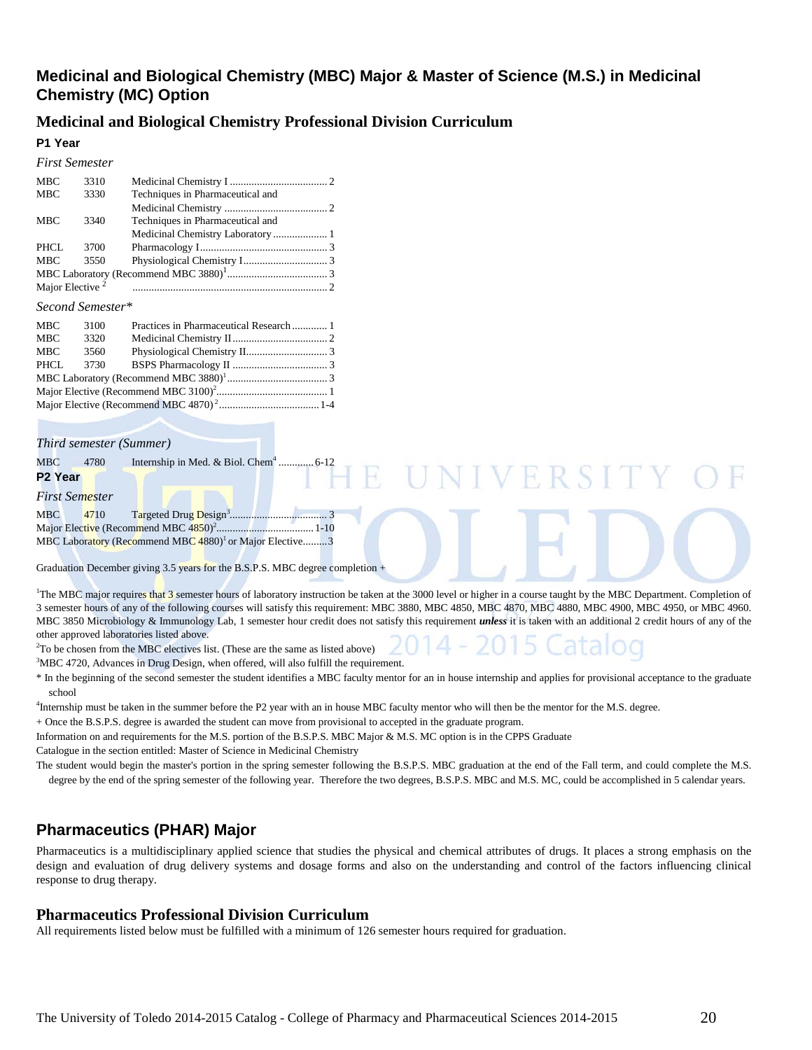## Medicinal and Biological Chemistry (MBC) Major & Master of Science (M.S.) in Medicinal Chemistry (MC) Option

### Medicinal and Biological Chemistry Professional Division Curriculum

#### P1 Year

*First Semester*

| | | | |
|---|---|---|---|
| MBC | 3310 | Medicinal Chemistry I | 2 |
| MBC | 3330 | Techniques in Pharmaceutical and Medicinal Chemistry | 2 |
| MBC | 3340 | Techniques in Pharmaceutical and Medicinal Chemistry Laboratory | 1 |
| PHCL | 3700 | Pharmacology I | 3 |
| MBC | 3550 | Physiological Chemistry I | 3 |
| MBC Laboratory (Recommend MBC 3880)[1] | | | 3 |
| Major Elective [2] | | | 2 |

*Second Semester**

| | | | |
|---|---|---|---|
| MBC | 3100 | Practices in Pharmaceutical Research | 1 |
| MBC | 3320 | Medicinal Chemistry II | 2 |
| MBC | 3560 | Physiological Chemistry II | 3 |
| PHCL | 3730 | BSPS Pharmacology II | 3 |
| MBC Laboratory (Recommend MBC 3880)[1] | | | 3 |
| Major Elective (Recommend MBC 3100)[2] | | | 1 |
| Major Elective (Recommend MBC 4870)[2] | | | 1-4 |

*Third semester (Summer)*

| | | | |
|---|---|---|---|
| MBC | 4780 | Internship in Med. & Biol. Chem[4] | 6-12 |

#### P2 Year

*First Semester*

| | | | |
|---|---|---|---|
| MBC | 4710 | Targeted Drug Design[3] | 3 |
| Major Elective (Recommend MBC 4850)[2] | | | 1-10 |
| MBC Laboratory (Recommend MBC 4880)[1] or Major Elective | | | 3 |

Graduation December giving 3.5 years for the B.S.P.S. MBC degree completion +

[1]The MBC major requires that 3 semester hours of laboratory instruction be taken at the 3000 level or higher in a course taught by the MBC Department. Completion of 3 semester hours of any of the following courses will satisfy this requirement: MBC 3880, MBC 4850, MBC 4870, MBC 4880, MBC 4900, MBC 4950, or MBC 4960. MBC 3850 Microbiology & Immunology Lab, 1 semester hour credit does not satisfy this requirement ***unless*** it is taken with an additional 2 credit hours of any of the other approved laboratories listed above.

[2]To be chosen from the MBC electives list. (These are the same as listed above)

[3]MBC 4720, Advances in Drug Design, when offered, will also fulfill the requirement.

\* In the beginning of the second semester the student identifies a MBC faculty mentor for an in house internship and applies for provisional acceptance to the graduate school

[4]Internship must be taken in the summer before the P2 year with an in house MBC faculty mentor who will then be the mentor for the M.S. degree.

+ Once the B.S.P.S. degree is awarded the student can move from provisional to accepted in the graduate program.

Information on and requirements for the M.S. portion of the B.S.P.S. MBC Major & M.S. MC option is in the CPPS Graduate Catalogue in the section entitled: Master of Science in Medicinal Chemistry

The student would begin the master's portion in the spring semester following the B.S.P.S. MBC graduation at the end of the Fall term, and could complete the M.S. degree by the end of the spring semester of the following year. Therefore the two degrees, B.S.P.S. MBC and M.S. MC, could be accomplished in 5 calendar years.

## Pharmaceutics (PHAR) Major

Pharmaceutics is a multidisciplinary applied science that studies the physical and chemical attributes of drugs. It places a strong emphasis on the design and evaluation of drug delivery systems and dosage forms and also on the understanding and control of the factors influencing clinical response to drug therapy.

### Pharmaceutics Professional Division Curriculum

All requirements listed below must be fulfilled with a minimum of 126 semester hours required for graduation.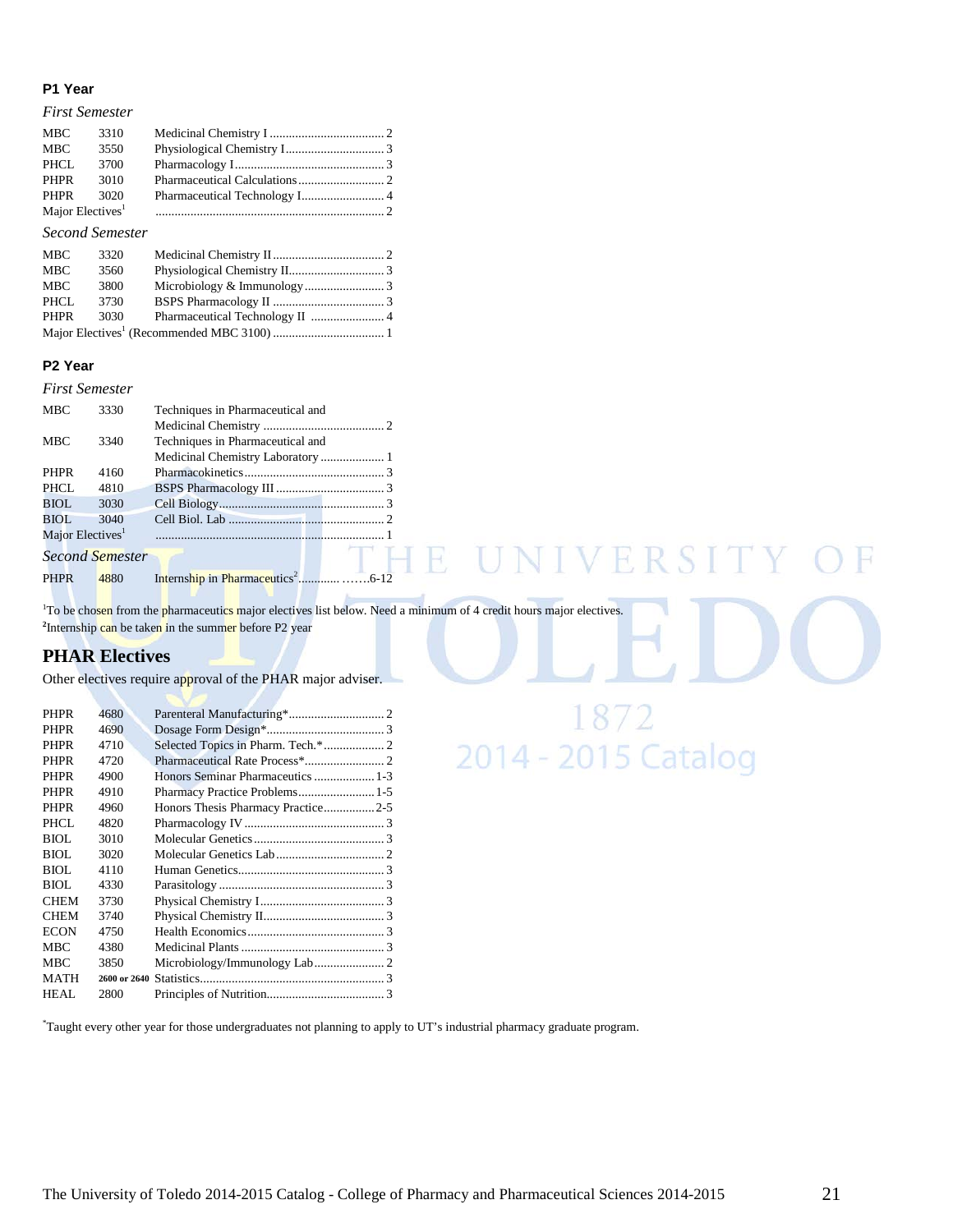### P1 Year

*First Semester*

| | | | |
|---|---|---|---|
| MBC | 3310 | Medicinal Chemistry I | 2 |
| MBC | 3550 | Physiological Chemistry I | 3 |
| PHCL | 3700 | Pharmacology I | 3 |
| PHPR | 3010 | Pharmaceutical Calculations | 2 |
| PHPR | 3020 | Pharmaceutical Technology I | 4 |
| Major Electives[1] | | | 2 |

*Second Semester*

| | | | |
|---|---|---|---|
| MBC | 3320 | Medicinal Chemistry II | 2 |
| MBC | 3560 | Physiological Chemistry II | 3 |
| MBC | 3800 | Microbiology & Immunology | 3 |
| PHCL | 3730 | BSPS Pharmacology II | 3 |
| PHPR | 3030 | Pharmaceutical Technology II | 4 |
| Major Electives[1] (Recommended MBC 3100) | | | 1 |

### P2 Year

*First Semester*

| | | | |
|---|---|---|---|
| MBC | 3330 | Techniques in Pharmaceutical and Medicinal Chemistry | 2 |
| MBC | 3340 | Techniques in Pharmaceutical and Medicinal Chemistry Laboratory | 1 |
| PHPR | 4160 | Pharmacokinetics | 3 |
| PHCL | 4810 | BSPS Pharmacology III | 3 |
| BIOL | 3030 | Cell Biology | 3 |
| BIOL | 3040 | Cell Biol. Lab | 2 |
| Major Electives[1] | | | 1 |

*Second Semester*

| | | | |
|---|---|---|---|
| PHPR | 4880 | Internship in Pharmaceutics[2] | 6-12 |

[1]To be chosen from the pharmaceutics major electives list below. Need a minimum of 4 credit hours major electives.
[2]Internship can be taken in the summer before P2 year

## PHAR Electives

Other electives require approval of the PHAR major adviser.

| | | | |
|---|---|---|---|
| PHPR | 4680 | Parenteral Manufacturing* | 2 |
| PHPR | 4690 | Dosage Form Design* | 3 |
| PHPR | 4710 | Selected Topics in Pharm. Tech.* | 2 |
| PHPR | 4720 | Pharmaceutical Rate Process* | 2 |
| PHPR | 4900 | Honors Seminar Pharmaceutics | 1-3 |
| PHPR | 4910 | Pharmacy Practice Problems | 1-5 |
| PHPR | 4960 | Honors Thesis Pharmacy Practice | 2-5 |
| PHCL | 4820 | Pharmacology IV | 3 |
| BIOL | 3010 | Molecular Genetics | 3 |
| BIOL | 3020 | Molecular Genetics Lab | 2 |
| BIOL | 4110 | Human Genetics | 3 |
| BIOL | 4330 | Parasitology | 3 |
| CHEM | 3730 | Physical Chemistry I | 3 |
| CHEM | 3740 | Physical Chemistry II | 3 |
| ECON | 4750 | Health Economics | 3 |
| MBC | 4380 | Medicinal Plants | 3 |
| MBC | 3850 | Microbiology/Immunology Lab | 2 |
| MATH | 2600 or 2640 | Statistics | 3 |
| HEAL | 2800 | Principles of Nutrition | 3 |

*Taught every other year for those undergraduates not planning to apply to UT's industrial pharmacy graduate program.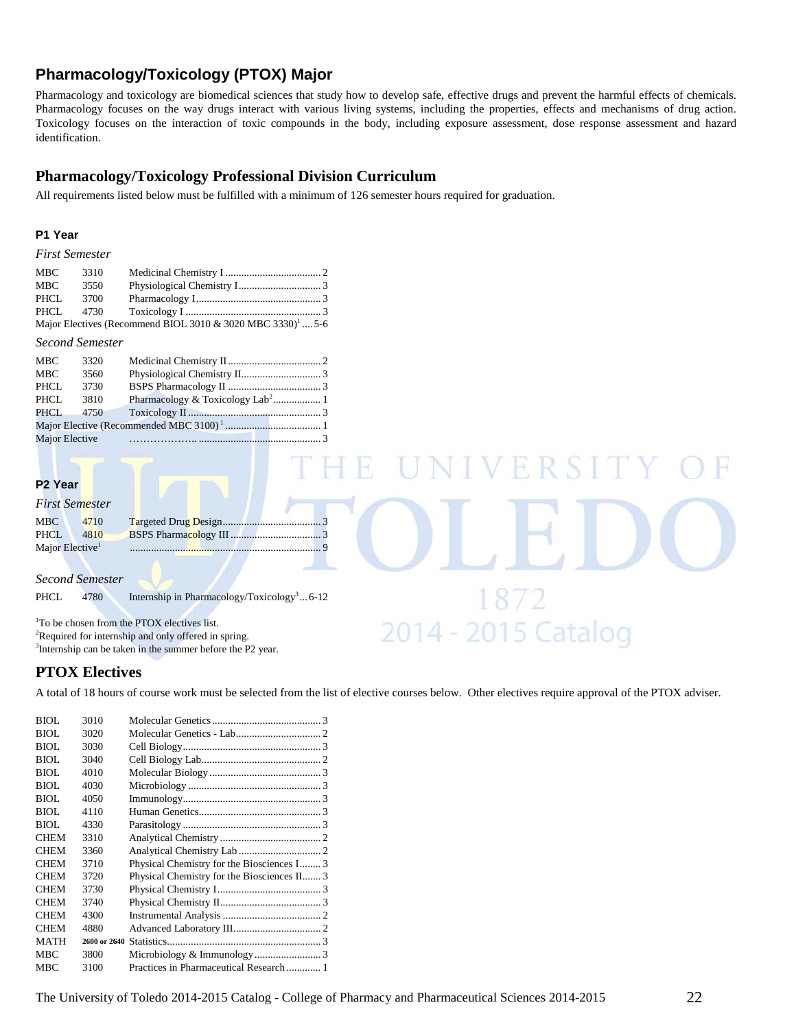## Pharmacology/Toxicology (PTOX) Major

Pharmacology and toxicology are biomedical sciences that study how to develop safe, effective drugs and prevent the harmful effects of chemicals. Pharmacology focuses on the way drugs interact with various living systems, including the properties, effects and mechanisms of drug action. Toxicology focuses on the interaction of toxic compounds in the body, including exposure assessment, dose response assessment and hazard identification.

## Pharmacology/Toxicology Professional Division Curriculum

All requirements listed below must be fulfilled with a minimum of 126 semester hours required for graduation.

### P1 Year

*First Semester*

| | | | |
|---|---|---|---|
| MBC | 3310 | Medicinal Chemistry I | 2 |
| MBC | 3550 | Physiological Chemistry I | 3 |
| PHCL | 3700 | Pharmacology I | 3 |
| PHCL | 4730 | Toxicology I | 3 |
| Major Electives (Recommend BIOL 3010 & 3020 MBC 3330)[1] | | | 5-6 |

*Second Semester*

| | | | |
|---|---|---|---|
| MBC | 3320 | Medicinal Chemistry II | 2 |
| MBC | 3560 | Physiological Chemistry II | 3 |
| PHCL | 3730 | BSPS Pharmacology II | 3 |
| PHCL | 3810 | Pharmacology & Toxicology Lab[2] | 1 |
| PHCL | 4750 | Toxicology II | 3 |
| Major Elective (Recommended MBC 3100)[1] | | | 1 |
| Major Elective | | | 3 |

### P2 Year

*First Semester*

| | | | |
|---|---|---|---|
| MBC | 4710 | Targeted Drug Design | 3 |
| PHCL | 4810 | BSPS Pharmacology III | 3 |
| Major Elective[1] | | | 9 |

*Second Semester*

| | | | |
|---|---|---|---|
| PHCL | 4780 | Internship in Pharmacology/Toxicology[3] | 6-12 |

[1]To be chosen from the PTOX electives list.
[2]Required for internship and only offered in spring.
[3]Internship can be taken in the summer before the P2 year.

## PTOX Electives

A total of 18 hours of course work must be selected from the list of elective courses below. Other electives require approval of the PTOX adviser.

| | | | |
|---|---|---|---|
| BIOL | 3010 | Molecular Genetics | 3 |
| BIOL | 3020 | Molecular Genetics - Lab | 2 |
| BIOL | 3030 | Cell Biology | 3 |
| BIOL | 3040 | Cell Biology Lab | 2 |
| BIOL | 4010 | Molecular Biology | 3 |
| BIOL | 4030 | Microbiology | 3 |
| BIOL | 4050 | Immunology | 3 |
| BIOL | 4110 | Human Genetics | 3 |
| BIOL | 4330 | Parasitology | 3 |
| CHEM | 3310 | Analytical Chemistry | 2 |
| CHEM | 3360 | Analytical Chemistry Lab | 2 |
| CHEM | 3710 | Physical Chemistry for the Biosciences I | 3 |
| CHEM | 3720 | Physical Chemistry for the Biosciences II | 3 |
| CHEM | 3730 | Physical Chemistry I | 3 |
| CHEM | 3740 | Physical Chemistry II | 3 |
| CHEM | 4300 | Instrumental Analysis | 2 |
| CHEM | 4880 | Advanced Laboratory III | 2 |
| MATH | 2600 or 2640 | Statistics | 3 |
| MBC | 3800 | Microbiology & Immunology | 3 |
| MBC | 3100 | Practices in Pharmaceutical Research | 1 |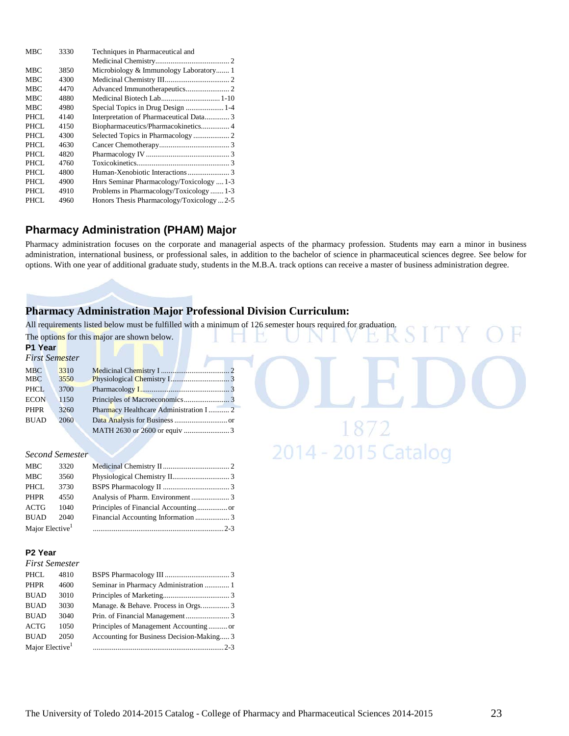| | | | |
|---|---|---|---|
| MBC | 3330 | Techniques in Pharmaceutical and Medicinal Chemistry | 2 |
| MBC | 3850 | Microbiology & Immunology Laboratory | 1 |
| MBC | 4300 | Medicinal Chemistry III | 2 |
| MBC | 4470 | Advanced Immunotherapeutics | 2 |
| MBC | 4880 | Medicinal Biotech Lab | 1-10 |
| MBC | 4980 | Special Topics in Drug Design | 1-4 |
| PHCL | 4140 | Interpretation of Pharmaceutical Data | 3 |
| PHCL | 4150 | Biopharmaceutics/Pharmacokinetics | 4 |
| PHCL | 4300 | Selected Topics in Pharmacology | 2 |
| PHCL | 4630 | Cancer Chemotherapy | 3 |
| PHCL | 4820 | Pharmacology IV | 3 |
| PHCL | 4760 | Toxicokinetics | 3 |
| PHCL | 4800 | Human-Xenobiotic Interactions | 3 |
| PHCL | 4900 | Hnrs Seminar Pharmacology/Toxicology | 1-3 |
| PHCL | 4910 | Problems in Pharmacology/Toxicology | 1-3 |
| PHCL | 4960 | Honors Thesis Pharmacology/Toxicology | 2-5 |

## Pharmacy Administration (PHAM) Major

Pharmacy administration focuses on the corporate and managerial aspects of the pharmacy profession. Students may earn a minor in business administration, international business, or professional sales, in addition to the bachelor of science in pharmaceutical sciences degree. See below for options. With one year of additional graduate study, students in the M.B.A. track options can receive a master of business administration degree.

## Pharmacy Administration Major Professional Division Curriculum:

All requirements listed below must be fulfilled with a minimum of 126 semester hours required for graduation.

The options for this major are shown below.

### P1 Year

*First Semester*

| | | | |
|---|---|---|---|
| MBC | 3310 | Medicinal Chemistry I | 2 |
| MBC | 3550 | Physiological Chemistry I | 3 |
| PHCL | 3700 | Pharmacology I | 3 |
| ECON | 1150 | Principles of Macroeconomics | 3 |
| PHPR | 3260 | Pharmacy Healthcare Administration I | 2 |
| BUAD | 2060 | Data Analysis for Business | or |
| | | MATH 2630 or 2600 or equiv | 3 |

*Second Semester*

| | | | |
|---|---|---|---|
| MBC | 3320 | Medicinal Chemistry II | 2 |
| MBC | 3560 | Physiological Chemistry II | 3 |
| PHCL | 3730 | BSPS Pharmacology II | 3 |
| PHPR | 4550 | Analysis of Pharm. Environment | 3 |
| ACTG | 1040 | Principles of Financial Accounting | or |
| BUAD | 2040 | Financial Accounting Information | 3 |
| Major Elective[1] | | | 2-3 |

### P2 Year

*First Semester*

| | | | |
|---|---|---|---|
| PHCL | 4810 | BSPS Pharmacology III | 3 |
| PHPR | 4600 | Seminar in Pharmacy Administration | 1 |
| BUAD | 3010 | Principles of Marketing | 3 |
| BUAD | 3030 | Manage. & Behave. Process in Orgs. | 3 |
| BUAD | 3040 | Prin. of Financial Management | 3 |
| ACTG | 1050 | Principles of Management Accounting | or |
| BUAD | 2050 | Accounting for Business Decision-Making | 3 |
| Major Elective[1] | | | 2-3 |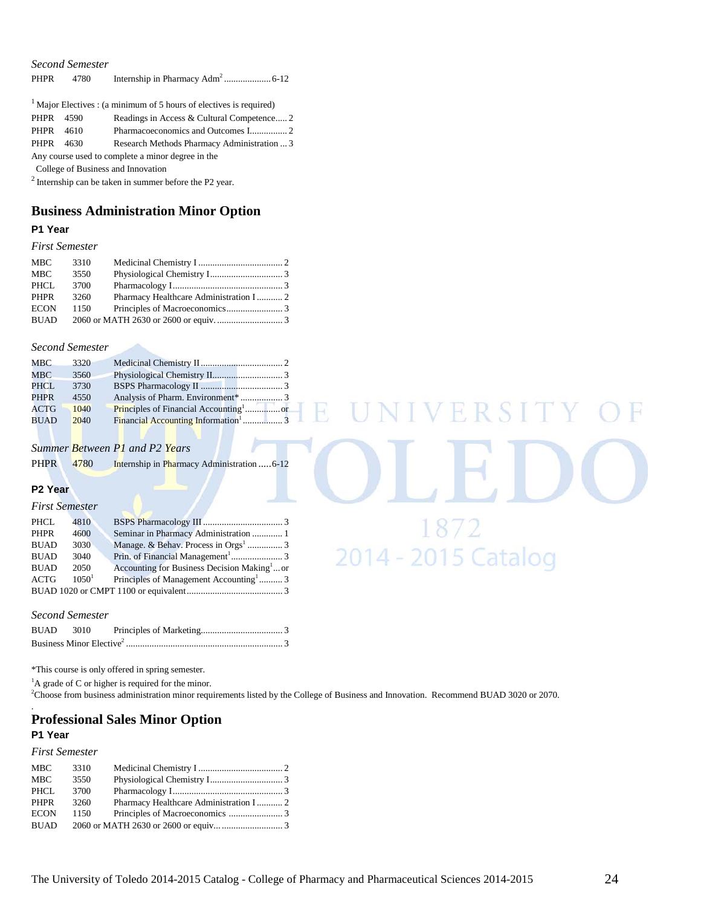*Second Semester*

| | | |
|---|---|---|
| PHPR | 4780 | Internship in Pharmacy Adm[2] .................... 6-12 |

[1] Major Electives : (a minimum of 5 hours of electives is required)

| | | |
|---|---|---|
| PHPR | 4590 | Readings in Access & Cultural Competence..... 2 |
| PHPR | 4610 | Pharmacoeconomics and Outcomes I................ 2 |
| PHPR | 4630 | Research Methods Pharmacy Administration ... 3 |

Any course used to complete a minor degree in the College of Business and Innovation

[2] Internship can be taken in summer before the P2 year.

## Business Administration Minor Option

### P1 Year

*First Semester*

| | | |
|---|---|---|
| MBC | 3310 | Medicinal Chemistry I .................................... 2 |
| MBC | 3550 | Physiological Chemistry I............................... 3 |
| PHCL | 3700 | Pharmacology I............................................... 3 |
| PHPR | 3260 | Pharmacy Healthcare Administration I ........... 2 |
| ECON | 1150 | Principles of Macroeconomics........................ 3 |
| BUAD | 2060 or MATH 2630 or 2600 or equiv. ............................ 3 | |

*Second Semester*

| | | |
|---|---|---|
| MBC | 3320 | Medicinal Chemistry II .................................. 2 |
| MBC | 3560 | Physiological Chemistry II.............................. 3 |
| PHCL | 3730 | BSPS Pharmacology II ................................... 3 |
| PHPR | 4550 | Analysis of Pharm. Environment* .................. 3 |
| ACTG | 1040 | Principles of Financial Accounting[1] ............... or |
| BUAD | 2040 | Financial Accounting Information[1] ................ 3 |

*Summer Between P1 and P2 Years*

| | | |
|---|---|---|
| PHPR | 4780 | Internship in Pharmacy Administration ..... 6-12 |

### P2 Year

*First Semester*

| | | |
|---|---|---|
| PHCL | 4810 | BSPS Pharmacology III .................................. 3 |
| PHPR | 4600 | Seminar in Pharmacy Administration ............. 1 |
| BUAD | 3030 | Manage. & Behav. Process in Orgs[1] ............... 3 |
| BUAD | 3040 | Prin. of Financial Management[1]...................... 3 |
| BUAD | 2050 | Accounting for Business Decision Making[1] ... or |
| ACTG | 1050[1] | Principles of Management Accounting[1] .......... 3 |
| BUAD 1020 or CMPT 1100 or equivalent......................................... 3 | | |

*Second Semester*

| | | |
|---|---|---|
| BUAD | 3010 | Principles of Marketing................................... 3 |
| Business Minor Elective[2] .................................................................. 3 | | |

*This course is only offered in spring semester.

[1]A grade of C or higher is required for the minor.

[2]Choose from business administration minor requirements listed by the College of Business and Innovation. Recommend BUAD 3020 or 2070.

## Professional Sales Minor Option

### P1 Year

*First Semester*

| | | |
|---|---|---|
| MBC | 3310 | Medicinal Chemistry I .................................... 2 |
| MBC | 3550 | Physiological Chemistry I............................... 3 |
| PHCL | 3700 | Pharmacology I............................................... 3 |
| PHPR | 3260 | Pharmacy Healthcare Administration I ........... 2 |
| ECON | 1150 | Principles of Macroeconomics ....................... 3 |
| BUAD | 2060 or MATH 2630 or 2600 or equiv... .......................... 3 | |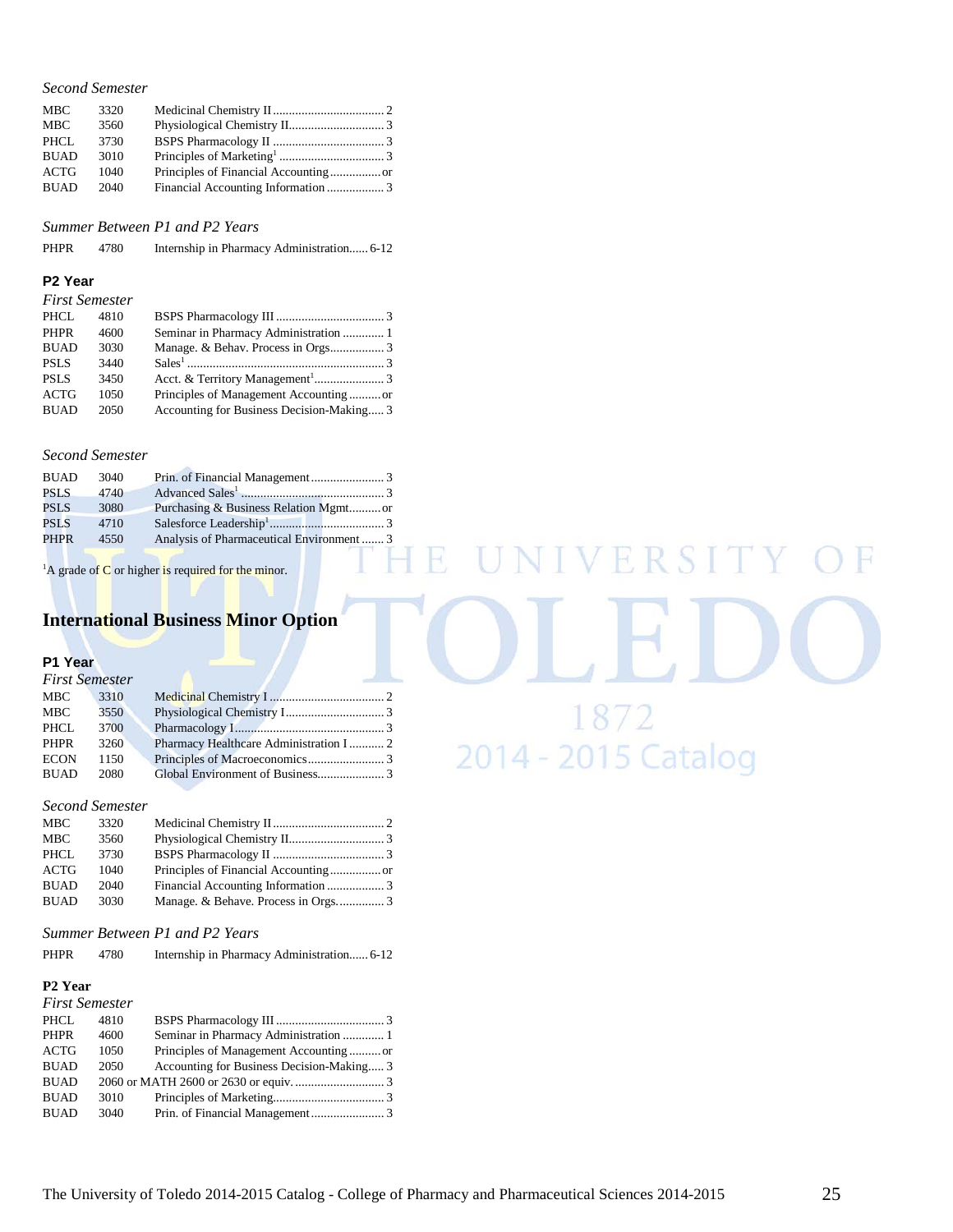*Second Semester*

| | | |
|---|---|---|
| MBC | 3320 | Medicinal Chemistry II ................................... 2 |
| MBC | 3560 | Physiological Chemistry II.............................. 3 |
| PHCL | 3730 | BSPS Pharmacology II ................................... 3 |
| BUAD | 3010 | Principles of Marketing[1] ................................. 3 |
| ACTG | 1040 | Principles of Financial Accounting ................ or |
| BUAD | 2040 | Financial Accounting Information .................. 3 |

*Summer Between P1 and P2 Years*

| | | |
|---|---|---|
| PHPR | 4780 | Internship in Pharmacy Administration...... 6-12 |

**P2 Year**

*First Semester*

| | | |
|---|---|---|
| PHCL | 4810 | BSPS Pharmacology III .................................. 3 |
| PHPR | 4600 | Seminar in Pharmacy Administration ............. 1 |
| BUAD | 3030 | Manage. & Behav. Process in Orgs................. 3 |
| PSLS | 3440 | Sales[1] ............................................................ 3 |
| PSLS | 3450 | Acct. & Territory Management[1]...................... 3 |
| ACTG | 1050 | Principles of Management Accounting .......... or |
| BUAD | 2050 | Accounting for Business Decision-Making..... 3 |

*Second Semester*

| | | |
|---|---|---|
| BUAD | 3040 | Prin. of Financial Management....................... 3 |
| PSLS | 4740 | Advanced Sales[1] ............................................ 3 |
| PSLS | 3080 | Purchasing & Business Relation Mgmt.......... or |
| PSLS | 4710 | Salesforce Leadership[1].................................... 3 |
| PHPR | 4550 | Analysis of Pharmaceutical Environment ....... 3 |

[1]A grade of C or higher is required for the minor.

## International Business Minor Option

**P1 Year**

*First Semester*

| | | |
|---|---|---|
| MBC | 3310 | Medicinal Chemistry I .................................... 2 |
| MBC | 3550 | Physiological Chemistry I ............................... 3 |
| PHCL | 3700 | Pharmacology I............................................... 3 |
| PHPR | 3260 | Pharmacy Healthcare Administration I ........... 2 |
| ECON | 1150 | Principles of Macroeconomics........................ 3 |
| BUAD | 2080 | Global Environment of Business..................... 3 |

*Second Semester*

| | | |
|---|---|---|
| MBC | 3320 | Medicinal Chemistry II ................................... 2 |
| MBC | 3560 | Physiological Chemistry II.............................. 3 |
| PHCL | 3730 | BSPS Pharmacology II ................................... 3 |
| ACTG | 1040 | Principles of Financial Accounting ................ or |
| BUAD | 2040 | Financial Accounting Information .................. 3 |
| BUAD | 3030 | Manage. & Behave. Process in Orgs. .............. 3 |

*Summer Between P1 and P2 Years*

| | | |
|---|---|---|
| PHPR | 4780 | Internship in Pharmacy Administration...... 6-12 |

**P2 Year**

*First Semester*

| | | |
|---|---|---|
| PHCL | 4810 | BSPS Pharmacology III .................................. 3 |
| PHPR | 4600 | Seminar in Pharmacy Administration ............. 1 |
| ACTG | 1050 | Principles of Management Accounting .......... or |
| BUAD | 2050 | Accounting for Business Decision-Making..... 3 |
| BUAD | | 2060 or MATH 2600 or 2630 or equiv. ............................ 3 |
| BUAD | 3010 | Principles of Marketing.................................. 3 |
| BUAD | 3040 | Prin. of Financial Management....................... 3 |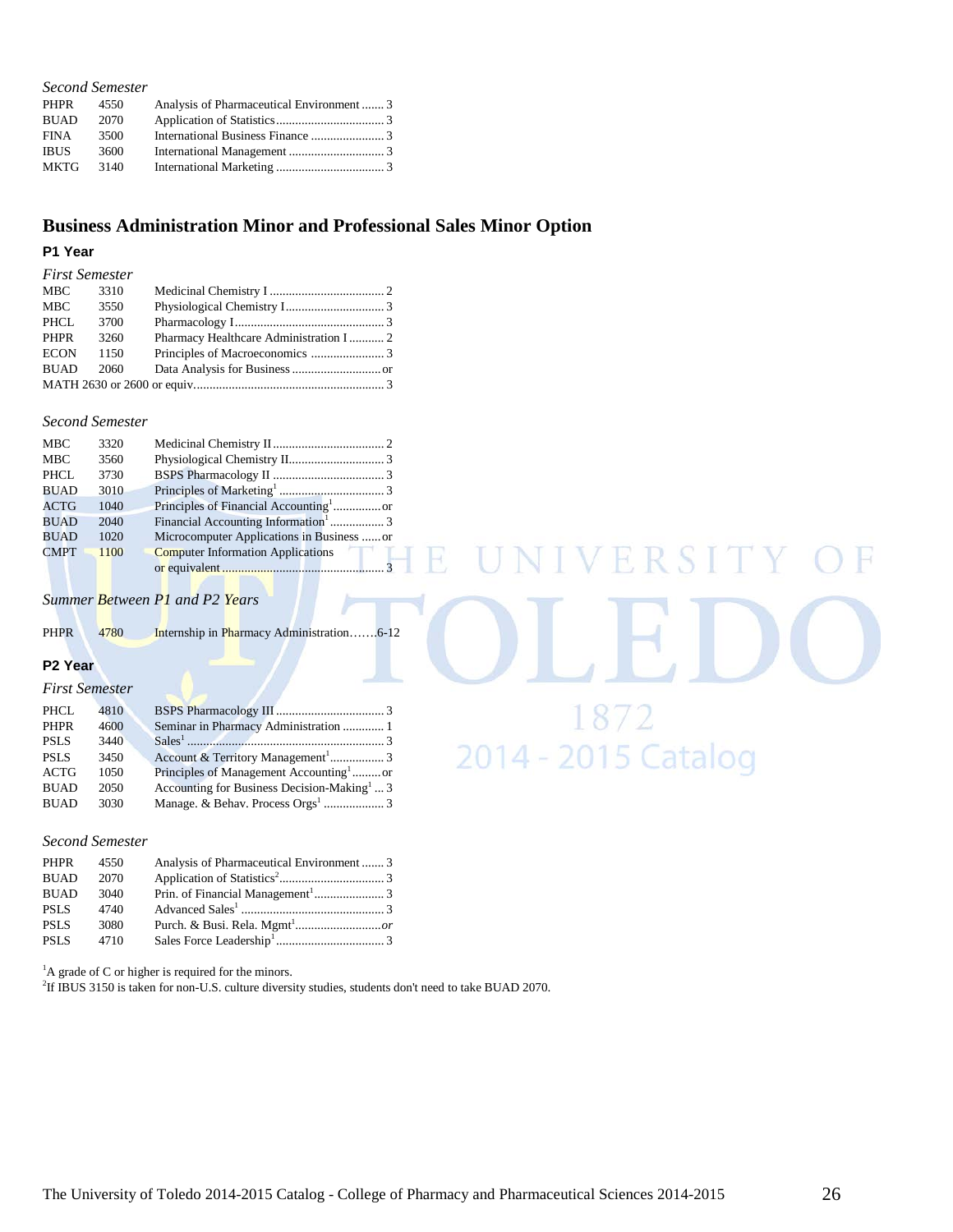*Second Semester*

| | | | |
|---|---|---|---|
| PHPR | 4550 | Analysis of Pharmaceutical Environment | 3 |
| BUAD | 2070 | Application of Statistics | 3 |
| FINA | 3500 | International Business Finance | 3 |
| IBUS | 3600 | International Management | 3 |
| MKTG | 3140 | International Marketing | 3 |

## Business Administration Minor and Professional Sales Minor Option

### P1 Year

*First Semester*

| | | | |
|---|---|---|---|
| MBC | 3310 | Medicinal Chemistry I | 2 |
| MBC | 3550 | Physiological Chemistry I | 3 |
| PHCL | 3700 | Pharmacology I | 3 |
| PHPR | 3260 | Pharmacy Healthcare Administration I | 2 |
| ECON | 1150 | Principles of Macroeconomics | 3 |
| BUAD | 2060 | Data Analysis for Business | or |
| MATH 2630 or 2600 or equiv. | | | 3 |

*Second Semester*

| | | | |
|---|---|---|---|
| MBC | 3320 | Medicinal Chemistry II | 2 |
| MBC | 3560 | Physiological Chemistry II | 3 |
| PHCL | 3730 | BSPS Pharmacology II | 3 |
| BUAD | 3010 | Principles of Marketing[1] | 3 |
| ACTG | 1040 | Principles of Financial Accounting[1] | or |
| BUAD | 2040 | Financial Accounting Information[1] | 3 |
| BUAD | 1020 | Microcomputer Applications in Business | or |
| CMPT | 1100 | Computer Information Applications or equivalent | 3 |

*Summer Between P1 and P2 Years*

| | | | |
|---|---|---|---|
| PHPR | 4780 | Internship in Pharmacy Administration | 6-12 |

### P2 Year

*First Semester*

| | | | |
|---|---|---|---|
| PHCL | 4810 | BSPS Pharmacology III | 3 |
| PHPR | 4600 | Seminar in Pharmacy Administration | 1 |
| PSLS | 3440 | Sales[1] | 3 |
| PSLS | 3450 | Account & Territory Management[1] | 3 |
| ACTG | 1050 | Principles of Management Accounting[1] | or |
| BUAD | 2050 | Accounting for Business Decision-Making[1] | 3 |
| BUAD | 3030 | Manage. & Behav. Process Orgs[1] | 3 |

*Second Semester*

| | | | |
|---|---|---|---|
| PHPR | 4550 | Analysis of Pharmaceutical Environment | 3 |
| BUAD | 2070 | Application of Statistics[2] | 3 |
| BUAD | 3040 | Prin. of Financial Management[1] | 3 |
| PSLS | 4740 | Advanced Sales[1] | 3 |
| PSLS | 3080 | Purch. & Busi. Rela. Mgmt[1] | *or* |
| PSLS | 4710 | Sales Force Leadership[1] | 3 |

[1]A grade of C or higher is required for the minors.
[2]If IBUS 3150 is taken for non-U.S. culture diversity studies, students don't need to take BUAD 2070.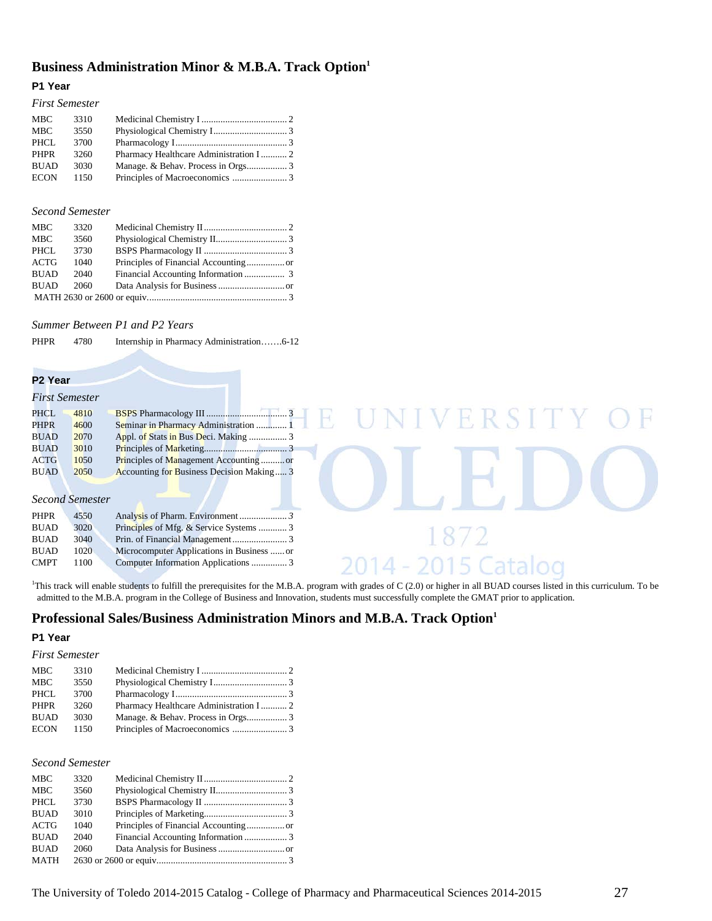## Business Administration Minor & M.B.A. Track Option[1]

### P1 Year

*First Semester*

| | | | |
|---|---|---|---|
| MBC | 3310 | Medicinal Chemistry I | 2 |
| MBC | 3550 | Physiological Chemistry I | 3 |
| PHCL | 3700 | Pharmacology I | 3 |
| PHPR | 3260 | Pharmacy Healthcare Administration I | 2 |
| BUAD | 3030 | Manage. & Behav. Process in Orgs. | 3 |
| ECON | 1150 | Principles of Macroeconomics | 3 |

*Second Semester*

| | | | |
|---|---|---|---|
| MBC | 3320 | Medicinal Chemistry II | 2 |
| MBC | 3560 | Physiological Chemistry II | 3 |
| PHCL | 3730 | BSPS Pharmacology II | 3 |
| ACTG | 1040 | Principles of Financial Accounting | or |
| BUAD | 2040 | Financial Accounting Information | 3 |
| BUAD | 2060 | Data Analysis for Business | or |
| MATH 2630 or 2600 or equiv. | | | 3 |

*Summer Between P1 and P2 Years*

| | | | |
|---|---|---|---|
| PHPR | 4780 | Internship in Pharmacy Administration | 6-12 |

### P2 Year

*First Semester*

| | | | |
|---|---|---|---|
| PHCL | 4810 | BSPS Pharmacology III | 3 |
| PHPR | 4600 | Seminar in Pharmacy Administration | 1 |
| BUAD | 2070 | Appl. of Stats in Bus Deci. Making | 3 |
| BUAD | 3010 | Principles of Marketing | 3 |
| ACTG | 1050 | Principles of Management Accounting | or |
| BUAD | 2050 | Accounting for Business Decision Making | 3 |

*Second Semester*

| | | | |
|---|---|---|---|
| PHPR | 4550 | Analysis of Pharm. Environment | 3 |
| BUAD | 3020 | Principles of Mfg. & Service Systems | 3 |
| BUAD | 3040 | Prin. of Financial Management | 3 |
| BUAD | 1020 | Microcomputer Applications in Business | or |
| CMPT | 1100 | Computer Information Applications | 3 |

[1]This track will enable students to fulfill the prerequisites for the M.B.A. program with grades of C (2.0) or higher in all BUAD courses listed in this curriculum. To be admitted to the M.B.A. program in the College of Business and Innovation, students must successfully complete the GMAT prior to application.

## Professional Sales/Business Administration Minors and M.B.A. Track Option[1]

### P1 Year

*First Semester*

| | | | |
|---|---|---|---|
| MBC | 3310 | Medicinal Chemistry I | 2 |
| MBC | 3550 | Physiological Chemistry I | 3 |
| PHCL | 3700 | Pharmacology I | 3 |
| PHPR | 3260 | Pharmacy Healthcare Administration I | 2 |
| BUAD | 3030 | Manage. & Behav. Process in Orgs. | 3 |
| ECON | 1150 | Principles of Macroeconomics | 3 |

*Second Semester*

| | | | |
|---|---|---|---|
| MBC | 3320 | Medicinal Chemistry II | 2 |
| MBC | 3560 | Physiological Chemistry II | 3 |
| PHCL | 3730 | BSPS Pharmacology II | 3 |
| BUAD | 3010 | Principles of Marketing | 3 |
| ACTG | 1040 | Principles of Financial Accounting | or |
| BUAD | 2040 | Financial Accounting Information | 3 |
| BUAD | 2060 | Data Analysis for Business | or |
| MATH | 2630 or 2600 or equiv. | | 3 |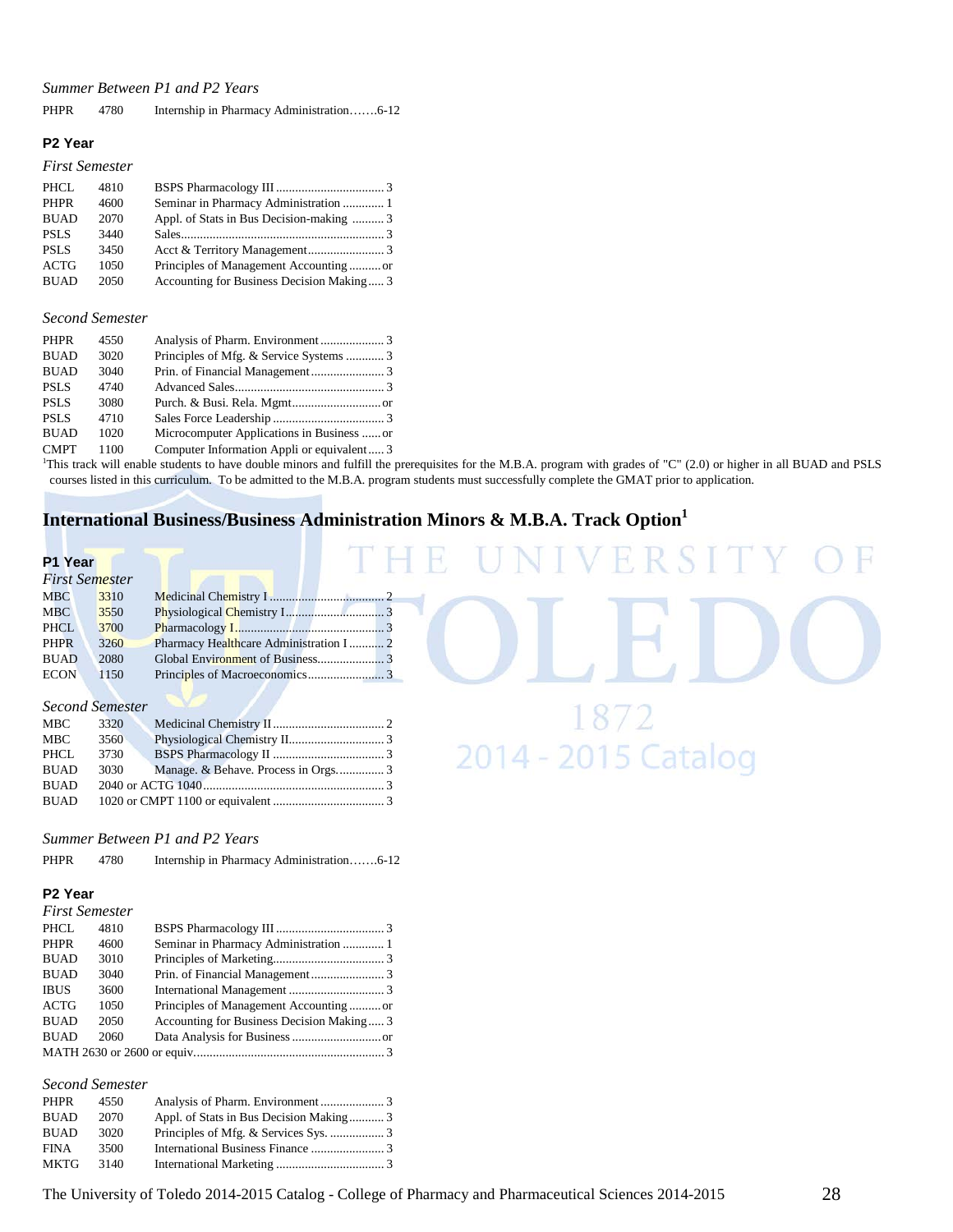*Summer Between P1 and P2 Years*

| | | |
|---|---|---|
| PHPR | 4780 | Internship in Pharmacy Administration…….6-12 |

### P2 Year

*First Semester*

| | | |
|---|---|---|
| PHCL | 4810 | BSPS Pharmacology III .................................. 3 |
| PHPR | 4600 | Seminar in Pharmacy Administration ............. 1 |
| BUAD | 2070 | Appl. of Stats in Bus Decision-making .......... 3 |
| PSLS | 3440 | Sales................................................................. 3 |
| PSLS | 3450 | Acct & Territory Management........................ 3 |
| ACTG | 1050 | Principles of Management Accounting .......... or |
| BUAD | 2050 | Accounting for Business Decision Making ..... 3 |

*Second Semester*

| | | |
|---|---|---|
| PHPR | 4550 | Analysis of Pharm. Environment .................... 3 |
| BUAD | 3020 | Principles of Mfg. & Service Systems ............ 3 |
| BUAD | 3040 | Prin. of Financial Management....................... 3 |
| PSLS | 4740 | Advanced Sales............................................... 3 |
| PSLS | 3080 | Purch. & Busi. Rela. Mgmt............................ or |
| PSLS | 4710 | Sales Force Leadership ................................... 3 |
| BUAD | 1020 | Microcomputer Applications in Business ...... or |
| CMPT | 1100 | Computer Information Appli or equivalent ..... 3 |

[1]This track will enable students to have double minors and fulfill the prerequisites for the M.B.A. program with grades of "C" (2.0) or higher in all BUAD and PSLS courses listed in this curriculum. To be admitted to the M.B.A. program students must successfully complete the GMAT prior to application.

## International Business/Business Administration Minors & M.B.A. Track Option[1]

### P1 Year

*First Semester*

| | | |
|---|---|---|
| MBC | 3310 | Medicinal Chemistry I .................................. 2 |
| MBC | 3550 | Physiological Chemistry I.............................. 3 |
| PHCL | 3700 | Pharmacology I............................................... 3 |
| PHPR | 3260 | Pharmacy Healthcare Administration I ........... 2 |
| BUAD | 2080 | Global Environment of Business..................... 3 |
| ECON | 1150 | Principles of Macroeconomics........................ 3 |

*Second Semester*

| | | |
|---|---|---|
| MBC | 3320 | Medicinal Chemistry II .................................. 2 |
| MBC | 3560 | Physiological Chemistry II.............................. 3 |
| PHCL | 3730 | BSPS Pharmacology II ................................... 3 |
| BUAD | 3030 | Manage. & Behave. Process in Orgs............... 3 |
| BUAD | | 2040 or ACTG 1040......................................... 3 |
| BUAD | | 1020 or CMPT 1100 or equivalent ................... 3 |

*Summer Between P1 and P2 Years*

| | | |
|---|---|---|
| PHPR | 4780 | Internship in Pharmacy Administration…….6-12 |

### P2 Year

*First Semester*

| | | |
|---|---|---|
| PHCL | 4810 | BSPS Pharmacology III .................................. 3 |
| PHPR | 4600 | Seminar in Pharmacy Administration ............. 1 |
| BUAD | 3010 | Principles of Marketing................................... 3 |
| BUAD | 3040 | Prin. of Financial Management....................... 3 |
| IBUS | 3600 | International Management .............................. 3 |
| ACTG | 1050 | Principles of Management Accounting .......... or |
| BUAD | 2050 | Accounting for Business Decision Making ..... 3 |
| BUAD | 2060 | Data Analysis for Business ............................ or |
| MATH 2630 or 2600 or equiv. | | .......................................................... 3 |

*Second Semester*

| | | |
|---|---|---|
| PHPR | 4550 | Analysis of Pharm. Environment .................... 3 |
| BUAD | 2070 | Appl. of Stats in Bus Decision Making........... 3 |
| BUAD | 3020 | Principles of Mfg. & Services Sys. ................. 3 |
| FINA | 3500 | International Business Finance ....................... 3 |
| MKTG | 3140 | International Marketing ................................. 3 |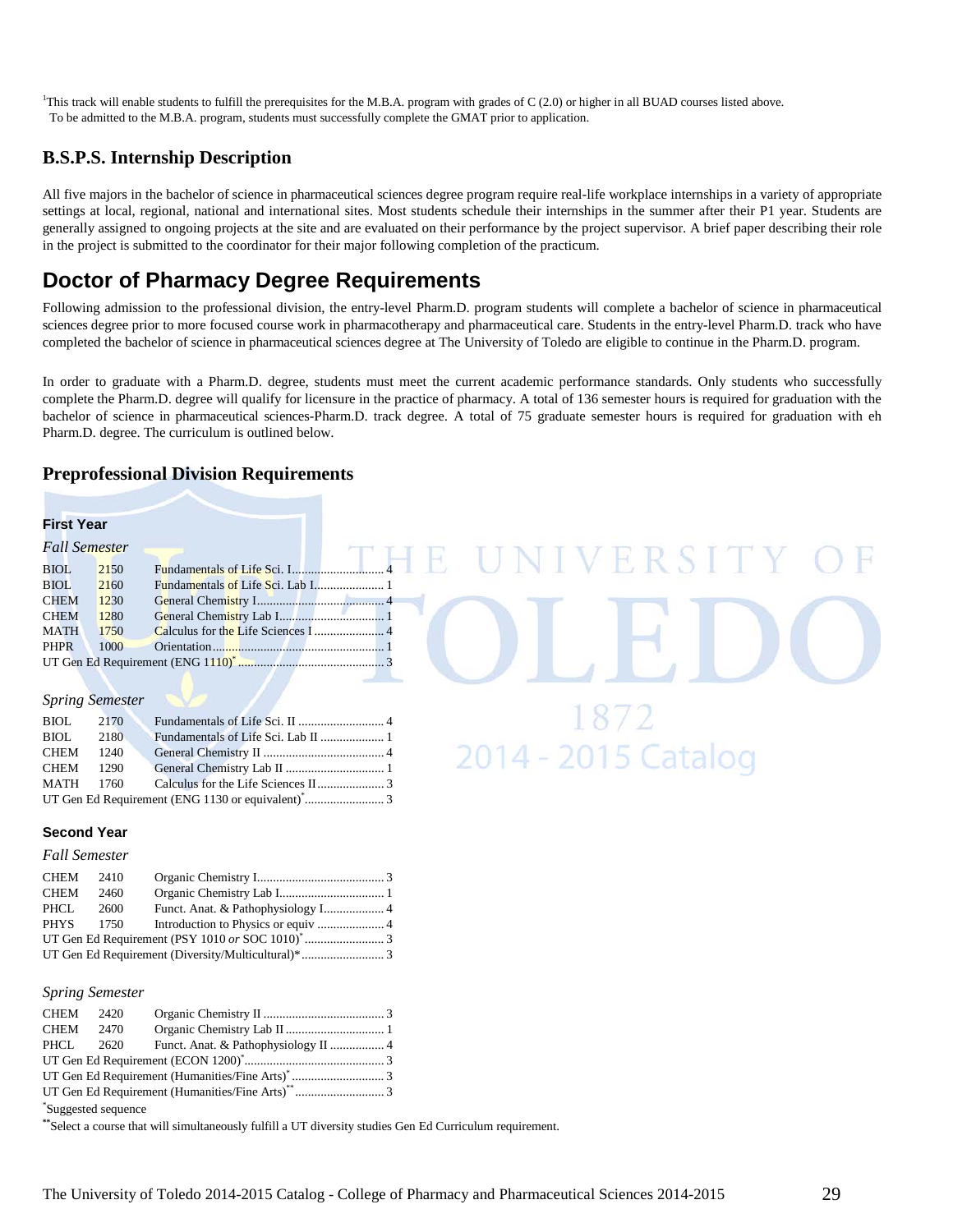[1]This track will enable students to fulfill the prerequisites for the M.B.A. program with grades of C (2.0) or higher in all BUAD courses listed above. To be admitted to the M.B.A. program, students must successfully complete the GMAT prior to application.

## B.S.P.S. Internship Description

All five majors in the bachelor of science in pharmaceutical sciences degree program require real-life workplace internships in a variety of appropriate settings at local, regional, national and international sites. Most students schedule their internships in the summer after their P1 year. Students are generally assigned to ongoing projects at the site and are evaluated on their performance by the project supervisor. A brief paper describing their role in the project is submitted to the coordinator for their major following completion of the practicum.

# Doctor of Pharmacy Degree Requirements

Following admission to the professional division, the entry-level Pharm.D. program students will complete a bachelor of science in pharmaceutical sciences degree prior to more focused course work in pharmacotherapy and pharmaceutical care. Students in the entry-level Pharm.D. track who have completed the bachelor of science in pharmaceutical sciences degree at The University of Toledo are eligible to continue in the Pharm.D. program.

In order to graduate with a Pharm.D. degree, students must meet the current academic performance standards. Only students who successfully complete the Pharm.D. degree will qualify for licensure in the practice of pharmacy. A total of 136 semester hours is required for graduation with the bachelor of science in pharmaceutical sciences-Pharm.D. track degree. A total of 75 graduate semester hours is required for graduation with eh Pharm.D. degree. The curriculum is outlined below.

## Preprofessional Division Requirements

### First Year

*Fall Semester*

| | | | |
|---|---|---|---|
| BIOL | 2150 | Fundamentals of Life Sci. I | 4 |
| BIOL | 2160 | Fundamentals of Life Sci. Lab I | 1 |
| CHEM | 1230 | General Chemistry I | 4 |
| CHEM | 1280 | General Chemistry Lab I | 1 |
| MATH | 1750 | Calculus for the Life Sciences I | 4 |
| PHPR | 1000 | Orientation | 1 |
| UT Gen Ed Requirement (ENG 1110)* | | | 3 |

*Spring Semester*

| | | | |
|---|---|---|---|
| BIOL | 2170 | Fundamentals of Life Sci. II | 4 |
| BIOL | 2180 | Fundamentals of Life Sci. Lab II | 1 |
| CHEM | 1240 | General Chemistry II | 4 |
| CHEM | 1290 | General Chemistry Lab II | 1 |
| MATH | 1760 | Calculus for the Life Sciences II | 3 |
| UT Gen Ed Requirement (ENG 1130 or equivalent)* | | | 3 |

### Second Year

*Fall Semester*

| | | | |
|---|---|---|---|
| CHEM | 2410 | Organic Chemistry I | 3 |
| CHEM | 2460 | Organic Chemistry Lab I | 1 |
| PHCL | 2600 | Funct. Anat. & Pathophysiology I | 4 |
| PHYS | 1750 | Introduction to Physics or equiv | 4 |
| UT Gen Ed Requirement (PSY 1010 *or* SOC 1010)* | | | 3 |
| UT Gen Ed Requirement (Diversity/Multicultural)* | | | 3 |

*Spring Semester*

| | | | |
|---|---|---|---|
| CHEM | 2420 | Organic Chemistry II | 3 |
| CHEM | 2470 | Organic Chemistry Lab II | 1 |
| PHCL | 2620 | Funct. Anat. & Pathophysiology II | 4 |
| UT Gen Ed Requirement (ECON 1200)* | | | 3 |
| UT Gen Ed Requirement (Humanities/Fine Arts)* | | | 3 |
| UT Gen Ed Requirement (Humanities/Fine Arts)** | | | 3 |

*Suggested sequence

**Select a course that will simultaneously fulfill a UT diversity studies Gen Ed Curriculum requirement.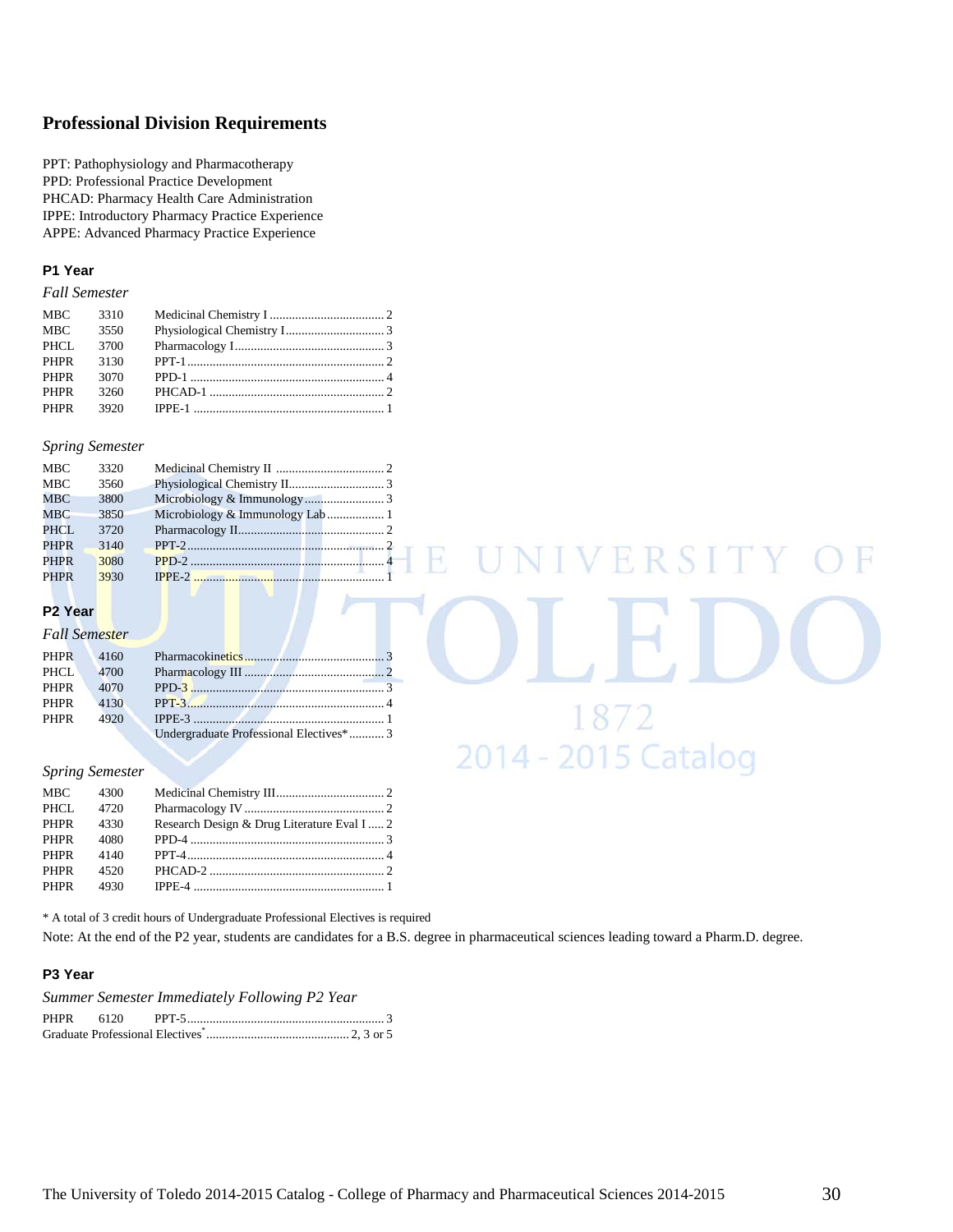## Professional Division Requirements

PPT: Pathophysiology and Pharmacotherapy
PPD: Professional Practice Development
PHCAD: Pharmacy Health Care Administration
IPPE: Introductory Pharmacy Practice Experience
APPE: Advanced Pharmacy Practice Experience

### P1 Year

*Fall Semester*

| | | | |
|---|---|---|---|
| MBC | 3310 | Medicinal Chemistry I | 2 |
| MBC | 3550 | Physiological Chemistry I | 3 |
| PHCL | 3700 | Pharmacology I | 3 |
| PHPR | 3130 | PPT-1 | 2 |
| PHPR | 3070 | PPD-1 | 4 |
| PHPR | 3260 | PHCAD-1 | 2 |
| PHPR | 3920 | IPPE-1 | 1 |

*Spring Semester*

| | | | |
|---|---|---|---|
| MBC | 3320 | Medicinal Chemistry II | 2 |
| MBC | 3560 | Physiological Chemistry II | 3 |
| MBC | 3800 | Microbiology & Immunology | 3 |
| MBC | 3850 | Microbiology & Immunology Lab | 1 |
| PHCL | 3720 | Pharmacology II | 2 |
| PHPR | 3140 | PPT-2 | 2 |
| PHPR | 3080 | PPD-2 | 4 |
| PHPR | 3930 | IPPE-2 | 1 |

### P2 Year

*Fall Semester*

| | | | |
|---|---|---|---|
| PHPR | 4160 | Pharmacokinetics | 3 |
| PHCL | 4700 | Pharmacology III | 2 |
| PHPR | 4070 | PPD-3 | 3 |
| PHPR | 4130 | PPT-3 | 4 |
| PHPR | 4920 | IPPE-3 | 1 |
| | | Undergraduate Professional Electives* | 3 |

*Spring Semester*

| | | | |
|---|---|---|---|
| MBC | 4300 | Medicinal Chemistry III | 2 |
| PHCL | 4720 | Pharmacology IV | 2 |
| PHPR | 4330 | Research Design & Drug Literature Eval I | 2 |
| PHPR | 4080 | PPD-4 | 3 |
| PHPR | 4140 | PPT-4 | 4 |
| PHPR | 4520 | PHCAD-2 | 2 |
| PHPR | 4930 | IPPE-4 | 1 |

* A total of 3 credit hours of Undergraduate Professional Electives is required

Note: At the end of the P2 year, students are candidates for a B.S. degree in pharmaceutical sciences leading toward a Pharm.D. degree.

### P3 Year

*Summer Semester Immediately Following P2 Year*

| | | | |
|---|---|---|---|
| PHPR | 6120 | PPT-5 | 3 |
| Graduate Professional Electives* | | | 2, 3 or 5 |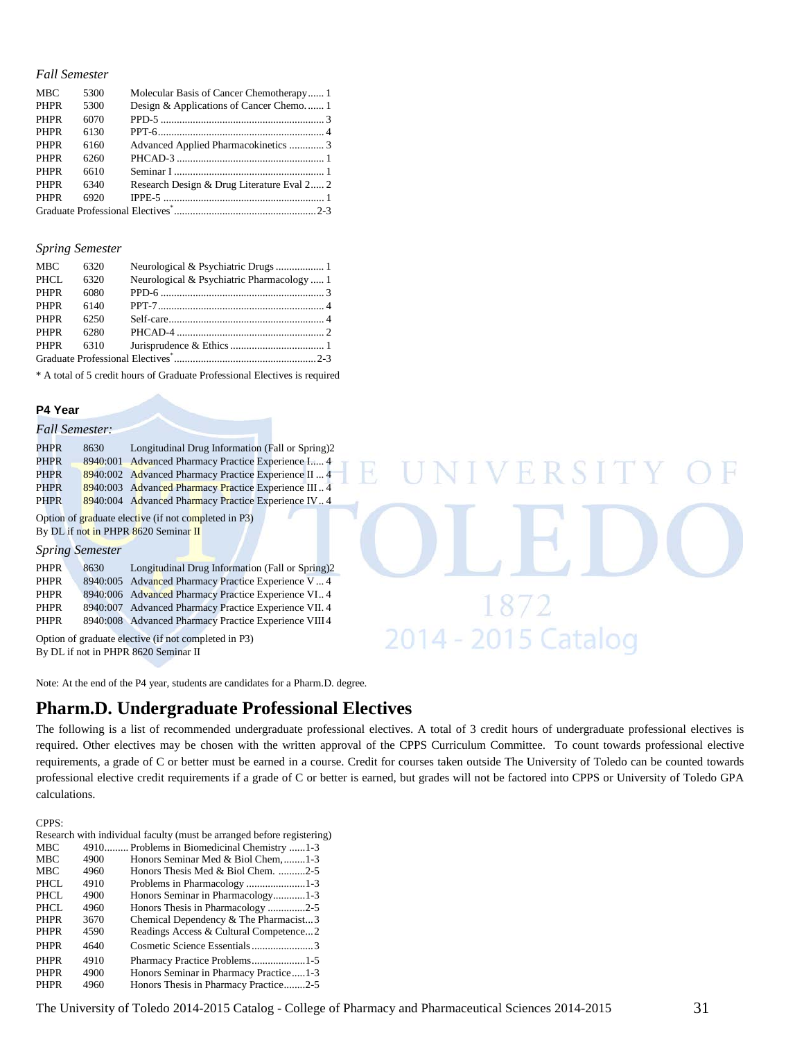*Fall Semester*

| | | | |
|---|---|---|---|
| MBC | 5300 | Molecular Basis of Cancer Chemotherapy | 1 |
| PHPR | 5300 | Design & Applications of Cancer Chemo. | 1 |
| PHPR | 6070 | PPD-5 | 3 |
| PHPR | 6130 | PPT-6 | 4 |
| PHPR | 6160 | Advanced Applied Pharmacokinetics | 3 |
| PHPR | 6260 | PHCAD-3 | 1 |
| PHPR | 6610 | Seminar I | 1 |
| PHPR | 6340 | Research Design & Drug Literature Eval 2 | 2 |
| PHPR | 6920 | IPPE-5 | 1 |
| Graduate Professional Electives* | | | 2-3 |

*Spring Semester*

| | | | |
|---|---|---|---|
| MBC | 6320 | Neurological & Psychiatric Drugs | 1 |
| PHCL | 6320 | Neurological & Psychiatric Pharmacology | 1 |
| PHPR | 6080 | PPD-6 | 3 |
| PHPR | 6140 | PPT-7 | 4 |
| PHPR | 6250 | Self-care | 4 |
| PHPR | 6280 | PHCAD-4 | 2 |
| PHPR | 6310 | Jurisprudence & Ethics | 1 |
| Graduate Professional Electives* | | | 2-3 |

* A total of 5 credit hours of Graduate Professional Electives is required

**P4 Year**

*Fall Semester:*

| | | | |
|---|---|---|---|
| PHPR | 8630 | Longitudinal Drug Information (Fall or Spring) | 2 |
| PHPR | 8940:001 | Advanced Pharmacy Practice Experience I | 4 |
| PHPR | 8940:002 | Advanced Pharmacy Practice Experience II | 4 |
| PHPR | 8940:003 | Advanced Pharmacy Practice Experience III | 4 |
| PHPR | 8940:004 | Advanced Pharmacy Practice Experience IV | 4 |

Option of graduate elective (if not completed in P3)
By DL if not in PHPR 8620 Seminar II

*Spring Semester*

| | | | |
|---|---|---|---|
| PHPR | 8630 | Longitudinal Drug Information (Fall or Spring) | 2 |
| PHPR | 8940:005 | Advanced Pharmacy Practice Experience V | 4 |
| PHPR | 8940:006 | Advanced Pharmacy Practice Experience VI | 4 |
| PHPR | 8940:007 | Advanced Pharmacy Practice Experience VII | 4 |
| PHPR | 8940:008 | Advanced Pharmacy Practice Experience VIII | 4 |

Option of graduate elective (if not completed in P3)
By DL if not in PHPR 8620 Seminar II

Note: At the end of the P4 year, students are candidates for a Pharm.D. degree.

## Pharm.D. Undergraduate Professional Electives

The following is a list of recommended undergraduate professional electives. A total of 3 credit hours of undergraduate professional electives is required. Other electives may be chosen with the written approval of the CPPS Curriculum Committee. To count towards professional elective requirements, a grade of C or better must be earned in a course. Credit for courses taken outside The University of Toledo can be counted towards professional elective credit requirements if a grade of C or better is earned, but grades will not be factored into CPPS or University of Toledo GPA calculations.

CPPS:
Research with individual faculty (must be arranged before registering)

| | | | |
|---|---|---|---|
| MBC | 4910 | Problems in Biomedicinal Chemistry | 1-3 |
| MBC | 4900 | Honors Seminar Med & Biol Chem, | 1-3 |
| MBC | 4960 | Honors Thesis Med & Biol Chem. | 2-5 |
| PHCL | 4910 | Problems in Pharmacology | 1-3 |
| PHCL | 4900 | Honors Seminar in Pharmacology | 1-3 |
| PHCL | 4960 | Honors Thesis in Pharmacology | 2-5 |
| PHPR | 3670 | Chemical Dependency & The Pharmacist | 3 |
| PHPR | 4590 | Readings Access & Cultural Competence | 2 |
| PHPR | 4640 | Cosmetic Science Essentials | 3 |
| PHPR | 4910 | Pharmacy Practice Problems | 1-5 |
| PHPR | 4900 | Honors Seminar in Pharmacy Practice | 1-3 |
| PHPR | 4960 | Honors Thesis in Pharmacy Practice | 2-5 |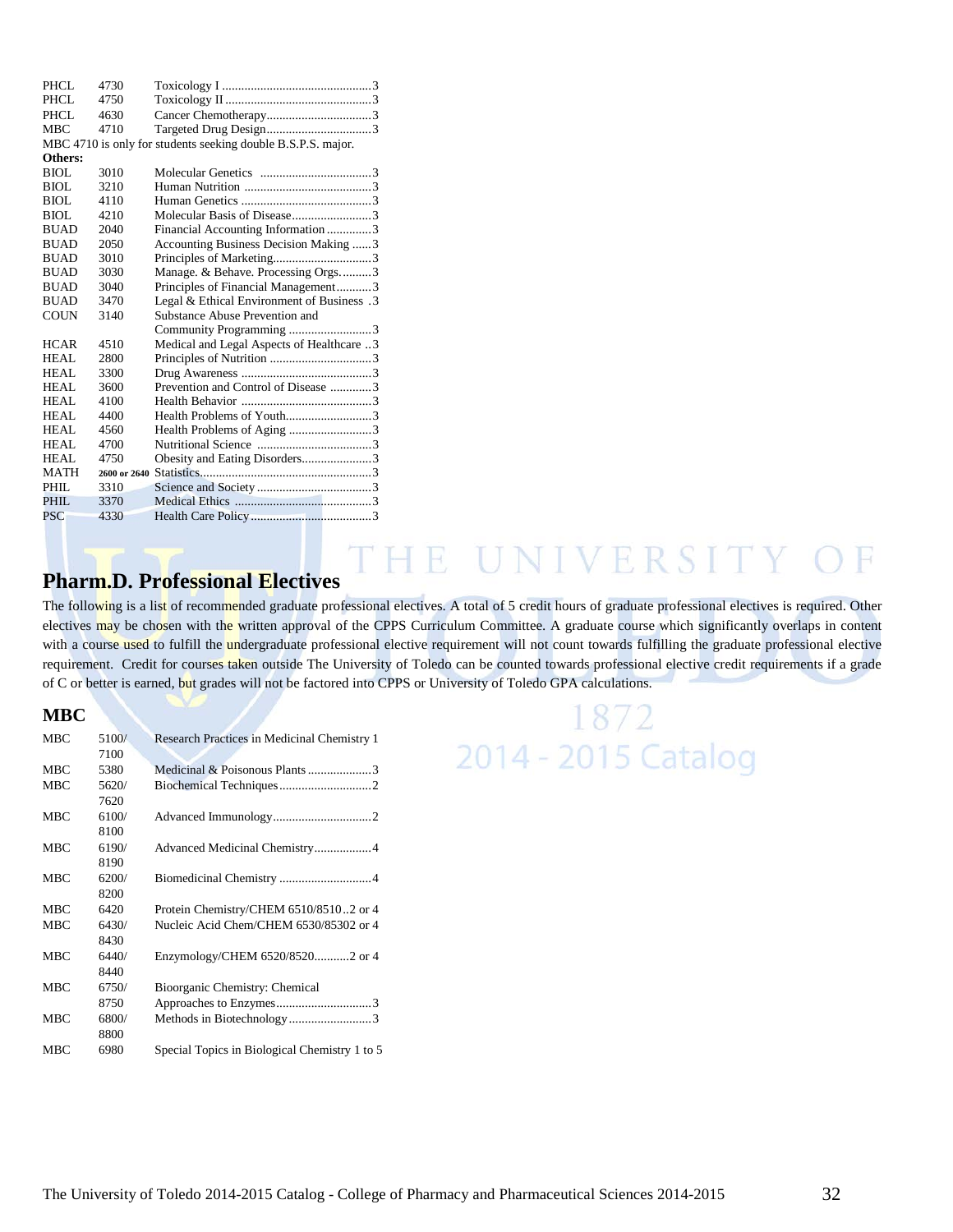| | | |
|---|---|---|
| PHCL | 4730 | Toxicology I ..............................................3 |
| PHCL | 4750 | Toxicology II .............................................3 |
| PHCL | 4630 | Cancer Chemotherapy................................3 |
| MBC | 4710 | Targeted Drug Design................................3 |

MBC 4710 is only for students seeking double B.S.P.S. major.

**Others:**

| | | |
|---|---|---|
| BIOL | 3010 | Molecular Genetics ..................................3 |
| BIOL | 3210 | Human Nutrition .......................................3 |
| BIOL | 4110 | Human Genetics ........................................3 |
| BIOL | 4210 | Molecular Basis of Disease.........................3 |
| BUAD | 2040 | Financial Accounting Information .............3 |
| BUAD | 2050 | Accounting Business Decision Making ......3 |
| BUAD | 3010 | Principles of Marketing..............................3 |
| BUAD | 3030 | Manage. & Behave. Processing Orgs..........3 |
| BUAD | 3040 | Principles of Financial Management..........3 |
| BUAD | 3470 | Legal & Ethical Environment of Business .3 |
| COUN | 3140 | Substance Abuse Prevention and Community Programming ..........................3 |
| HCAR | 4510 | Medical and Legal Aspects of Healthcare ..3 |
| HEAL | 2800 | Principles of Nutrition ...............................3 |
| HEAL | 3300 | Drug Awareness ........................................3 |
| HEAL | 3600 | Prevention and Control of Disease ............3 |
| HEAL | 4100 | Health Behavior ........................................3 |
| HEAL | 4400 | Health Problems of Youth...........................3 |
| HEAL | 4560 | Health Problems of Aging ..........................3 |
| HEAL | 4700 | Nutritional Science ...................................3 |
| HEAL | 4750 | Obesity and Eating Disorders......................3 |
| MATH | 2600 or 2640 | Statistics.....................................................3 |
| PHIL | 3310 | Science and Society ....................................3 |
| PHIL | 3370 | Medical Ethics ...........................................3 |
| PSC | 4330 | Health Care Policy......................................3 |

## Pharm.D. Professional Electives

The following is a list of recommended graduate professional electives. A total of 5 credit hours of graduate professional electives is required. Other electives may be chosen with the written approval of the CPPS Curriculum Committee. A graduate course which significantly overlaps in content with a course used to fulfill the undergraduate professional elective requirement will not count towards fulfilling the graduate professional elective requirement. Credit for courses taken outside The University of Toledo can be counted towards professional elective credit requirements if a grade of C or better is earned, but grades will not be factored into CPPS or University of Toledo GPA calculations.

### MBC

| | | |
|---|---|---|
| MBC | 5100/ 7100 | Research Practices in Medicinal Chemistry 1 |
| MBC | 5380 | Medicinal & Poisonous Plants ....................3 |
| MBC | 5620/ 7620 | Biochemical Techniques.............................2 |
| MBC | 6100/ 8100 | Advanced Immunology...............................2 |
| MBC | 6190/ 8190 | Advanced Medicinal Chemistry..................4 |
| MBC | 6200/ 8200 | Biomedicinal Chemistry .............................4 |
| MBC | 6420 | Protein Chemistry/CHEM 6510/8510..2 or 4 |
| MBC | 6430/ 8430 | Nucleic Acid Chem/CHEM 6530/85302 or 4 |
| MBC | 6440/ 8440 | Enzymology/CHEM 6520/8520...........2 or 4 |
| MBC | 6750/ 8750 | Bioorganic Chemistry: Chemical Approaches to Enzymes..............................3 |
| MBC | 6800/ 8800 | Methods in Biotechnology..........................3 |
| MBC | 6980 | Special Topics in Biological Chemistry 1 to 5 |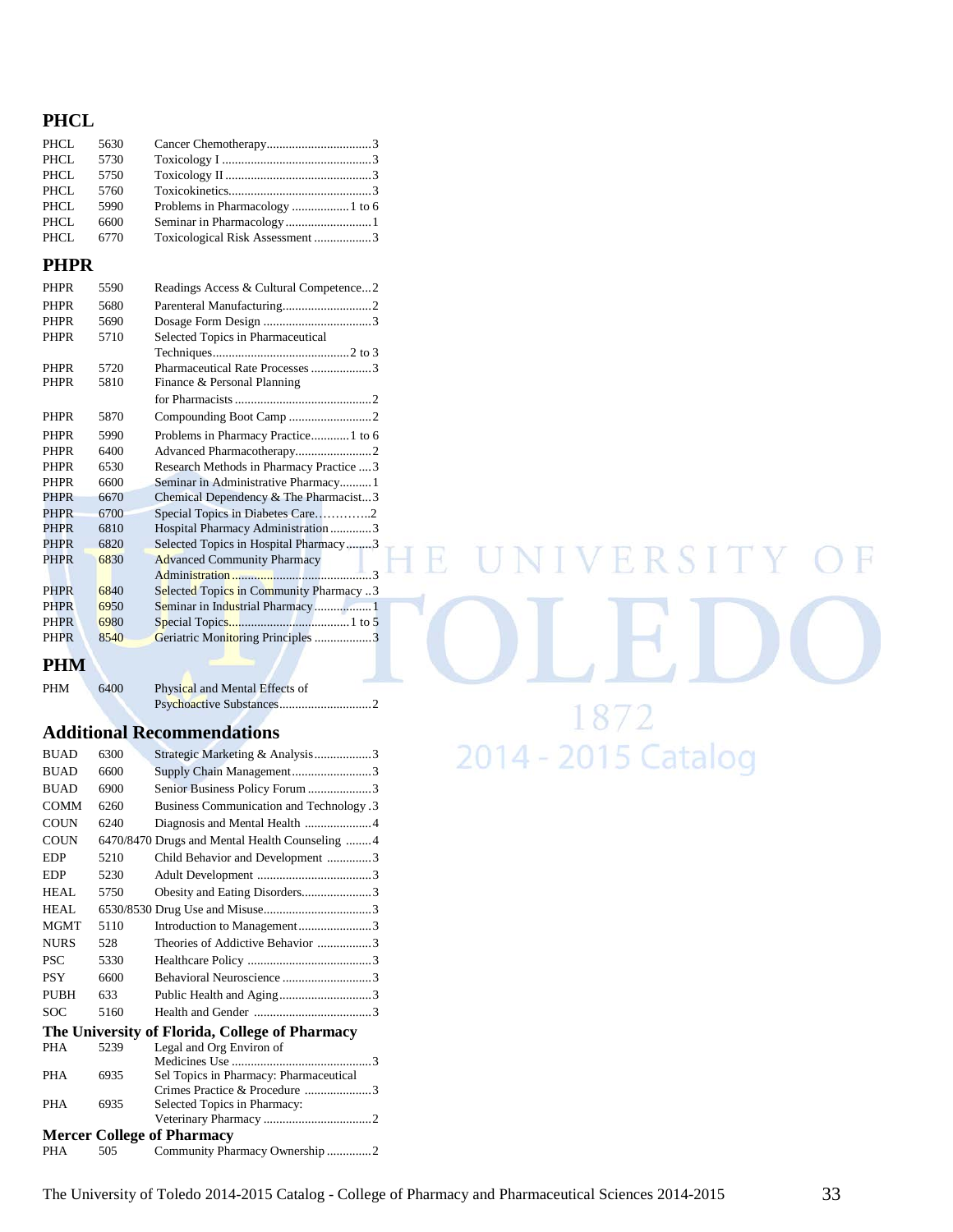## PHCL

| | | | |
|---|---|---|---|
| PHCL | 5630 | Cancer Chemotherapy | 3 |
| PHCL | 5730 | Toxicology I | 3 |
| PHCL | 5750 | Toxicology II | 3 |
| PHCL | 5760 | Toxicokinetics | 3 |
| PHCL | 5990 | Problems in Pharmacology | 1 to 6 |
| PHCL | 6600 | Seminar in Pharmacology | 1 |
| PHCL | 6770 | Toxicological Risk Assessment | 3 |

## PHPR

| | | | |
|---|---|---|---|
| PHPR | 5590 | Readings Access & Cultural Competence | 2 |
| PHPR | 5680 | Parenteral Manufacturing | 2 |
| PHPR | 5690 | Dosage Form Design | 3 |
| PHPR | 5710 | Selected Topics in Pharmaceutical Techniques | 2 to 3 |
| PHPR | 5720 | Pharmaceutical Rate Processes | 3 |
| PHPR | 5810 | Finance & Personal Planning for Pharmacists | 2 |
| PHPR | 5870 | Compounding Boot Camp | 2 |
| PHPR | 5990 | Problems in Pharmacy Practice | 1 to 6 |
| PHPR | 6400 | Advanced Pharmacotherapy | 2 |
| PHPR | 6530 | Research Methods in Pharmacy Practice | 3 |
| PHPR | 6600 | Seminar in Administrative Pharmacy | 1 |
| PHPR | 6670 | Chemical Dependency & The Pharmacist | 3 |
| PHPR | 6700 | Special Topics in Diabetes Care | 2 |
| PHPR | 6810 | Hospital Pharmacy Administration | 3 |
| PHPR | 6820 | Selected Topics in Hospital Pharmacy | 3 |
| PHPR | 6830 | Advanced Community Pharmacy Administration | 3 |
| PHPR | 6840 | Selected Topics in Community Pharmacy | 3 |
| PHPR | 6950 | Seminar in Industrial Pharmacy | 1 |
| PHPR | 6980 | Special Topics | 1 to 5 |
| PHPR | 8540 | Geriatric Monitoring Principles | 3 |

## PHM

| | | | |
|---|---|---|---|
| PHM | 6400 | Physical and Mental Effects of Psychoactive Substances | 2 |

## Additional Recommendations

| | | | |
|---|---|---|---|
| BUAD | 6300 | Strategic Marketing & Analysis | 3 |
| BUAD | 6600 | Supply Chain Management | 3 |
| BUAD | 6900 | Senior Business Policy Forum | 3 |
| COMM | 6260 | Business Communication and Technology | 3 |
| COUN | 6240 | Diagnosis and Mental Health | 4 |
| COUN | 6470/8470 | Drugs and Mental Health Counseling | 4 |
| EDP | 5210 | Child Behavior and Development | 3 |
| EDP | 5230 | Adult Development | 3 |
| HEAL | 5750 | Obesity and Eating Disorders | 3 |
| HEAL | 6530/8530 | Drug Use and Misuse | 3 |
| MGMT | 5110 | Introduction to Management | 3 |
| NURS | 528 | Theories of Addictive Behavior | 3 |
| PSC | 5330 | Healthcare Policy | 3 |
| PSY | 6600 | Behavioral Neuroscience | 3 |
| PUBH | 633 | Public Health and Aging | 3 |
| SOC | 5160 | Health and Gender | 3 |

### The University of Florida, College of Pharmacy

| | | | |
|---|---|---|---|
| PHA | 5239 | Legal and Org Environ of Medicines Use | 3 |
| PHA | 6935 | Sel Topics in Pharmacy: Pharmaceutical Crimes Practice & Procedure | 3 |
| PHA | 6935 | Selected Topics in Pharmacy: Veterinary Pharmacy | 2 |

### Mercer College of Pharmacy

| | | | |
|---|---|---|---|
| PHA | 505 | Community Pharmacy Ownership | 2 |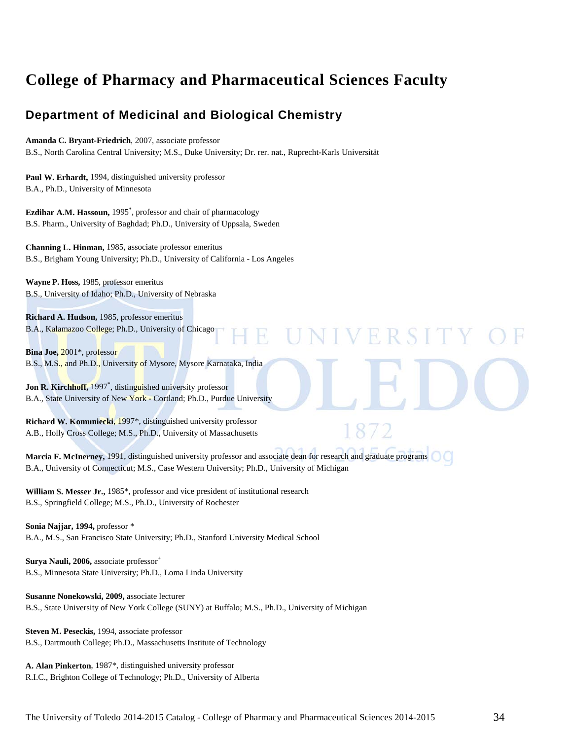# College of Pharmacy and Pharmaceutical Sciences Faculty

## Department of Medicinal and Biological Chemistry

**Amanda C. Bryant-Friedrich**, 2007, associate professor
B.S., North Carolina Central University; M.S., Duke University; Dr. rer. nat., Ruprecht-Karls Universität

**Paul W. Erhardt,** 1994, distinguished university professor
B.A., Ph.D., University of Minnesota

**Ezdihar A.M. Hassoun,** 1995*, professor and chair of pharmacology
B.S. Pharm., University of Baghdad; Ph.D., University of Uppsala, Sweden

**Channing L. Hinman,** 1985, associate professor emeritus
B.S., Brigham Young University; Ph.D., University of California - Los Angeles

**Wayne P. Hoss,** 1985, professor emeritus
B.S., University of Idaho; Ph.D., University of Nebraska

**Richard A. Hudson,** 1985, professor emeritus
B.A., Kalamazoo College; Ph.D., University of Chicago

**Bina Joe,** 2001*, professor
B.S., M.S., and Ph.D., University of Mysore, Mysore Karnataka, India

**Jon R. Kirchhoff,** 1997*, distinguished university professor
B.A., State University of New York - Cortland; Ph.D., Purdue University

**Richard W. Komuniecki**, 1997*, distinguished university professor
A.B., Holly Cross College; M.S., Ph.D., University of Massachusetts

**Marcia F. McInerney,** 1991, distinguished university professor and associate dean for research and graduate programs
B.A., University of Connecticut; M.S., Case Western University; Ph.D., University of Michigan

**William S. Messer Jr.,** 1985*, professor and vice president of institutional research
B.S., Springfield College; M.S., Ph.D., University of Rochester

**Sonia Najjar, 1994,** professor *
B.A., M.S., San Francisco State University; Ph.D., Stanford University Medical School

**Surya Nauli, 2006,** associate professor+
B.S., Minnesota State University; Ph.D., Loma Linda University

**Susanne Nonekowski, 2009,** associate lecturer
B.S., State University of New York College (SUNY) at Buffalo; M.S., Ph.D., University of Michigan

**Steven M. Peseckis,** 1994, associate professor
B.S., Dartmouth College; Ph.D., Massachusetts Institute of Technology

**A. Alan Pinkerton**, 1987*, distinguished university professor
R.I.C., Brighton College of Technology; Ph.D., University of Alberta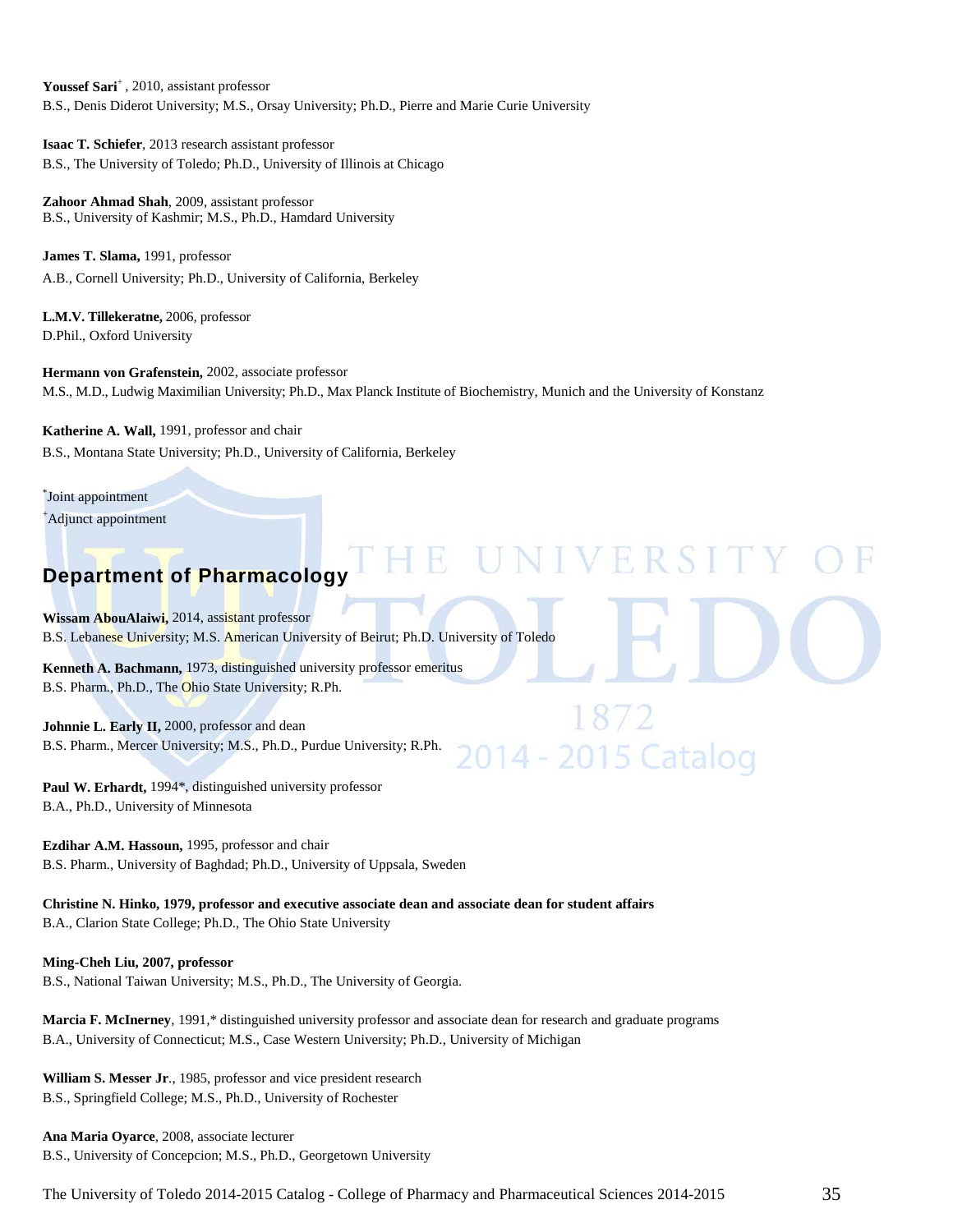**Youssef Sari**[+], 2010, assistant professor
B.S., Denis Diderot University; M.S., Orsay University; Ph.D., Pierre and Marie Curie University

**Isaac T. Schiefer**, 2013 research assistant professor
B.S., The University of Toledo; Ph.D., University of Illinois at Chicago

**Zahoor Ahmad Shah**, 2009, assistant professor
B.S., University of Kashmir; M.S., Ph.D., Hamdard University

**James T. Slama,** 1991, professor
A.B., Cornell University; Ph.D., University of California, Berkeley

**L.M.V. Tillekeratne,** 2006, professor
D.Phil., Oxford University

**Hermann von Grafenstein,** 2002, associate professor
M.S., M.D., Ludwig Maximilian University; Ph.D., Max Planck Institute of Biochemistry, Munich and the University of Konstanz

**Katherine A. Wall,** 1991, professor and chair
B.S., Montana State University; Ph.D., University of California, Berkeley

[*]Joint appointment
[+]Adjunct appointment

## Department of Pharmacology

**Wissam AbouAlaiwi,** 2014, assistant professor
B.S. Lebanese University; M.S. American University of Beirut; Ph.D. University of Toledo

**Kenneth A. Bachmann,** 1973, distinguished university professor emeritus
B.S. Pharm., Ph.D., The Ohio State University; R.Ph.

**Johnnie L. Early II,** 2000, professor and dean
B.S. Pharm., Mercer University; M.S., Ph.D., Purdue University; R.Ph.

**Paul W. Erhardt,** 1994*, distinguished university professor
B.A., Ph.D., University of Minnesota

**Ezdihar A.M. Hassoun,** 1995, professor and chair
B.S. Pharm., University of Baghdad; Ph.D., University of Uppsala, Sweden

**Christine N. Hinko, 1979, professor and executive associate dean and associate dean for student affairs**
B.A., Clarion State College; Ph.D., The Ohio State University

**Ming-Cheh Liu, 2007, professor**
B.S., National Taiwan University; M.S., Ph.D., The University of Georgia.

**Marcia F. McInerney**, 1991,* distinguished university professor and associate dean for research and graduate programs
B.A., University of Connecticut; M.S., Case Western University; Ph.D., University of Michigan

**William S. Messer Jr**., 1985, professor and vice president research
B.S., Springfield College; M.S., Ph.D., University of Rochester

**Ana Maria Oyarce**, 2008, associate lecturer
B.S., University of Concepcion; M.S., Ph.D., Georgetown University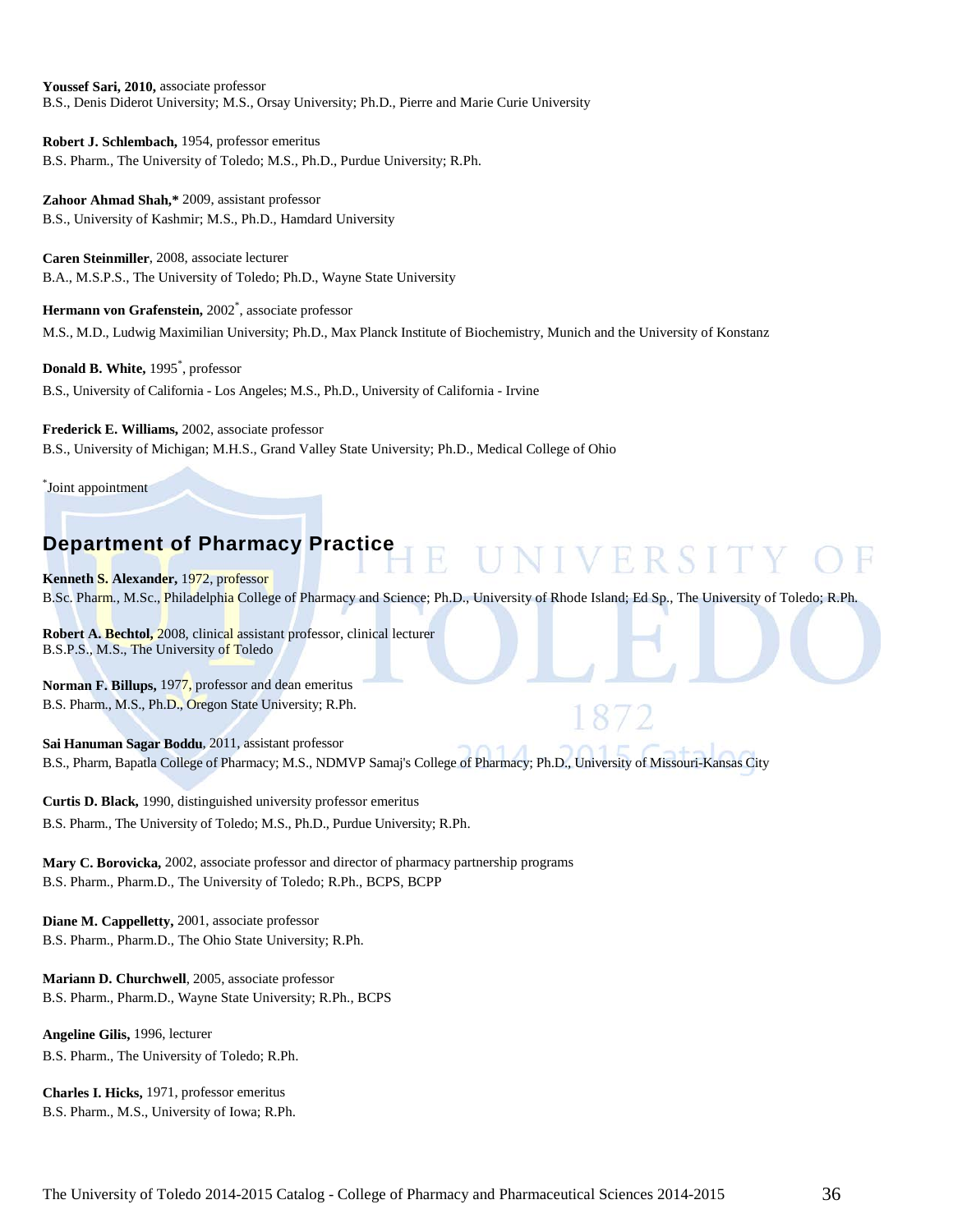**Youssef Sari, 2010,** associate professor
B.S., Denis Diderot University; M.S., Orsay University; Ph.D., Pierre and Marie Curie University

**Robert J. Schlembach,** 1954, professor emeritus
B.S. Pharm., The University of Toledo; M.S., Ph.D., Purdue University; R.Ph.

**Zahoor Ahmad Shah,*** 2009, assistant professor
B.S., University of Kashmir; M.S., Ph.D., Hamdard University

**Caren Steinmiller**, 2008, associate lecturer
B.A., M.S.P.S., The University of Toledo; Ph.D., Wayne State University

**Hermann von Grafenstein,** 2002*, associate professor
M.S., M.D., Ludwig Maximilian University; Ph.D., Max Planck Institute of Biochemistry, Munich and the University of Konstanz

**Donald B. White,** 1995*, professor
B.S., University of California - Los Angeles; M.S., Ph.D., University of California - Irvine

**Frederick E. Williams,** 2002, associate professor
B.S., University of Michigan; M.H.S., Grand Valley State University; Ph.D., Medical College of Ohio

*Joint appointment

## Department of Pharmacy Practice

**Kenneth S. Alexander,** 1972, professor
B.Sc. Pharm., M.Sc., Philadelphia College of Pharmacy and Science; Ph.D., University of Rhode Island; Ed Sp., The University of Toledo; R.Ph.

**Robert A. Bechtol,** 2008, clinical assistant professor, clinical lecturer
B.S.P.S., M.S., The University of Toledo

**Norman F. Billups,** 1977, professor and dean emeritus
B.S. Pharm., M.S., Ph.D., Oregon State University; R.Ph.

**Sai Hanuman Sagar Boddu**, 2011, assistant professor
B.S., Pharm, Bapatla College of Pharmacy; M.S., NDMVP Samaj's College of Pharmacy; Ph.D., University of Missouri-Kansas City

**Curtis D. Black,** 1990, distinguished university professor emeritus
B.S. Pharm., The University of Toledo; M.S., Ph.D., Purdue University; R.Ph.

**Mary C. Borovicka,** 2002, associate professor and director of pharmacy partnership programs
B.S. Pharm., Pharm.D., The University of Toledo; R.Ph., BCPS, BCPP

**Diane M. Cappelletty,** 2001, associate professor
B.S. Pharm., Pharm.D., The Ohio State University; R.Ph.

**Mariann D. Churchwell**, 2005, associate professor
B.S. Pharm., Pharm.D., Wayne State University; R.Ph., BCPS

**Angeline Gilis,** 1996, lecturer
B.S. Pharm., The University of Toledo; R.Ph.

**Charles I. Hicks,** 1971, professor emeritus
B.S. Pharm., M.S., University of Iowa; R.Ph.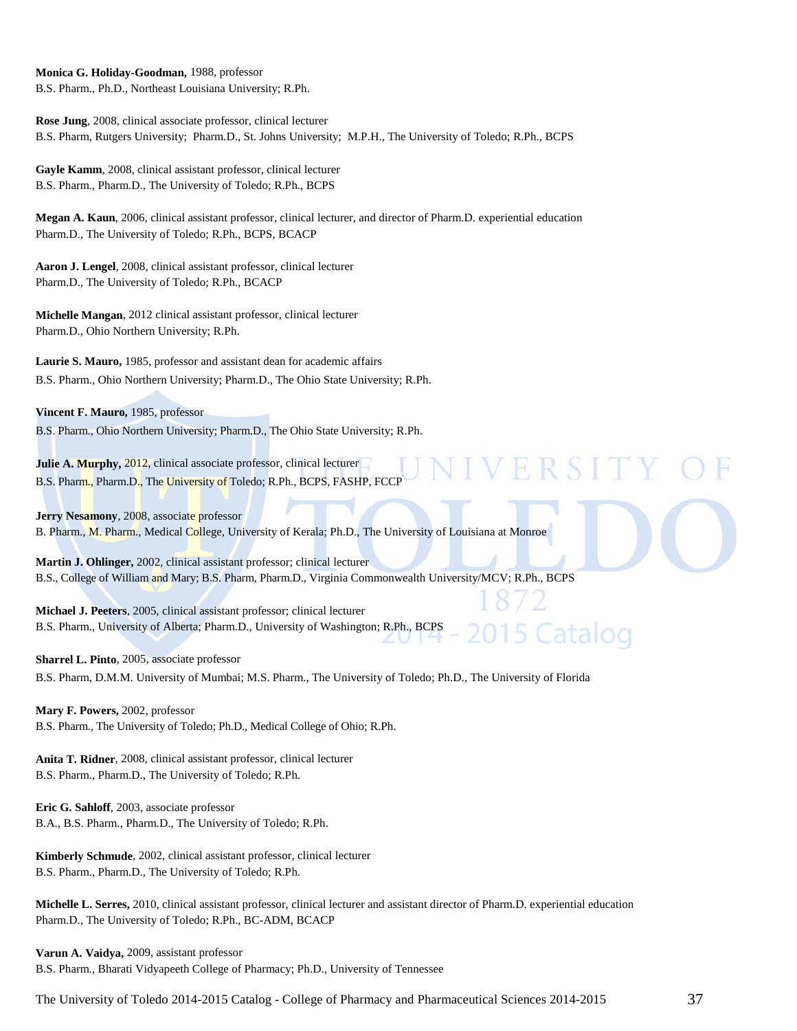**Monica G. Holiday-Goodman,** 1988, professor
B.S. Pharm., Ph.D., Northeast Louisiana University; R.Ph.

**Rose Jung**, 2008, clinical associate professor, clinical lecturer
B.S. Pharm, Rutgers University; Pharm.D., St. Johns University; M.P.H., The University of Toledo; R.Ph., BCPS

**Gayle Kamm**, 2008, clinical assistant professor, clinical lecturer
B.S. Pharm., Pharm.D., The University of Toledo; R.Ph., BCPS

**Megan A. Kaun**, 2006, clinical assistant professor, clinical lecturer, and director of Pharm.D. experiential education
Pharm.D., The University of Toledo; R.Ph., BCPS, BCACP

**Aaron J. Lengel**, 2008, clinical assistant professor, clinical lecturer
Pharm.D., The University of Toledo; R.Ph., BCACP

**Michelle Mangan**, 2012 clinical assistant professor, clinical lecturer
Pharm.D., Ohio Northern University; R.Ph.

**Laurie S. Mauro,** 1985, professor and assistant dean for academic affairs
B.S. Pharm., Ohio Northern University; Pharm.D., The Ohio State University; R.Ph.

**Vincent F. Mauro,** 1985, professor
B.S. Pharm., Ohio Northern University; Pharm.D., The Ohio State University; R.Ph.

**Julie A. Murphy,** 2012, clinical associate professor, clinical lecturer
B.S. Pharm., Pharm.D., The University of Toledo; R.Ph., BCPS, FASHP, FCCP

**Jerry Nesamony**, 2008, associate professor
B. Pharm., M. Pharm., Medical College, University of Kerala; Ph.D., The University of Louisiana at Monroe

**Martin J. Ohlinger,** 2002, clinical assistant professor; clinical lecturer
B.S., College of William and Mary; B.S. Pharm, Pharm.D., Virginia Commonwealth University/MCV; R.Ph., BCPS

**Michael J. Peeters**, 2005, clinical assistant professor; clinical lecturer
B.S. Pharm., University of Alberta; Pharm.D., University of Washington; R.Ph., BCPS

**Sharrel L. Pinto**, 2005, associate professor
B.S. Pharm, D.M.M. University of Mumbai; M.S. Pharm., The University of Toledo; Ph.D., The University of Florida

**Mary F. Powers,** 2002, professor
B.S. Pharm., The University of Toledo; Ph.D., Medical College of Ohio; R.Ph.

**Anita T. Ridner**, 2008, clinical assistant professor, clinical lecturer
B.S. Pharm., Pharm.D., The University of Toledo; R.Ph.

**Eric G. Sahloff**, 2003, associate professor
B.A., B.S. Pharm., Pharm.D., The University of Toledo; R.Ph.

**Kimberly Schmude**, 2002, clinical assistant professor, clinical lecturer
B.S. Pharm., Pharm.D., The University of Toledo; R.Ph.

**Michelle L. Serres,** 2010, clinical assistant professor, clinical lecturer and assistant director of Pharm.D. experiential education
Pharm.D., The University of Toledo; R.Ph., BC-ADM, BCACP

**Varun A. Vaidya,** 2009, assistant professor
B.S. Pharm., Bharati Vidyapeeth College of Pharmacy; Ph.D., University of Tennessee